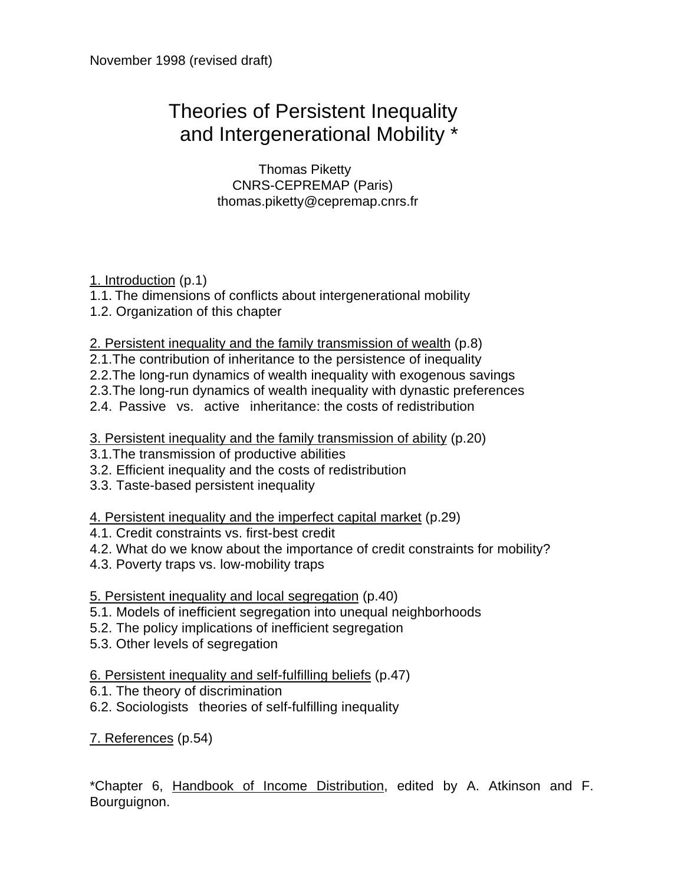November 1998 (revised draft)

# Theories of Persistent Inequality and Intergenerational Mobility *

Thomas Piketty
CNRS-CEPREMAP (Paris)
thomas.piketty@cepremap.cnrs.fr

1. Introduction (p.1)
1.1. The dimensions of conflicts about intergenerational mobility
1.2. Organization of this chapter

2. Persistent inequality and the family transmission of wealth (p.8)
2.1.The contribution of inheritance to the persistence of inequality
2.2.The long-run dynamics of wealth inequality with exogenous savings
2.3.The long-run dynamics of wealth inequality with dynastic preferences
2.4. Passive vs. active inheritance: the costs of redistribution

3. Persistent inequality and the family transmission of ability (p.20)
3.1.The transmission of productive abilities
3.2. Efficient inequality and the costs of redistribution
3.3. Taste-based persistent inequality

4. Persistent inequality and the imperfect capital market (p.29)
4.1. Credit constraints vs. first-best credit
4.2. What do we know about the importance of credit constraints for mobility?
4.3. Poverty traps vs. low-mobility traps

5. Persistent inequality and local segregation (p.40)
5.1. Models of inefficient segregation into unequal neighborhoods
5.2. The policy implications of inefficient segregation
5.3. Other levels of segregation

6. Persistent inequality and self-fulfilling beliefs (p.47)
6.1. The theory of discrimination
6.2. Sociologists theories of self-fulfilling inequality

7. References (p.54)

*Chapter 6, Handbook of Income Distribution, edited by A. Atkinson and F. Bourguignon.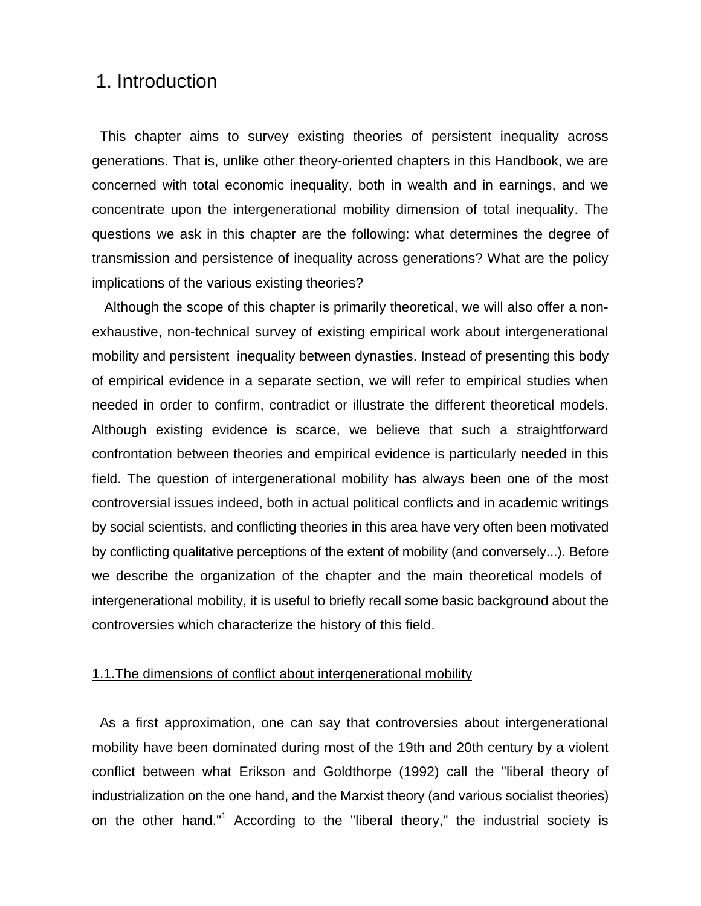# 1. Introduction

This chapter aims to survey existing theories of persistent inequality across generations. That is, unlike other theory-oriented chapters in this Handbook, we are concerned with total economic inequality, both in wealth and in earnings, and we concentrate upon the intergenerational mobility dimension of total inequality. The questions we ask in this chapter are the following: what determines the degree of transmission and persistence of inequality across generations? What are the policy implications of the various existing theories?

Although the scope of this chapter is primarily theoretical, we will also offer a non-exhaustive, non-technical survey of existing empirical work about intergenerational mobility and persistent inequality between dynasties. Instead of presenting this body of empirical evidence in a separate section, we will refer to empirical studies when needed in order to confirm, contradict or illustrate the different theoretical models. Although existing evidence is scarce, we believe that such a straightforward confrontation between theories and empirical evidence is particularly needed in this field. The question of intergenerational mobility has always been one of the most controversial issues indeed, both in actual political conflicts and in academic writings by social scientists, and conflicting theories in this area have very often been motivated by conflicting qualitative perceptions of the extent of mobility (and conversely...). Before we describe the organization of the chapter and the main theoretical models of intergenerational mobility, it is useful to briefly recall some basic background about the controversies which characterize the history of this field.

## 1.1.The dimensions of conflict about intergenerational mobility

As a first approximation, one can say that controversies about intergenerational mobility have been dominated during most of the 19th and 20th century by a violent conflict between what Erikson and Goldthorpe (1992) call the "liberal theory of industrialization on the one hand, and the Marxist theory (and various socialist theories) on the other hand."[1] According to the "liberal theory," the industrial society is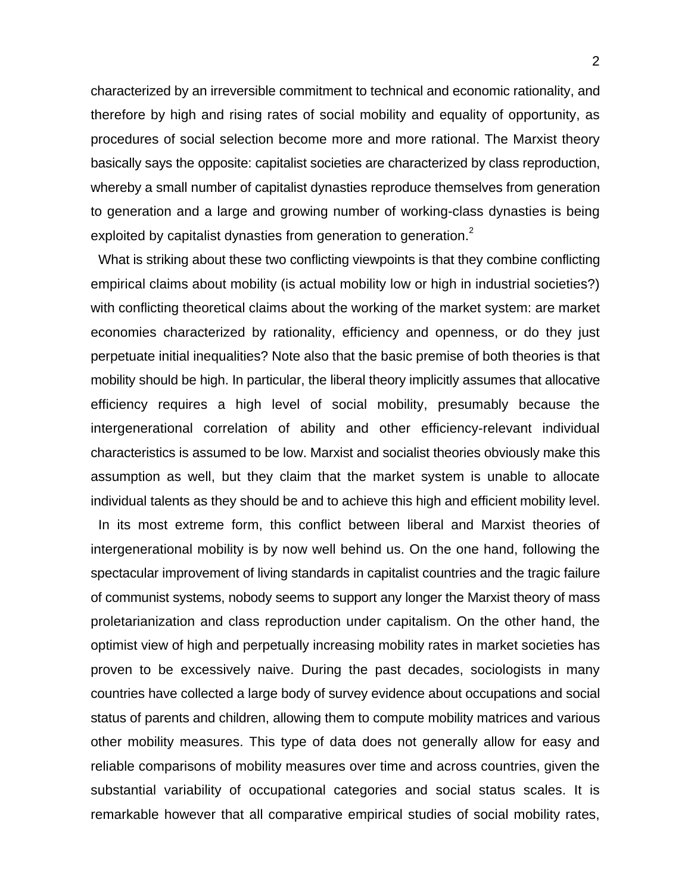characterized by an irreversible commitment to technical and economic rationality, and therefore by high and rising rates of social mobility and equality of opportunity, as procedures of social selection become more and more rational. The Marxist theory basically says the opposite: capitalist societies are characterized by class reproduction, whereby a small number of capitalist dynasties reproduce themselves from generation to generation and a large and growing number of working-class dynasties is being exploited by capitalist dynasties from generation to generation.[2]

What is striking about these two conflicting viewpoints is that they combine conflicting empirical claims about mobility (is actual mobility low or high in industrial societies?) with conflicting theoretical claims about the working of the market system: are market economies characterized by rationality, efficiency and openness, or do they just perpetuate initial inequalities? Note also that the basic premise of both theories is that mobility should be high. In particular, the liberal theory implicitly assumes that allocative efficiency requires a high level of social mobility, presumably because the intergenerational correlation of ability and other efficiency-relevant individual characteristics is assumed to be low. Marxist and socialist theories obviously make this assumption as well, but they claim that the market system is unable to allocate individual talents as they should be and to achieve this high and efficient mobility level.

In its most extreme form, this conflict between liberal and Marxist theories of intergenerational mobility is by now well behind us. On the one hand, following the spectacular improvement of living standards in capitalist countries and the tragic failure of communist systems, nobody seems to support any longer the Marxist theory of mass proletarianization and class reproduction under capitalism. On the other hand, the optimist view of high and perpetually increasing mobility rates in market societies has proven to be excessively naive. During the past decades, sociologists in many countries have collected a large body of survey evidence about occupations and social status of parents and children, allowing them to compute mobility matrices and various other mobility measures. This type of data does not generally allow for easy and reliable comparisons of mobility measures over time and across countries, given the substantial variability of occupational categories and social status scales. It is remarkable however that all comparative empirical studies of social mobility rates,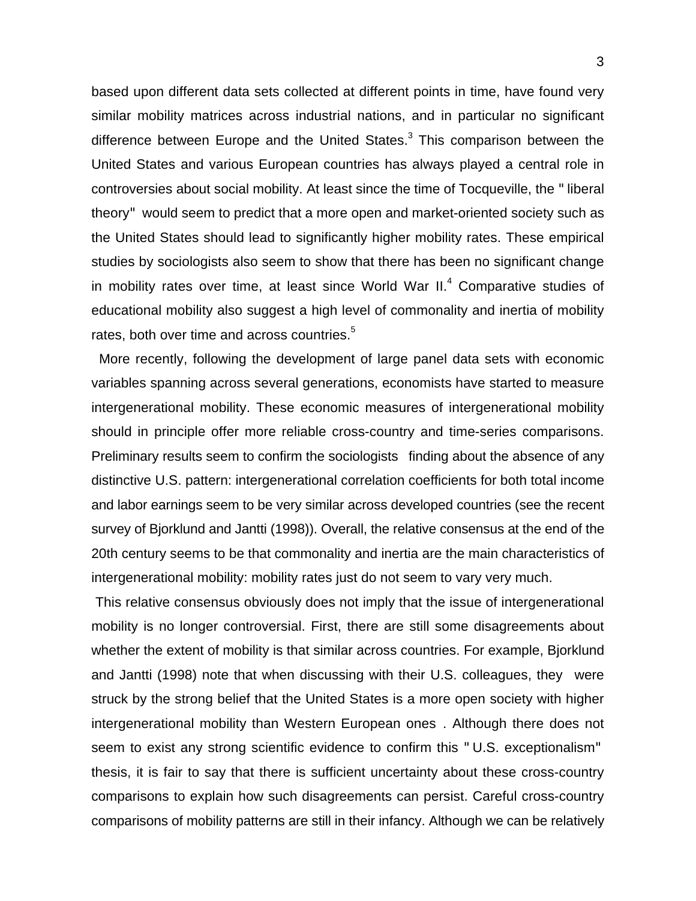based upon different data sets collected at different points in time, have found very similar mobility matrices across industrial nations, and in particular no significant difference between Europe and the United States.[3] This comparison between the United States and various European countries has always played a central role in controversies about social mobility. At least since the time of Tocqueville, the " liberal theory" would seem to predict that a more open and market-oriented society such as the United States should lead to significantly higher mobility rates. These empirical studies by sociologists also seem to show that there has been no significant change in mobility rates over time, at least since World War II.[4] Comparative studies of educational mobility also suggest a high level of commonality and inertia of mobility rates, both over time and across countries.[5]

More recently, following the development of large panel data sets with economic variables spanning across several generations, economists have started to measure intergenerational mobility. These economic measures of intergenerational mobility should in principle offer more reliable cross-country and time-series comparisons. Preliminary results seem to confirm the sociologists finding about the absence of any distinctive U.S. pattern: intergenerational correlation coefficients for both total income and labor earnings seem to be very similar across developed countries (see the recent survey of Bjorklund and Jantti (1998)). Overall, the relative consensus at the end of the 20th century seems to be that commonality and inertia are the main characteristics of intergenerational mobility: mobility rates just do not seem to vary very much.

This relative consensus obviously does not imply that the issue of intergenerational mobility is no longer controversial. First, there are still some disagreements about whether the extent of mobility is that similar across countries. For example, Bjorklund and Jantti (1998) note that when discussing with their U.S. colleagues, they were struck by the strong belief that the United States is a more open society with higher intergenerational mobility than Western European ones . Although there does not seem to exist any strong scientific evidence to confirm this " U.S. exceptionalism" thesis, it is fair to say that there is sufficient uncertainty about these cross-country comparisons to explain how such disagreements can persist. Careful cross-country comparisons of mobility patterns are still in their infancy. Although we can be relatively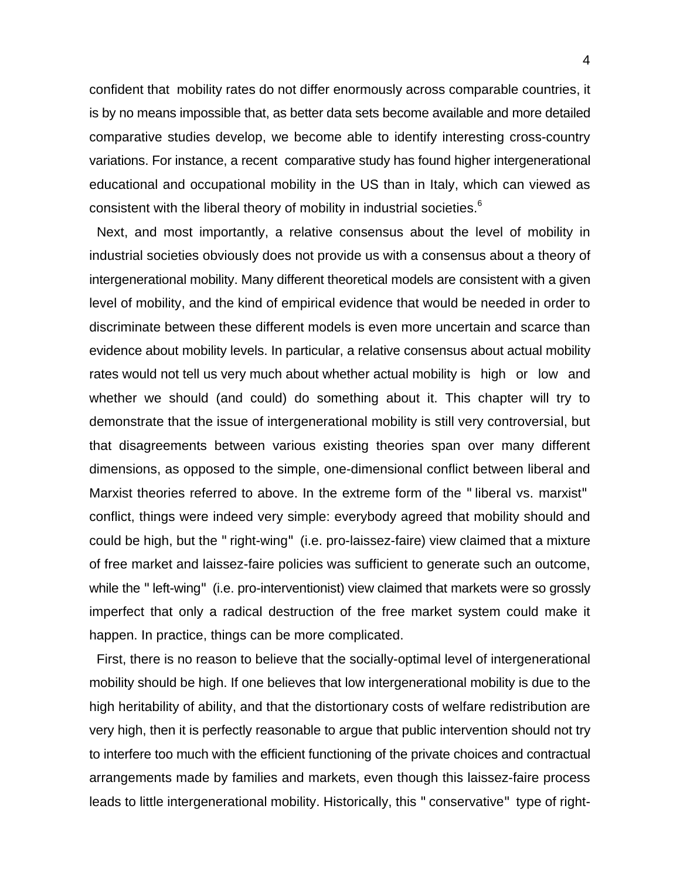confident that mobility rates do not differ enormously across comparable countries, it is by no means impossible that, as better data sets become available and more detailed comparative studies develop, we become able to identify interesting cross-country variations. For instance, a recent comparative study has found higher intergenerational educational and occupational mobility in the US than in Italy, which can viewed as consistent with the liberal theory of mobility in industrial societies.[6]

Next, and most importantly, a relative consensus about the level of mobility in industrial societies obviously does not provide us with a consensus about a theory of intergenerational mobility. Many different theoretical models are consistent with a given level of mobility, and the kind of empirical evidence that would be needed in order to discriminate between these different models is even more uncertain and scarce than evidence about mobility levels. In particular, a relative consensus about actual mobility rates would not tell us very much about whether actual mobility is high or low and whether we should (and could) do something about it. This chapter will try to demonstrate that the issue of intergenerational mobility is still very controversial, but that disagreements between various existing theories span over many different dimensions, as opposed to the simple, one-dimensional conflict between liberal and Marxist theories referred to above. In the extreme form of the "liberal vs. marxist" conflict, things were indeed very simple: everybody agreed that mobility should and could be high, but the "right-wing" (i.e. pro-laissez-faire) view claimed that a mixture of free market and laissez-faire policies was sufficient to generate such an outcome, while the "left-wing" (i.e. pro-interventionist) view claimed that markets were so grossly imperfect that only a radical destruction of the free market system could make it happen. In practice, things can be more complicated.

First, there is no reason to believe that the socially-optimal level of intergenerational mobility should be high. If one believes that low intergenerational mobility is due to the high heritability of ability, and that the distortionary costs of welfare redistribution are very high, then it is perfectly reasonable to argue that public intervention should not try to interfere too much with the efficient functioning of the private choices and contractual arrangements made by families and markets, even though this laissez-faire process leads to little intergenerational mobility. Historically, this "conservative" type of right-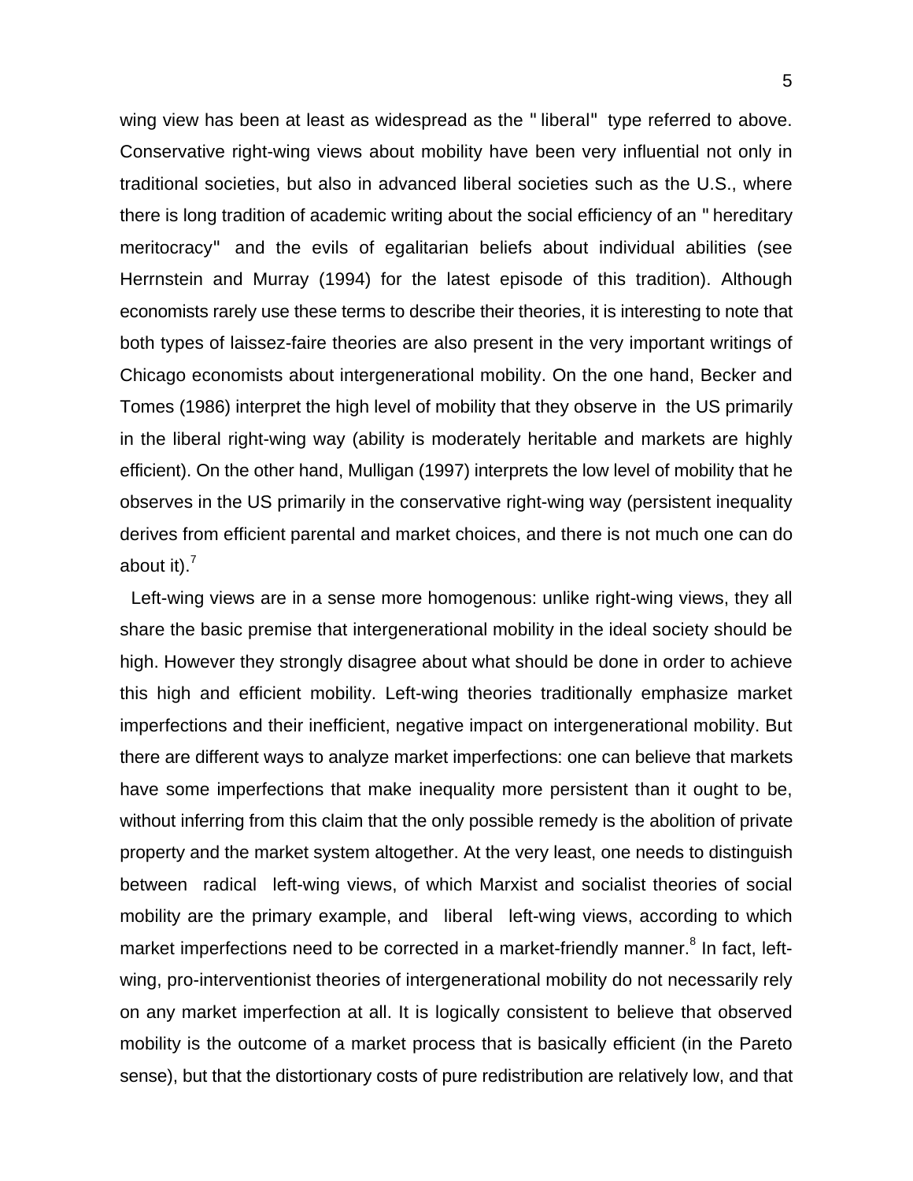wing view has been at least as widespread as the "liberal" type referred to above. Conservative right-wing views about mobility have been very influential not only in traditional societies, but also in advanced liberal societies such as the U.S., where there is long tradition of academic writing about the social efficiency of an "hereditary meritocracy" and the evils of egalitarian beliefs about individual abilities (see Herrnstein and Murray (1994) for the latest episode of this tradition). Although economists rarely use these terms to describe their theories, it is interesting to note that both types of laissez-faire theories are also present in the very important writings of Chicago economists about intergenerational mobility. On the one hand, Becker and Tomes (1986) interpret the high level of mobility that they observe in the US primarily in the liberal right-wing way (ability is moderately heritable and markets are highly efficient). On the other hand, Mulligan (1997) interprets the low level of mobility that he observes in the US primarily in the conservative right-wing way (persistent inequality derives from efficient parental and market choices, and there is not much one can do about it).[7]

Left-wing views are in a sense more homogenous: unlike right-wing views, they all share the basic premise that intergenerational mobility in the ideal society should be high. However they strongly disagree about what should be done in order to achieve this high and efficient mobility. Left-wing theories traditionally emphasize market imperfections and their inefficient, negative impact on intergenerational mobility. But there are different ways to analyze market imperfections: one can believe that markets have some imperfections that make inequality more persistent than it ought to be, without inferring from this claim that the only possible remedy is the abolition of private property and the market system altogether. At the very least, one needs to distinguish between radical left-wing views, of which Marxist and socialist theories of social mobility are the primary example, and liberal left-wing views, according to which market imperfections need to be corrected in a market-friendly manner.[8] In fact, left-wing, pro-interventionist theories of intergenerational mobility do not necessarily rely on any market imperfection at all. It is logically consistent to believe that observed mobility is the outcome of a market process that is basically efficient (in the Pareto sense), but that the distortionary costs of pure redistribution are relatively low, and that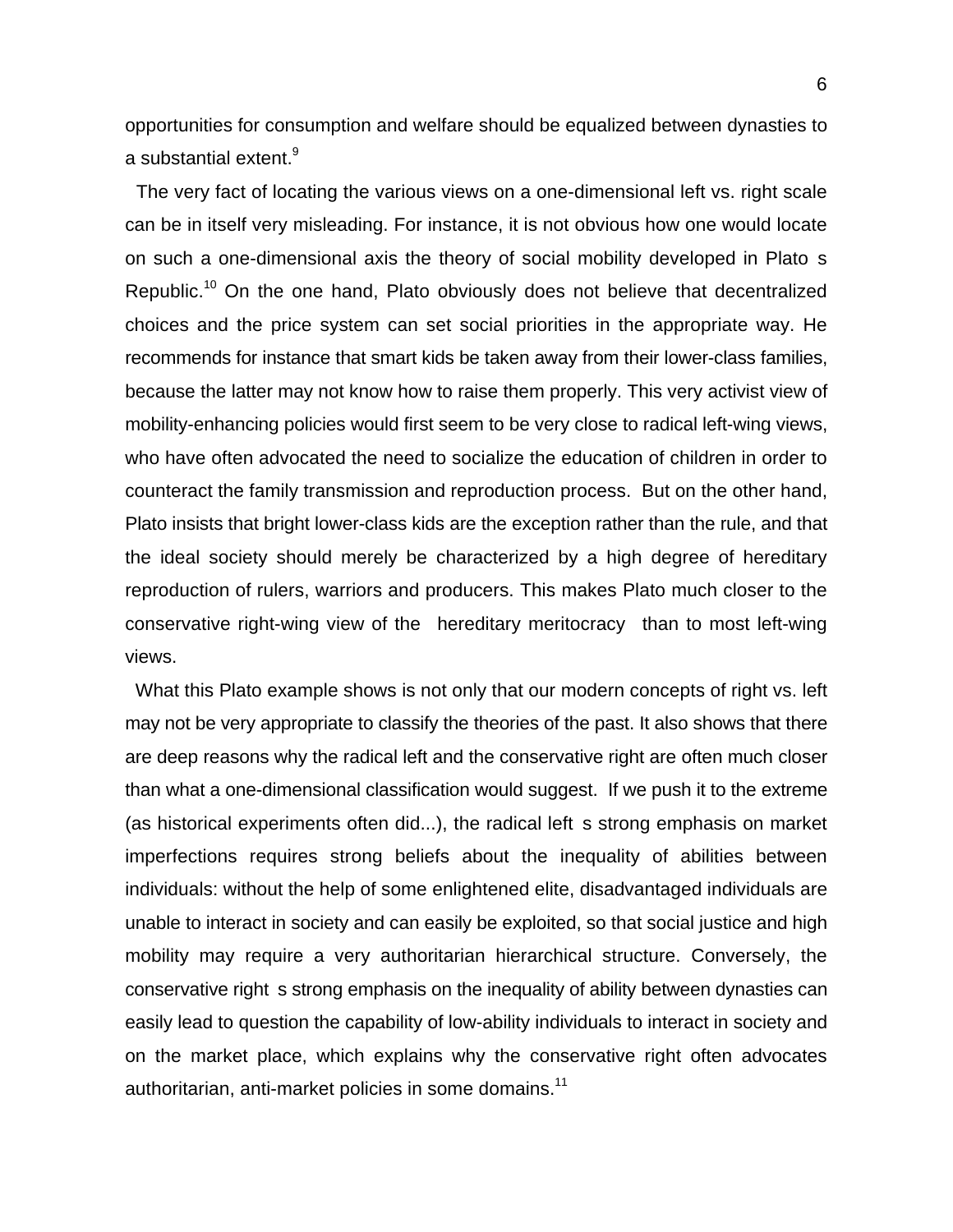opportunities for consumption and welfare should be equalized between dynasties to a substantial extent.[9]

The very fact of locating the various views on a one-dimensional left vs. right scale can be in itself very misleading. For instance, it is not obvious how one would locate on such a one-dimensional axis the theory of social mobility developed in Plato s Republic.[10] On the one hand, Plato obviously does not believe that decentralized choices and the price system can set social priorities in the appropriate way. He recommends for instance that smart kids be taken away from their lower-class families, because the latter may not know how to raise them properly. This very activist view of mobility-enhancing policies would first seem to be very close to radical left-wing views, who have often advocated the need to socialize the education of children in order to counteract the family transmission and reproduction process. But on the other hand, Plato insists that bright lower-class kids are the exception rather than the rule, and that the ideal society should merely be characterized by a high degree of hereditary reproduction of rulers, warriors and producers. This makes Plato much closer to the conservative right-wing view of the hereditary meritocracy than to most left-wing views.

What this Plato example shows is not only that our modern concepts of right vs. left may not be very appropriate to classify the theories of the past. It also shows that there are deep reasons why the radical left and the conservative right are often much closer than what a one-dimensional classification would suggest. If we push it to the extreme (as historical experiments often did...), the radical left s strong emphasis on market imperfections requires strong beliefs about the inequality of abilities between individuals: without the help of some enlightened elite, disadvantaged individuals are unable to interact in society and can easily be exploited, so that social justice and high mobility may require a very authoritarian hierarchical structure. Conversely, the conservative right s strong emphasis on the inequality of ability between dynasties can easily lead to question the capability of low-ability individuals to interact in society and on the market place, which explains why the conservative right often advocates authoritarian, anti-market policies in some domains.[11]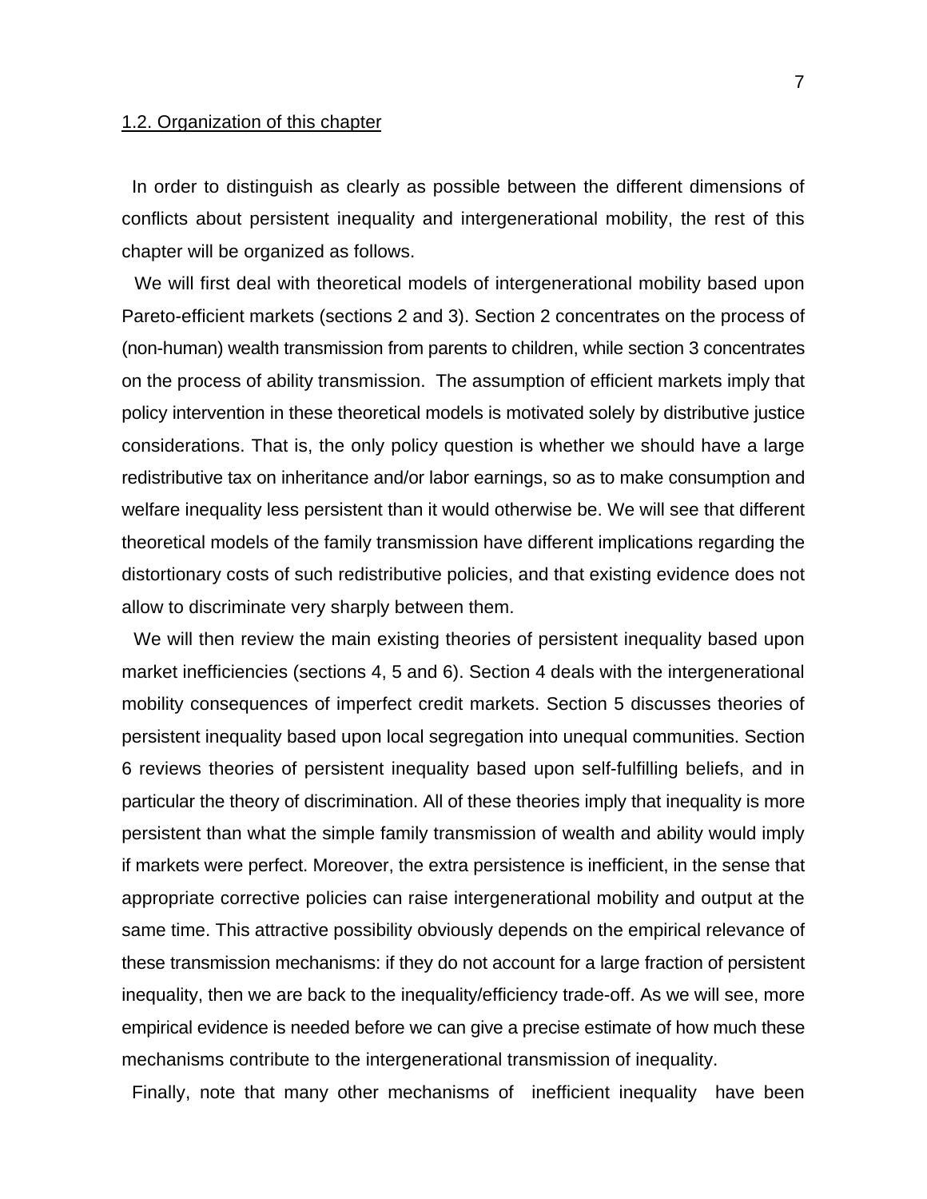### 1.2. Organization of this chapter

In order to distinguish as clearly as possible between the different dimensions of conflicts about persistent inequality and intergenerational mobility, the rest of this chapter will be organized as follows.

We will first deal with theoretical models of intergenerational mobility based upon Pareto-efficient markets (sections 2 and 3). Section 2 concentrates on the process of (non-human) wealth transmission from parents to children, while section 3 concentrates on the process of ability transmission. The assumption of efficient markets imply that policy intervention in these theoretical models is motivated solely by distributive justice considerations. That is, the only policy question is whether we should have a large redistributive tax on inheritance and/or labor earnings, so as to make consumption and welfare inequality less persistent than it would otherwise be. We will see that different theoretical models of the family transmission have different implications regarding the distortionary costs of such redistributive policies, and that existing evidence does not allow to discriminate very sharply between them.

We will then review the main existing theories of persistent inequality based upon market inefficiencies (sections 4, 5 and 6). Section 4 deals with the intergenerational mobility consequences of imperfect credit markets. Section 5 discusses theories of persistent inequality based upon local segregation into unequal communities. Section 6 reviews theories of persistent inequality based upon self-fulfilling beliefs, and in particular the theory of discrimination. All of these theories imply that inequality is more persistent than what the simple family transmission of wealth and ability would imply if markets were perfect. Moreover, the extra persistence is inefficient, in the sense that appropriate corrective policies can raise intergenerational mobility and output at the same time. This attractive possibility obviously depends on the empirical relevance of these transmission mechanisms: if they do not account for a large fraction of persistent inequality, then we are back to the inequality/efficiency trade-off. As we will see, more empirical evidence is needed before we can give a precise estimate of how much these mechanisms contribute to the intergenerational transmission of inequality.

Finally, note that many other mechanisms of inefficient inequality have been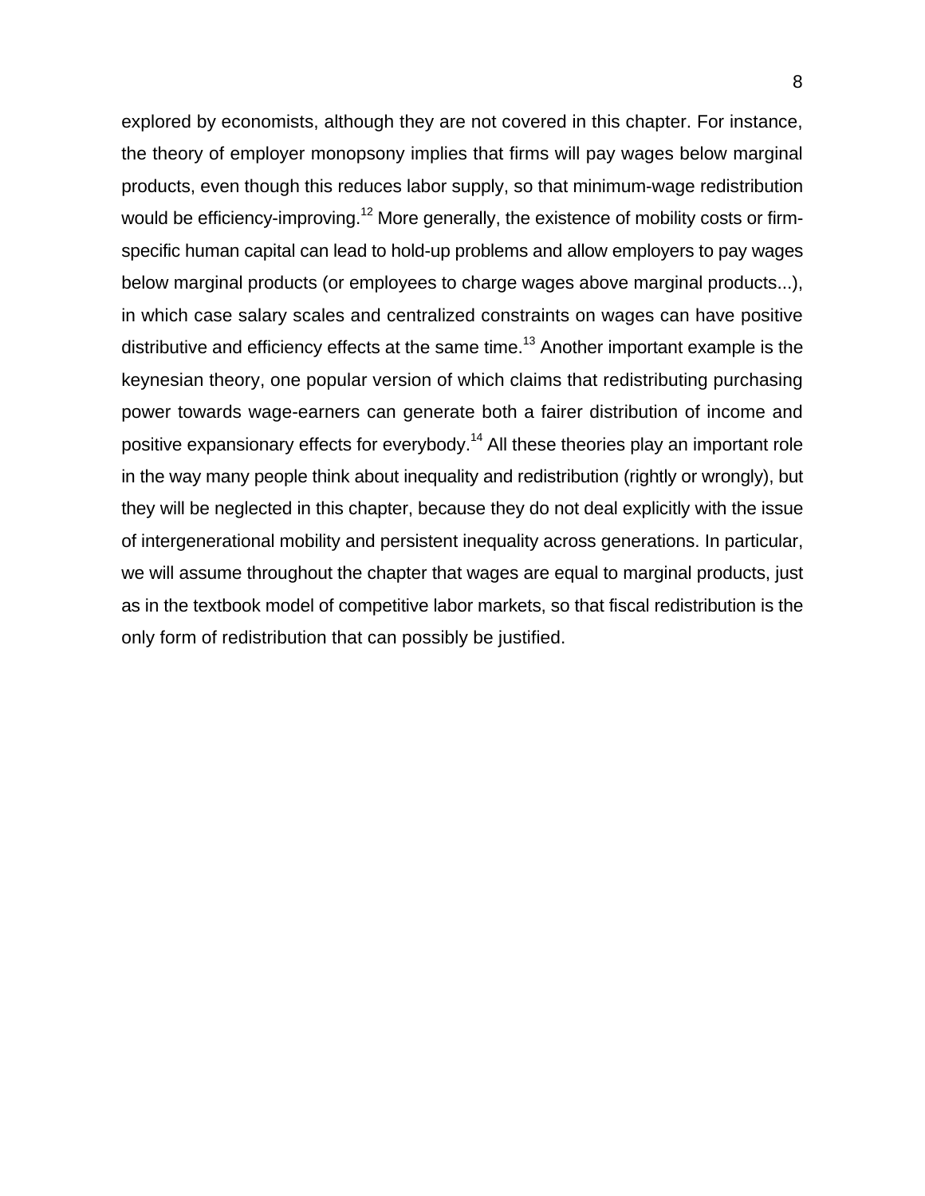explored by economists, although they are not covered in this chapter. For instance, the theory of employer monopsony implies that firms will pay wages below marginal products, even though this reduces labor supply, so that minimum-wage redistribution would be efficiency-improving.[12] More generally, the existence of mobility costs or firm-specific human capital can lead to hold-up problems and allow employers to pay wages below marginal products (or employees to charge wages above marginal products...), in which case salary scales and centralized constraints on wages can have positive distributive and efficiency effects at the same time.[13] Another important example is the keynesian theory, one popular version of which claims that redistributing purchasing power towards wage-earners can generate both a fairer distribution of income and positive expansionary effects for everybody.[14] All these theories play an important role in the way many people think about inequality and redistribution (rightly or wrongly), but they will be neglected in this chapter, because they do not deal explicitly with the issue of intergenerational mobility and persistent inequality across generations. In particular, we will assume throughout the chapter that wages are equal to marginal products, just as in the textbook model of competitive labor markets, so that fiscal redistribution is the only form of redistribution that can possibly be justified.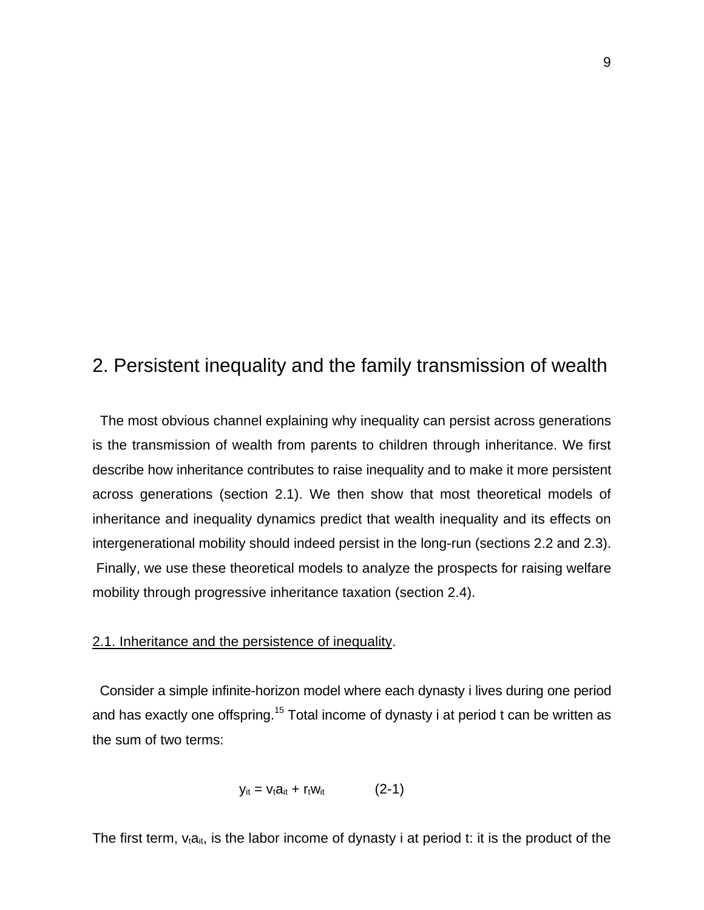## 2. Persistent inequality and the family transmission of wealth

The most obvious channel explaining why inequality can persist across generations is the transmission of wealth from parents to children through inheritance. We first describe how inheritance contributes to raise inequality and to make it more persistent across generations (section 2.1). We then show that most theoretical models of inheritance and inequality dynamics predict that wealth inequality and its effects on intergenerational mobility should indeed persist in the long-run (sections 2.2 and 2.3). Finally, we use these theoretical models to analyze the prospects for raising welfare mobility through progressive inheritance taxation (section 2.4).

### 2.1. Inheritance and the persistence of inequality.

Consider a simple infinite-horizon model where each dynasty i lives during one period and has exactly one offspring.[15] Total income of dynasty i at period t can be written as the sum of two terms:

$$y_{it} = v_t a_{it} + r_t w_{it} \qquad (2\text{-}1)$$

The first term, $v_t a_{it}$, is the labor income of dynasty i at period t: it is the product of the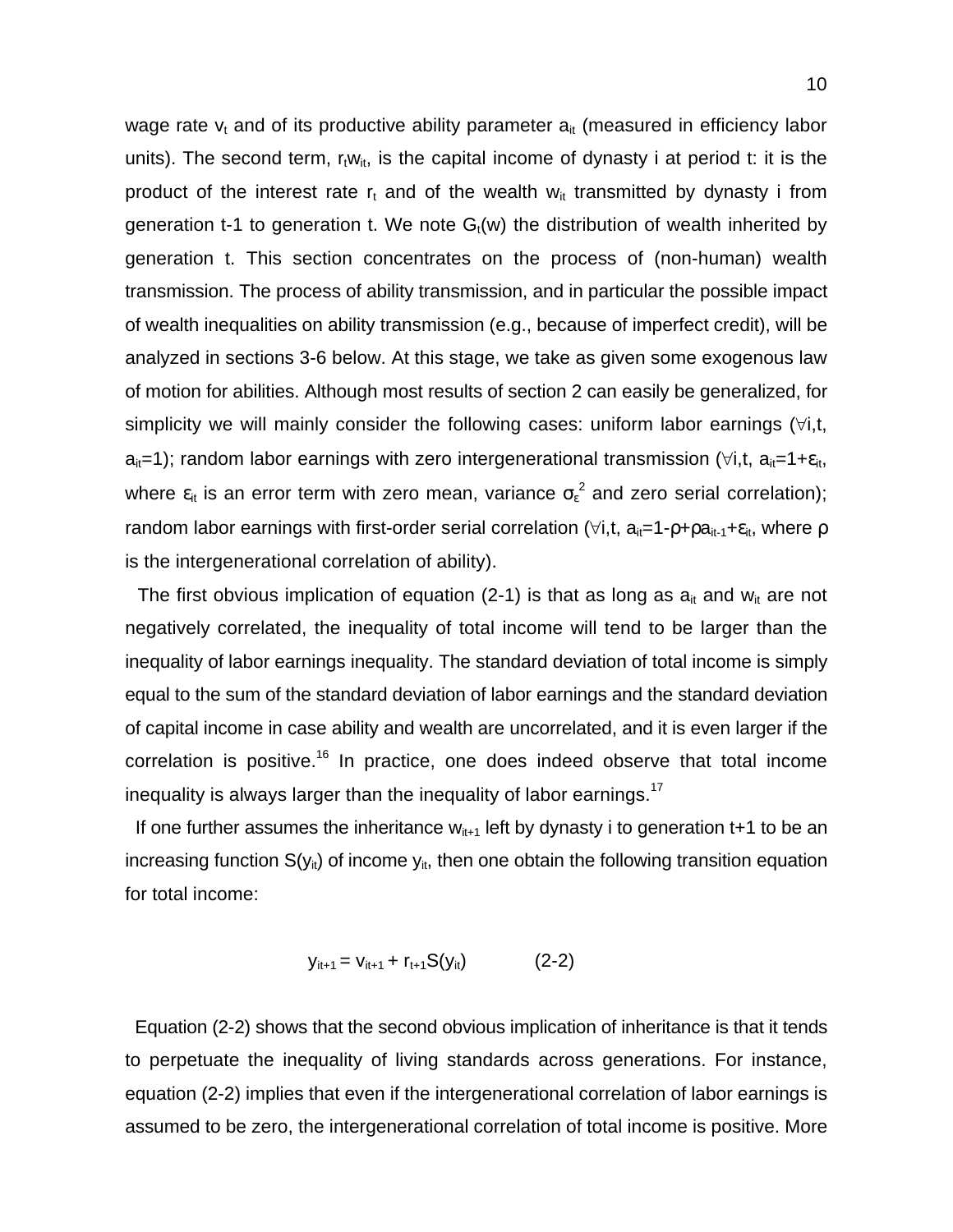wage rate $v_t$ and of its productive ability parameter $a_{it}$ (measured in efficiency labor units). The second term, $r_t w_{it}$, is the capital income of dynasty i at period t: it is the product of the interest rate $r_t$ and of the wealth $w_{it}$ transmitted by dynasty i from generation t-1 to generation t. We note $G_t(w)$ the distribution of wealth inherited by generation t. This section concentrates on the process of (non-human) wealth transmission. The process of ability transmission, and in particular the possible impact of wealth inequalities on ability transmission (e.g., because of imperfect credit), will be analyzed in sections 3-6 below. At this stage, we take as given some exogenous law of motion for abilities. Although most results of section 2 can easily be generalized, for simplicity we will mainly consider the following cases: uniform labor earnings ($\forall$i,t, $a_{it}=1$); random labor earnings with zero intergenerational transmission ($\forall$i,t, $a_{it}=1+\varepsilon_{it}$, where $\varepsilon_{it}$ is an error term with zero mean, variance $\sigma_\varepsilon^2$ and zero serial correlation); random labor earnings with first-order serial correlation ($\forall$i,t, $a_{it}=1-\rho+\rho a_{it-1}+\varepsilon_{it}$, where $\rho$ is the intergenerational correlation of ability).

The first obvious implication of equation (2-1) is that as long as $a_{it}$ and $w_{it}$ are not negatively correlated, the inequality of total income will tend to be larger than the inequality of labor earnings inequality. The standard deviation of total income is simply equal to the sum of the standard deviation of labor earnings and the standard deviation of capital income in case ability and wealth are uncorrelated, and it is even larger if the correlation is positive.[16] In practice, one does indeed observe that total income inequality is always larger than the inequality of labor earnings.[17]

If one further assumes the inheritance $w_{it+1}$ left by dynasty i to generation t+1 to be an increasing function $S(y_{it})$ of income $y_{it}$, then one obtain the following transition equation for total income:

$$y_{it+1} = v_{it+1} + r_{t+1}S(y_{it}) \qquad \text{(2-2)}$$

Equation (2-2) shows that the second obvious implication of inheritance is that it tends to perpetuate the inequality of living standards across generations. For instance, equation (2-2) implies that even if the intergenerational correlation of labor earnings is assumed to be zero, the intergenerational correlation of total income is positive. More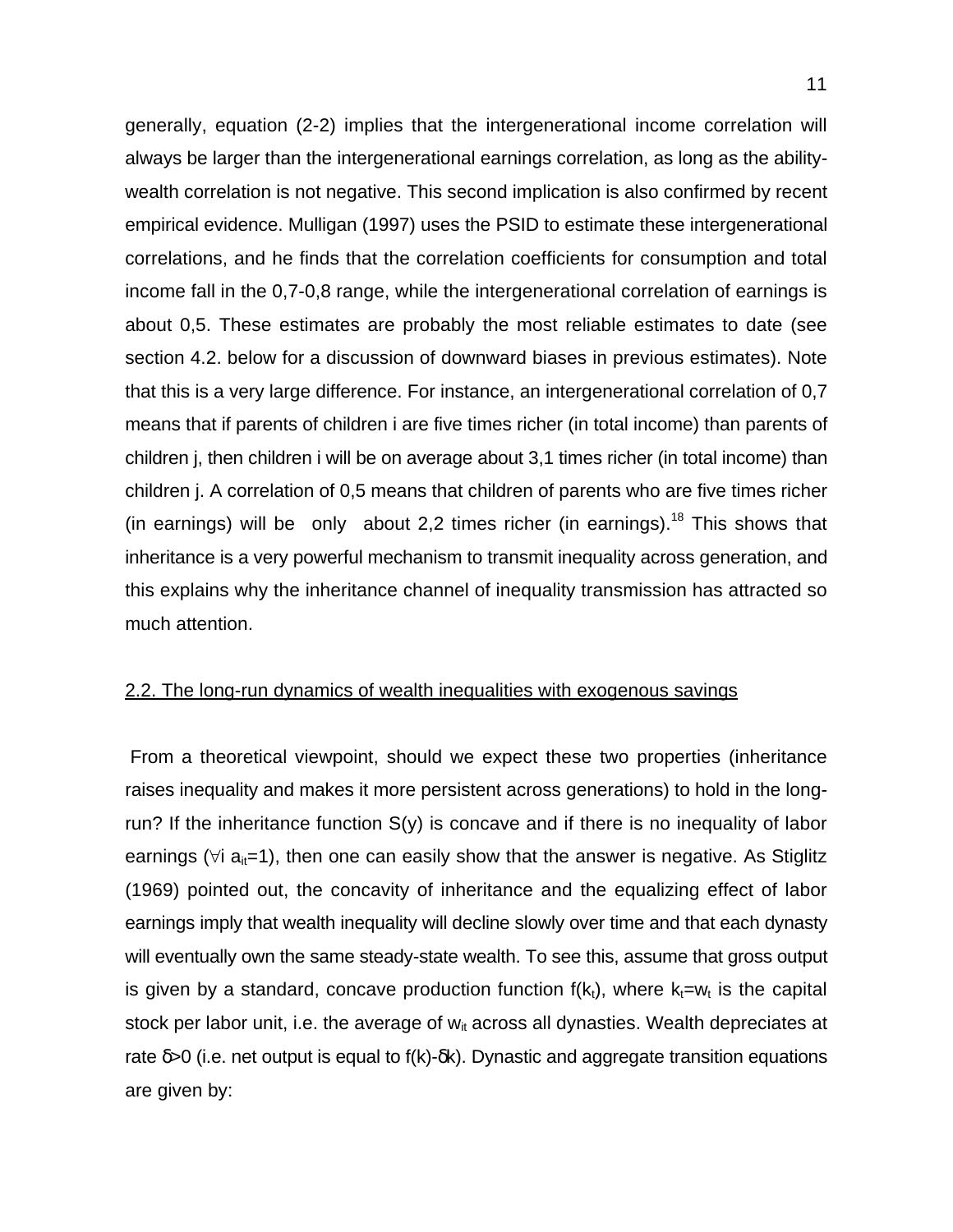generally, equation (2-2) implies that the intergenerational income correlation will always be larger than the intergenerational earnings correlation, as long as the ability-wealth correlation is not negative. This second implication is also confirmed by recent empirical evidence. Mulligan (1997) uses the PSID to estimate these intergenerational correlations, and he finds that the correlation coefficients for consumption and total income fall in the 0,7-0,8 range, while the intergenerational correlation of earnings is about 0,5. These estimates are probably the most reliable estimates to date (see section 4.2. below for a discussion of downward biases in previous estimates). Note that this is a very large difference. For instance, an intergenerational correlation of 0,7 means that if parents of children i are five times richer (in total income) than parents of children j, then children i will be on average about 3,1 times richer (in total income) than children j. A correlation of 0,5 means that children of parents who are five times richer (in earnings) will be only about 2,2 times richer (in earnings).[18] This shows that inheritance is a very powerful mechanism to transmit inequality across generation, and this explains why the inheritance channel of inequality transmission has attracted so much attention.

## 2.2. The long-run dynamics of wealth inequalities with exogenous savings

From a theoretical viewpoint, should we expect these two properties (inheritance raises inequality and makes it more persistent across generations) to hold in the long-run? If the inheritance function S(y) is concave and if there is no inequality of labor earnings ($\forall i\ a_{it}=1$), then one can easily show that the answer is negative. As Stiglitz (1969) pointed out, the concavity of inheritance and the equalizing effect of labor earnings imply that wealth inequality will decline slowly over time and that each dynasty will eventually own the same steady-state wealth. To see this, assume that gross output is given by a standard, concave production function $f(k_t)$, where $k_t=w_t$ is the capital stock per labor unit, i.e. the average of $w_{it}$ across all dynasties. Wealth depreciates at rate $\delta>0$ (i.e. net output is equal to $f(k)-\delta k$). Dynastic and aggregate transition equations are given by: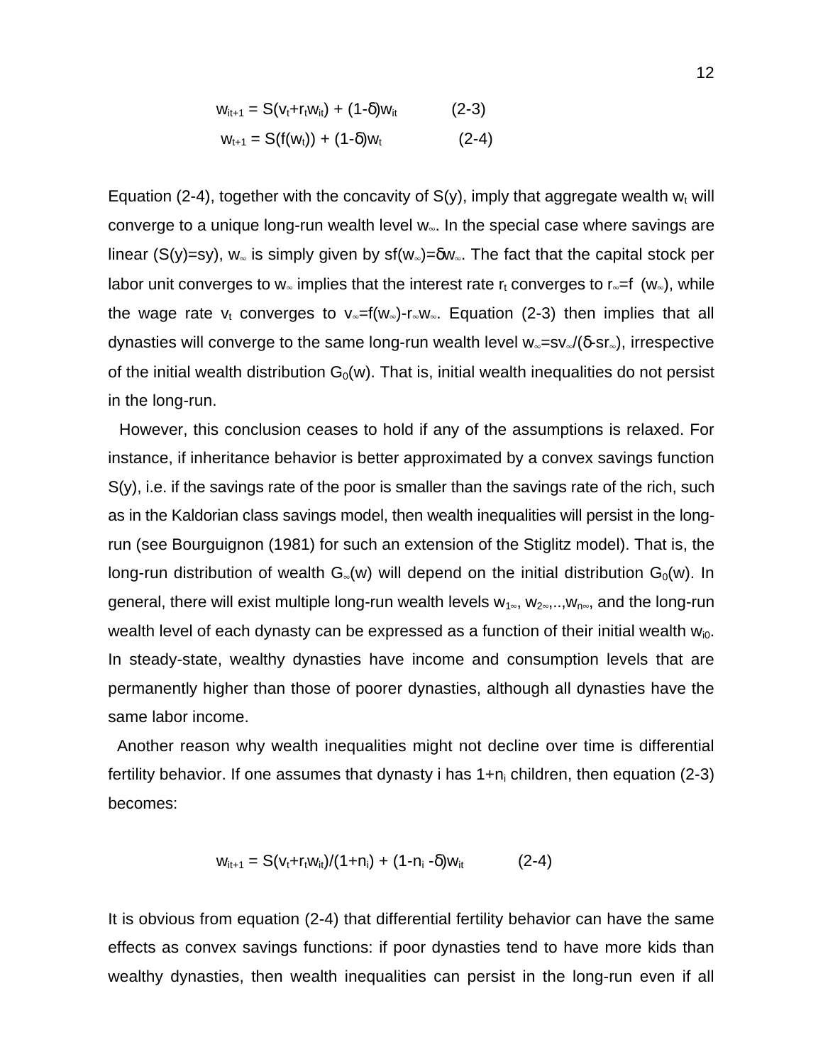$$w_{it+1} = S(v_t+r_tw_{it}) + (1\text{-}\delta)w_{it} \qquad (2\text{-}3)$$

$$w_{t+1} = S(f(w_t)) + (1\text{-}\delta)w_t \qquad (2\text{-}4)$$

Equation (2-4), together with the concavity of S(y), imply that aggregate wealth $w_t$ will converge to a unique long-run wealth level $w_\infty$. In the special case where savings are linear (S(y)=sy), $w_\infty$ is simply given by $sf(w_\infty)=\delta w_\infty$. The fact that the capital stock per labor unit converges to $w_\infty$ implies that the interest rate $r_t$ converges to $r_\infty=f'(w_\infty)$, while the wage rate $v_t$ converges to $v_\infty=f(w_\infty)\text{-}r_\infty w_\infty$. Equation (2-3) then implies that all dynasties will converge to the same long-run wealth level $w_\infty=sv_\infty/(\delta\text{-}sr_\infty)$, irrespective of the initial wealth distribution $G_0(w)$. That is, initial wealth inequalities do not persist in the long-run.

However, this conclusion ceases to hold if any of the assumptions is relaxed. For instance, if inheritance behavior is better approximated by a convex savings function S(y), i.e. if the savings rate of the poor is smaller than the savings rate of the rich, such as in the Kaldorian class savings model, then wealth inequalities will persist in the long-run (see Bourguignon (1981) for such an extension of the Stiglitz model). That is, the long-run distribution of wealth $G_\infty(w)$ will depend on the initial distribution $G_0(w)$. In general, there will exist multiple long-run wealth levels $w_{1\infty}$, $w_{2\infty}$,..,$w_{n\infty}$, and the long-run wealth level of each dynasty can be expressed as a function of their initial wealth $w_{i0}$. In steady-state, wealthy dynasties have income and consumption levels that are permanently higher than those of poorer dynasties, although all dynasties have the same labor income.

Another reason why wealth inequalities might not decline over time is differential fertility behavior. If one assumes that dynasty i has $1+n_i$ children, then equation (2-3) becomes:

$$w_{it+1} = S(v_t+r_tw_{it})/(1+n_i) + (1\text{-}n_i\text{ -}\delta)w_{it} \qquad (2\text{-}4)$$

It is obvious from equation (2-4) that differential fertility behavior can have the same effects as convex savings functions: if poor dynasties tend to have more kids than wealthy dynasties, then wealth inequalities can persist in the long-run even if all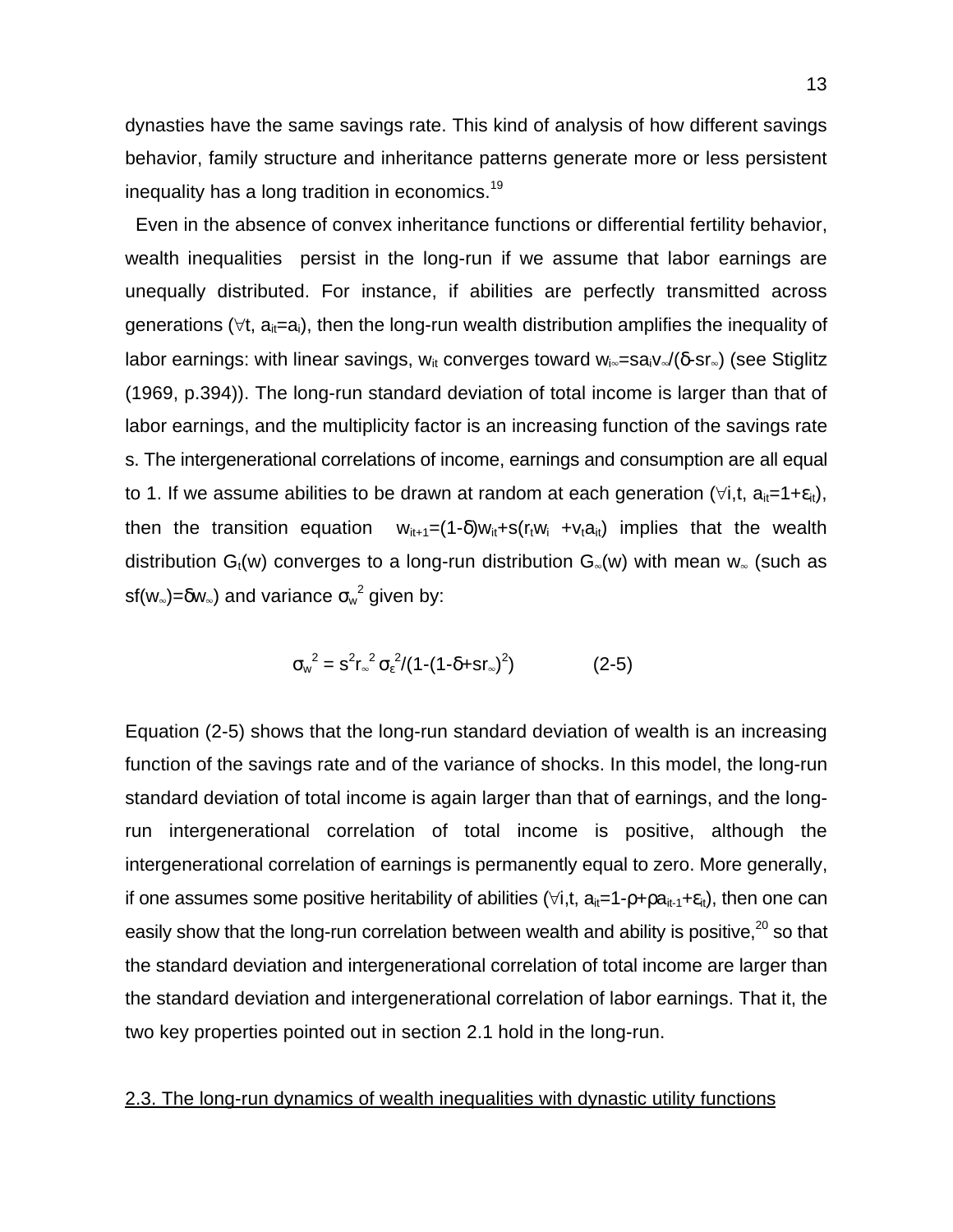dynasties have the same savings rate. This kind of analysis of how different savings behavior, family structure and inheritance patterns generate more or less persistent inequality has a long tradition in economics.[19]

Even in the absence of convex inheritance functions or differential fertility behavior, wealth inequalities persist in the long-run if we assume that labor earnings are unequally distributed. For instance, if abilities are perfectly transmitted across generations ($\forall t$, $a_{it}=a_i$), then the long-run wealth distribution amplifies the inequality of labor earnings: with linear savings, $w_{it}$ converges toward $w_{i\infty}=sa_iv_\infty/(\delta\text{-}sr_\infty)$ (see Stiglitz (1969, p.394)). The long-run standard deviation of total income is larger than that of labor earnings, and the multiplicity factor is an increasing function of the savings rate s. The intergenerational correlations of income, earnings and consumption are all equal to 1. If we assume abilities to be drawn at random at each generation ($\forall i,t$, $a_{it}=1+\varepsilon_{it}$), then the transition equation $w_{it+1}=(1-\delta)w_{it}+s(r_tw_i+v_ta_{it})$ implies that the wealth distribution $G_t(w)$ converges to a long-run distribution $G_\infty(w)$ with mean $w_\infty$ (such as $sf(w_\infty)=\delta w_\infty$) and variance $\sigma_w^2$ given by:

$$\sigma_w^2 = s^2 r_\infty^2 \sigma_\varepsilon^2/(1-(1-\delta+sr_\infty)^2) \qquad (2\text{-}5)$$

Equation (2-5) shows that the long-run standard deviation of wealth is an increasing function of the savings rate and of the variance of shocks. In this model, the long-run standard deviation of total income is again larger than that of earnings, and the long-run intergenerational correlation of total income is positive, although the intergenerational correlation of earnings is permanently equal to zero. More generally, if one assumes some positive heritability of abilities ($\forall i,t$, $a_{it}=1-\rho+\rho a_{it-1}+\varepsilon_{it}$), then one can easily show that the long-run correlation between wealth and ability is positive,[20] so that the standard deviation and intergenerational correlation of total income are larger than the standard deviation and intergenerational correlation of labor earnings. That it, the two key properties pointed out in section 2.1 hold in the long-run.

## 2.3. The long-run dynamics of wealth inequalities with dynastic utility functions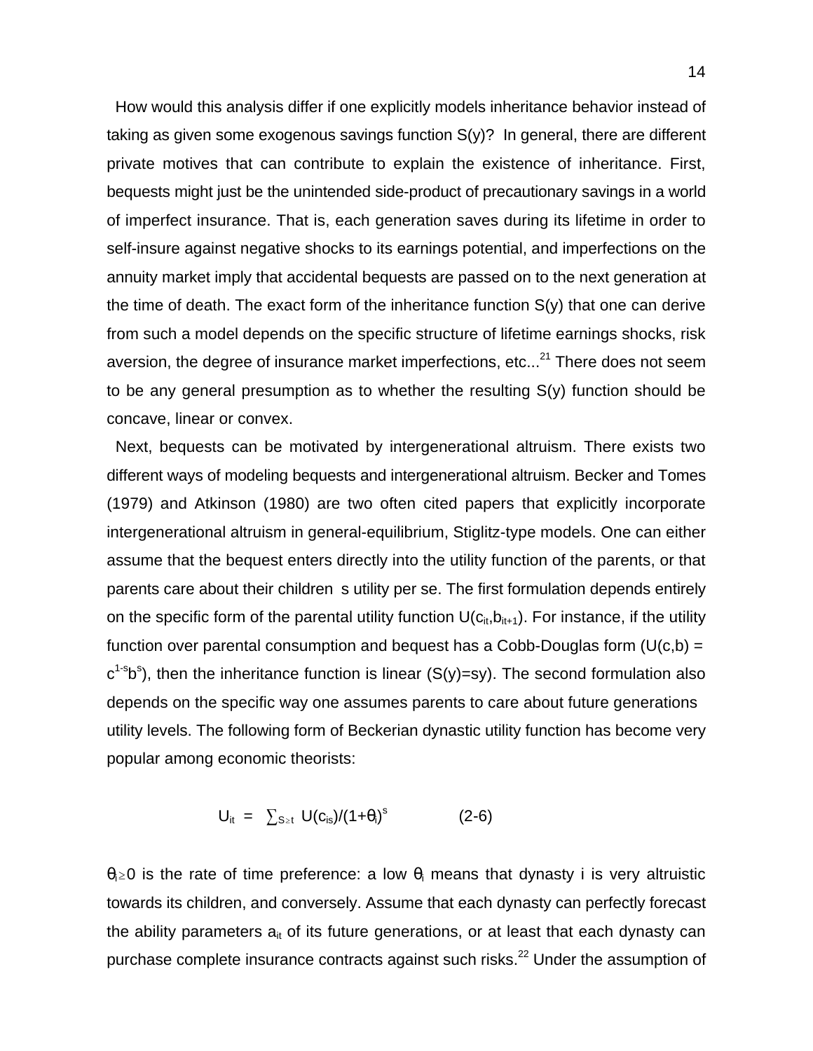How would this analysis differ if one explicitly models inheritance behavior instead of taking as given some exogenous savings function S(y)? In general, there are different private motives that can contribute to explain the existence of inheritance. First, bequests might just be the unintended side-product of precautionary savings in a world of imperfect insurance. That is, each generation saves during its lifetime in order to self-insure against negative shocks to its earnings potential, and imperfections on the annuity market imply that accidental bequests are passed on to the next generation at the time of death. The exact form of the inheritance function S(y) that one can derive from such a model depends on the specific structure of lifetime earnings shocks, risk aversion, the degree of insurance market imperfections, etc...[21] There does not seem to be any general presumption as to whether the resulting S(y) function should be concave, linear or convex.

Next, bequests can be motivated by intergenerational altruism. There exists two different ways of modeling bequests and intergenerational altruism. Becker and Tomes (1979) and Atkinson (1980) are two often cited papers that explicitly incorporate intergenerational altruism in general-equilibrium, Stiglitz-type models. One can either assume that the bequest enters directly into the utility function of the parents, or that parents care about their children s utility per se. The first formulation depends entirely on the specific form of the parental utility function $U(c_{it},b_{it+1})$. For instance, if the utility function over parental consumption and bequest has a Cobb-Douglas form ($U(c,b) = c^{1-s}b^{s}$), then the inheritance function is linear ($S(y)=sy$). The second formulation also depends on the specific way one assumes parents to care about future generations utility levels. The following form of Beckerian dynastic utility function has become very popular among economic theorists:

$$U_{it} = \sum_{S \geq t} U(c_{is})/(1+\theta_i)^{s} \qquad (2\text{-}6)$$

$\theta_i \geq 0$ is the rate of time preference: a low $\theta_i$ means that dynasty i is very altruistic towards its children, and conversely. Assume that each dynasty can perfectly forecast the ability parameters $a_{it}$ of its future generations, or at least that each dynasty can purchase complete insurance contracts against such risks.[22] Under the assumption of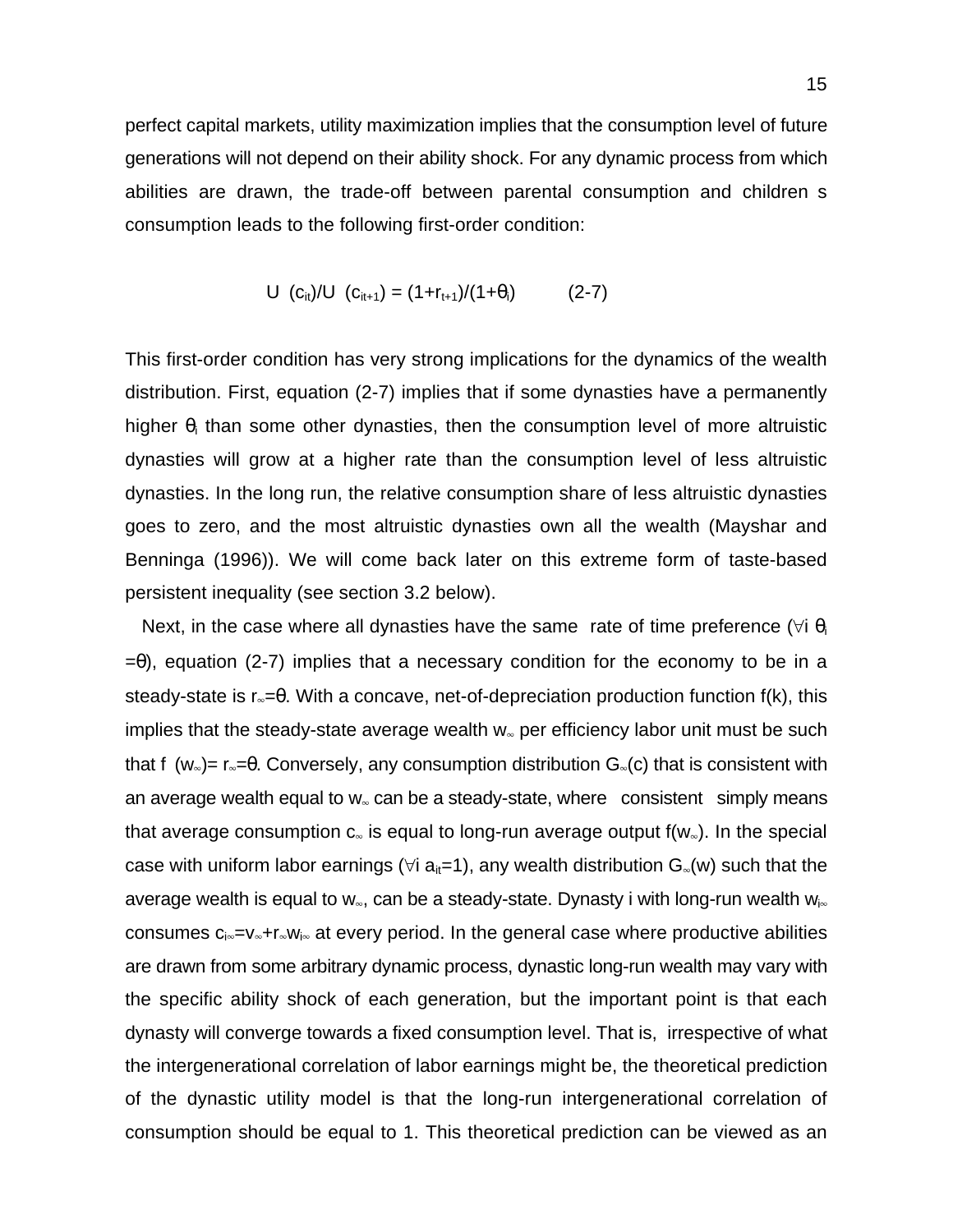perfect capital markets, utility maximization implies that the consumption level of future generations will not depend on their ability shock. For any dynamic process from which abilities are drawn, the trade-off between parental consumption and children s consumption leads to the following first-order condition:

$$U\ (c_{it})/U\ (c_{it+1}) = (1+r_{t+1})/(1+\theta_i) \qquad (2\text{-}7)$$

This first-order condition has very strong implications for the dynamics of the wealth distribution. First, equation (2-7) implies that if some dynasties have a permanently higher $\theta_i$ than some other dynasties, then the consumption level of more altruistic dynasties will grow at a higher rate than the consumption level of less altruistic dynasties. In the long run, the relative consumption share of less altruistic dynasties goes to zero, and the most altruistic dynasties own all the wealth (Mayshar and Benninga (1996)). We will come back later on this extreme form of taste-based persistent inequality (see section 3.2 below).

Next, in the case where all dynasties have the same rate of time preference ($\forall i\ \theta_i = \theta$), equation (2-7) implies that a necessary condition for the economy to be in a steady-state is $r_\infty = \theta$. With a concave, net-of-depreciation production function $f(k)$, this implies that the steady-state average wealth $w_\infty$ per efficiency labor unit must be such that $f\ (w_\infty) = r_\infty = \theta$. Conversely, any consumption distribution $G_\infty(c)$ that is consistent with an average wealth equal to $w_\infty$ can be a steady-state, where consistent simply means that average consumption $c_\infty$ is equal to long-run average output $f(w_\infty)$. In the special case with uniform labor earnings ($\forall i\ a_{it}=1$), any wealth distribution $G_\infty(w)$ such that the average wealth is equal to $w_\infty$, can be a steady-state. Dynasty i with long-run wealth $w_{i\infty}$ consumes $c_{i\infty} = v_\infty + r_\infty w_{i\infty}$ at every period. In the general case where productive abilities are drawn from some arbitrary dynamic process, dynastic long-run wealth may vary with the specific ability shock of each generation, but the important point is that each dynasty will converge towards a fixed consumption level. That is, irrespective of what the intergenerational correlation of labor earnings might be, the theoretical prediction of the dynastic utility model is that the long-run intergenerational correlation of consumption should be equal to 1. This theoretical prediction can be viewed as an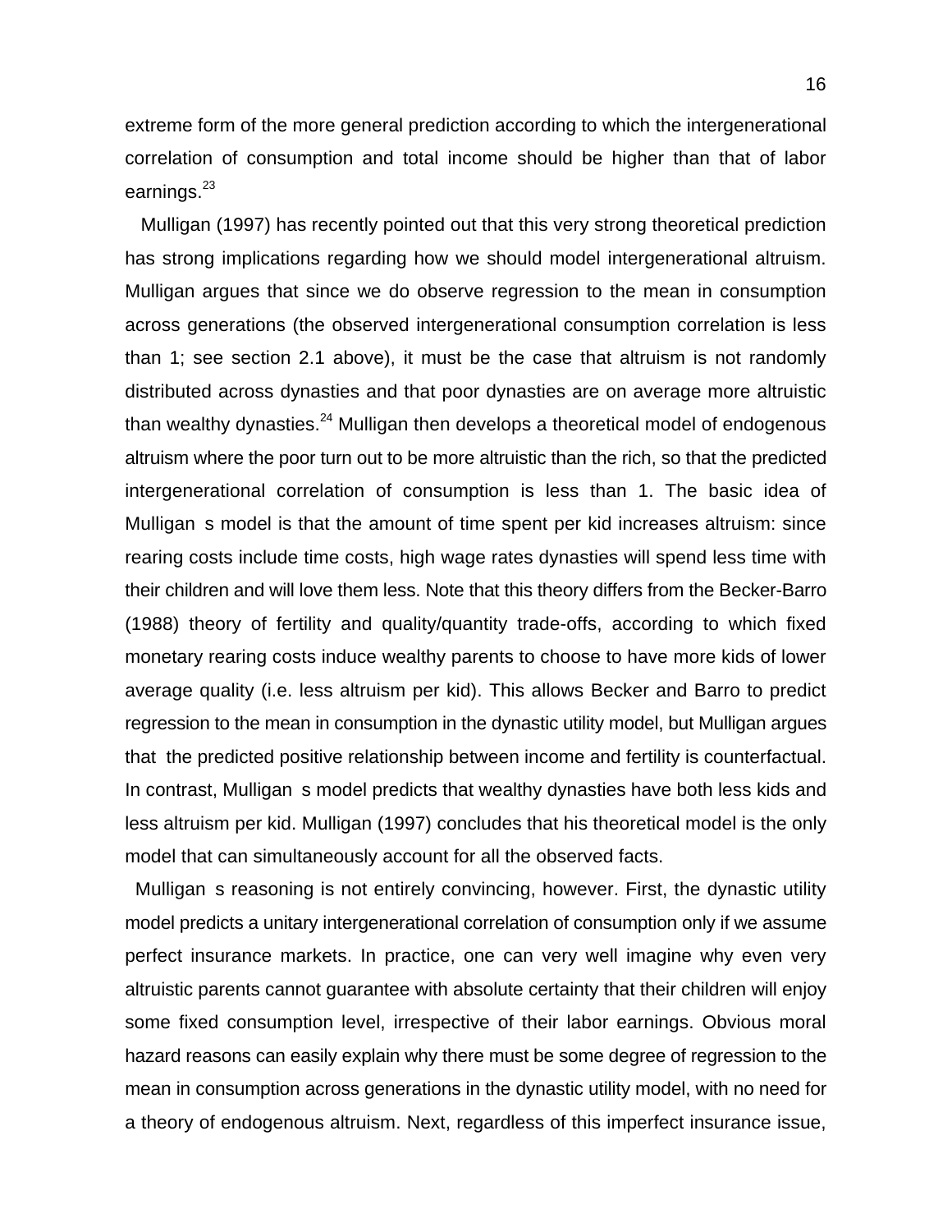extreme form of the more general prediction according to which the intergenerational correlation of consumption and total income should be higher than that of labor earnings.[23]

Mulligan (1997) has recently pointed out that this very strong theoretical prediction has strong implications regarding how we should model intergenerational altruism. Mulligan argues that since we do observe regression to the mean in consumption across generations (the observed intergenerational consumption correlation is less than 1; see section 2.1 above), it must be the case that altruism is not randomly distributed across dynasties and that poor dynasties are on average more altruistic than wealthy dynasties.[24] Mulligan then develops a theoretical model of endogenous altruism where the poor turn out to be more altruistic than the rich, so that the predicted intergenerational correlation of consumption is less than 1. The basic idea of Mulligan s model is that the amount of time spent per kid increases altruism: since rearing costs include time costs, high wage rates dynasties will spend less time with their children and will love them less. Note that this theory differs from the Becker-Barro (1988) theory of fertility and quality/quantity trade-offs, according to which fixed monetary rearing costs induce wealthy parents to choose to have more kids of lower average quality (i.e. less altruism per kid). This allows Becker and Barro to predict regression to the mean in consumption in the dynastic utility model, but Mulligan argues that the predicted positive relationship between income and fertility is counterfactual. In contrast, Mulligan s model predicts that wealthy dynasties have both less kids and less altruism per kid. Mulligan (1997) concludes that his theoretical model is the only model that can simultaneously account for all the observed facts.

Mulligan s reasoning is not entirely convincing, however. First, the dynastic utility model predicts a unitary intergenerational correlation of consumption only if we assume perfect insurance markets. In practice, one can very well imagine why even very altruistic parents cannot guarantee with absolute certainty that their children will enjoy some fixed consumption level, irrespective of their labor earnings. Obvious moral hazard reasons can easily explain why there must be some degree of regression to the mean in consumption across generations in the dynastic utility model, with no need for a theory of endogenous altruism. Next, regardless of this imperfect insurance issue,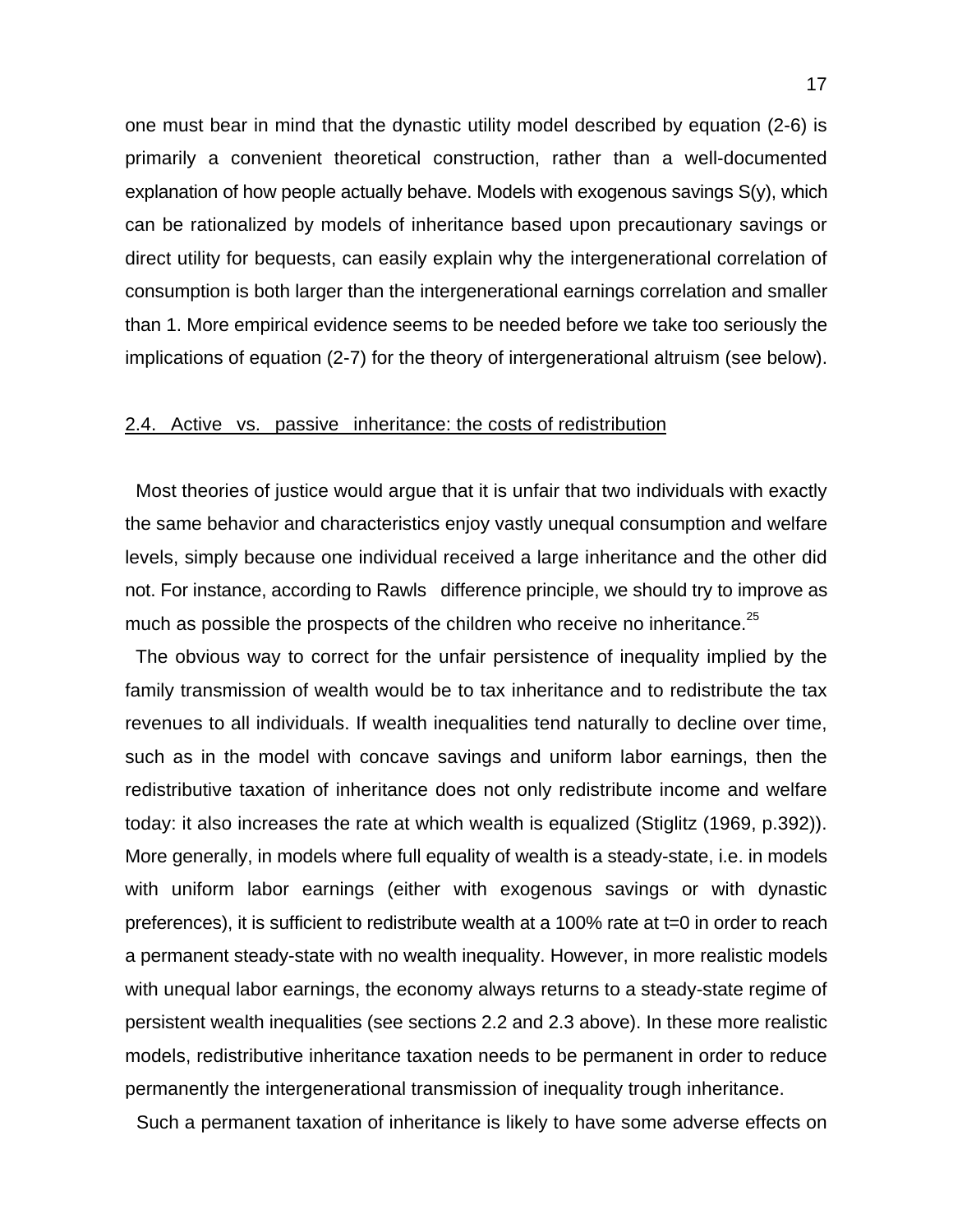one must bear in mind that the dynastic utility model described by equation (2-6) is primarily a convenient theoretical construction, rather than a well-documented explanation of how people actually behave. Models with exogenous savings S(y), which can be rationalized by models of inheritance based upon precautionary savings or direct utility for bequests, can easily explain why the intergenerational correlation of consumption is both larger than the intergenerational earnings correlation and smaller than 1. More empirical evidence seems to be needed before we take too seriously the implications of equation (2-7) for the theory of intergenerational altruism (see below).

## 2.4. Active vs. passive inheritance: the costs of redistribution

Most theories of justice would argue that it is unfair that two individuals with exactly the same behavior and characteristics enjoy vastly unequal consumption and welfare levels, simply because one individual received a large inheritance and the other did not. For instance, according to Rawls difference principle, we should try to improve as much as possible the prospects of the children who receive no inheritance.[25]

The obvious way to correct for the unfair persistence of inequality implied by the family transmission of wealth would be to tax inheritance and to redistribute the tax revenues to all individuals. If wealth inequalities tend naturally to decline over time, such as in the model with concave savings and uniform labor earnings, then the redistributive taxation of inheritance does not only redistribute income and welfare today: it also increases the rate at which wealth is equalized (Stiglitz (1969, p.392)). More generally, in models where full equality of wealth is a steady-state, i.e. in models with uniform labor earnings (either with exogenous savings or with dynastic preferences), it is sufficient to redistribute wealth at a 100% rate at t=0 in order to reach a permanent steady-state with no wealth inequality. However, in more realistic models with unequal labor earnings, the economy always returns to a steady-state regime of persistent wealth inequalities (see sections 2.2 and 2.3 above). In these more realistic models, redistributive inheritance taxation needs to be permanent in order to reduce permanently the intergenerational transmission of inequality trough inheritance.

Such a permanent taxation of inheritance is likely to have some adverse effects on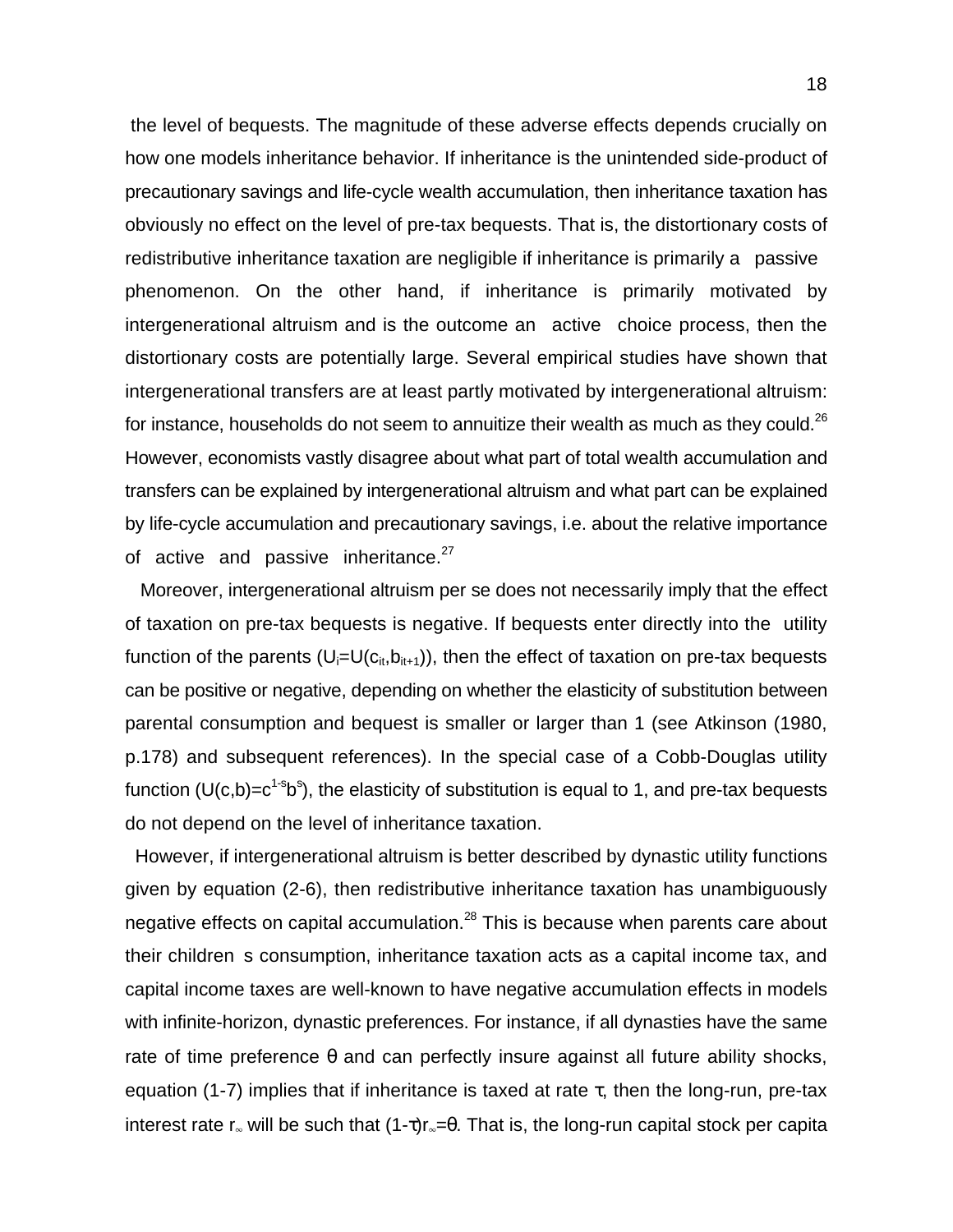the level of bequests. The magnitude of these adverse effects depends crucially on how one models inheritance behavior. If inheritance is the unintended side-product of precautionary savings and life-cycle wealth accumulation, then inheritance taxation has obviously no effect on the level of pre-tax bequests. That is, the distortionary costs of redistributive inheritance taxation are negligible if inheritance is primarily a passive phenomenon. On the other hand, if inheritance is primarily motivated by intergenerational altruism and is the outcome an active choice process, then the distortionary costs are potentially large. Several empirical studies have shown that intergenerational transfers are at least partly motivated by intergenerational altruism: for instance, households do not seem to annuitize their wealth as much as they could.[26] However, economists vastly disagree about what part of total wealth accumulation and transfers can be explained by intergenerational altruism and what part can be explained by life-cycle accumulation and precautionary savings, i.e. about the relative importance of active and passive inheritance.[27]

Moreover, intergenerational altruism per se does not necessarily imply that the effect of taxation on pre-tax bequests is negative. If bequests enter directly into the utility function of the parents ($U_i=U(c_{it},b_{it+1})$), then the effect of taxation on pre-tax bequests can be positive or negative, depending on whether the elasticity of substitution between parental consumption and bequest is smaller or larger than 1 (see Atkinson (1980, p.178) and subsequent references). In the special case of a Cobb-Douglas utility function ($U(c,b)=c^{1-s}b^{s}$), the elasticity of substitution is equal to 1, and pre-tax bequests do not depend on the level of inheritance taxation.

However, if intergenerational altruism is better described by dynastic utility functions given by equation (2-6), then redistributive inheritance taxation has unambiguously negative effects on capital accumulation.[28] This is because when parents care about their children s consumption, inheritance taxation acts as a capital income tax, and capital income taxes are well-known to have negative accumulation effects in models with infinite-horizon, dynastic preferences. For instance, if all dynasties have the same rate of time preference $\theta$ and can perfectly insure against all future ability shocks, equation (1-7) implies that if inheritance is taxed at rate $\tau$, then the long-run, pre-tax interest rate $r_\infty$ will be such that $(1-\tau)r_\infty=\theta$. That is, the long-run capital stock per capita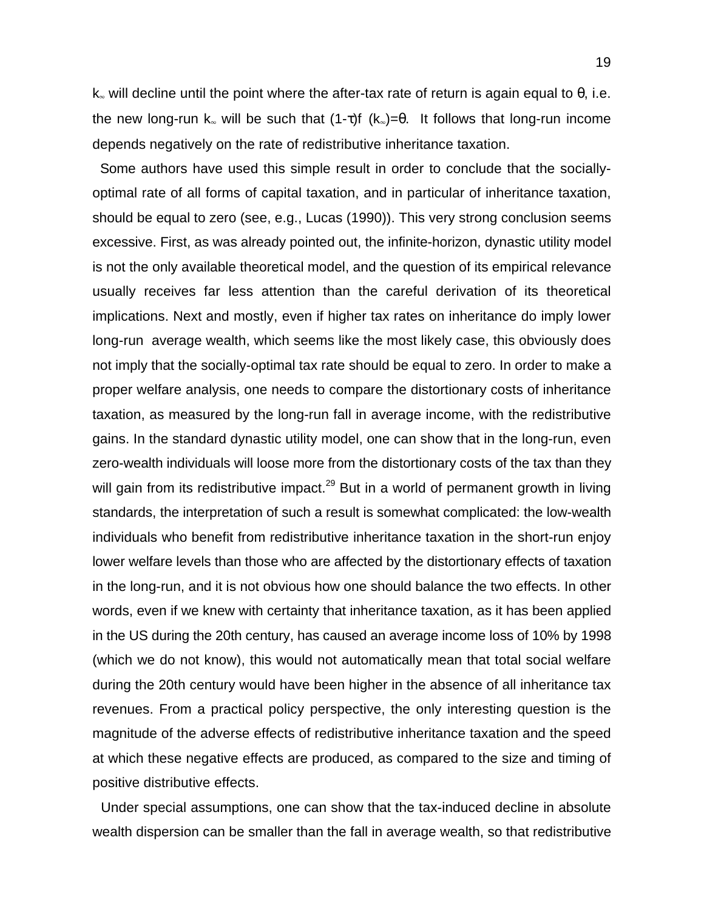$k_\infty$ will decline until the point where the after-tax rate of return is again equal to $\theta$, i.e. the new long-run $k_\infty$ will be such that $(1-\tau)f\ (k_\infty)=\theta$. It follows that long-run income depends negatively on the rate of redistributive inheritance taxation.

Some authors have used this simple result in order to conclude that the socially-optimal rate of all forms of capital taxation, and in particular of inheritance taxation, should be equal to zero (see, e.g., Lucas (1990)). This very strong conclusion seems excessive. First, as was already pointed out, the infinite-horizon, dynastic utility model is not the only available theoretical model, and the question of its empirical relevance usually receives far less attention than the careful derivation of its theoretical implications. Next and mostly, even if higher tax rates on inheritance do imply lower long-run average wealth, which seems like the most likely case, this obviously does not imply that the socially-optimal tax rate should be equal to zero. In order to make a proper welfare analysis, one needs to compare the distortionary costs of inheritance taxation, as measured by the long-run fall in average income, with the redistributive gains. In the standard dynastic utility model, one can show that in the long-run, even zero-wealth individuals will loose more from the distortionary costs of the tax than they will gain from its redistributive impact.[29] But in a world of permanent growth in living standards, the interpretation of such a result is somewhat complicated: the low-wealth individuals who benefit from redistributive inheritance taxation in the short-run enjoy lower welfare levels than those who are affected by the distortionary effects of taxation in the long-run, and it is not obvious how one should balance the two effects. In other words, even if we knew with certainty that inheritance taxation, as it has been applied in the US during the 20th century, has caused an average income loss of 10% by 1998 (which we do not know), this would not automatically mean that total social welfare during the 20th century would have been higher in the absence of all inheritance tax revenues. From a practical policy perspective, the only interesting question is the magnitude of the adverse effects of redistributive inheritance taxation and the speed at which these negative effects are produced, as compared to the size and timing of positive distributive effects.

Under special assumptions, one can show that the tax-induced decline in absolute wealth dispersion can be smaller than the fall in average wealth, so that redistributive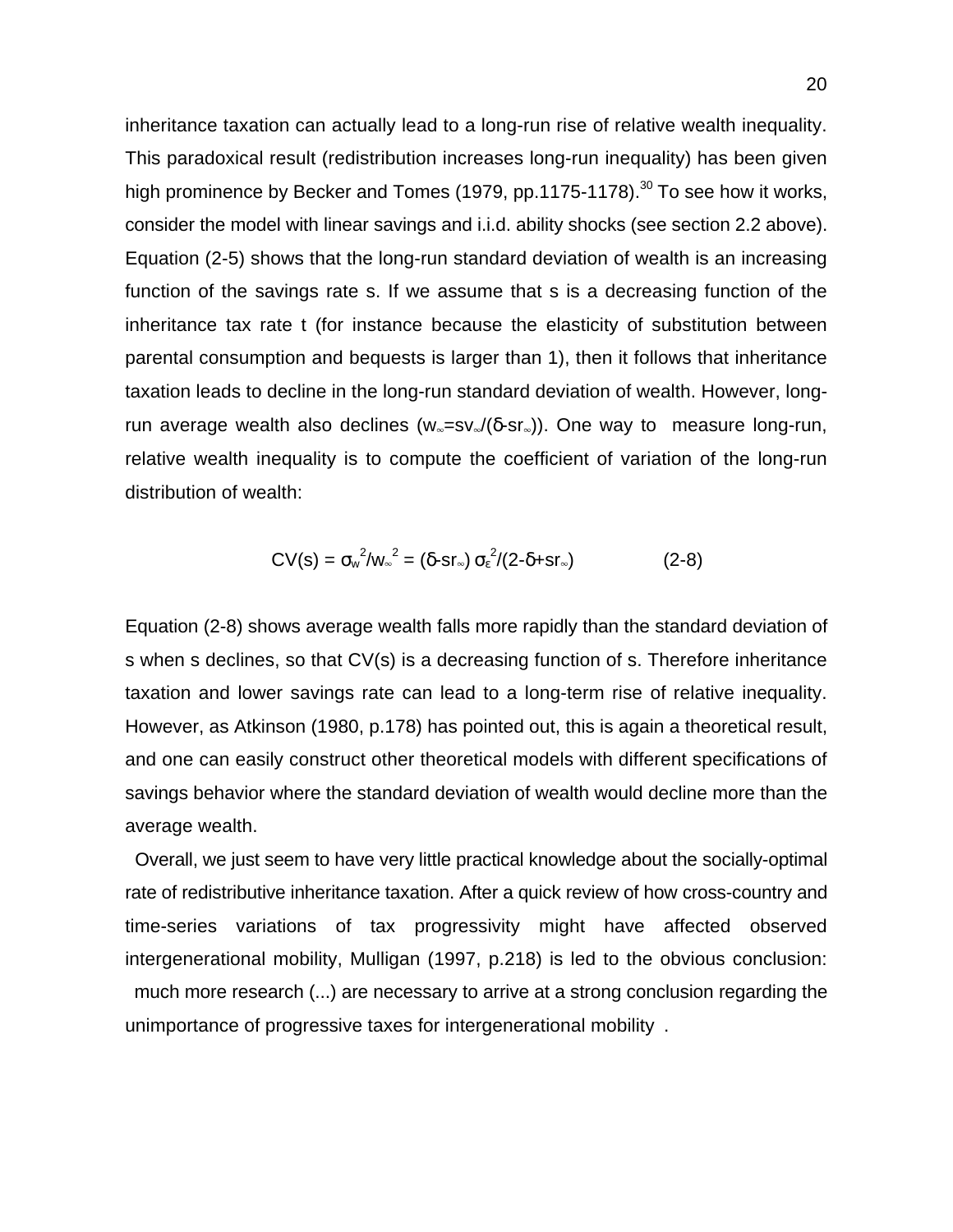inheritance taxation can actually lead to a long-run rise of relative wealth inequality. This paradoxical result (redistribution increases long-run inequality) has been given high prominence by Becker and Tomes (1979, pp.1175-1178).[30] To see how it works, consider the model with linear savings and i.i.d. ability shocks (see section 2.2 above). Equation (2-5) shows that the long-run standard deviation of wealth is an increasing function of the savings rate s. If we assume that s is a decreasing function of the inheritance tax rate t (for instance because the elasticity of substitution between parental consumption and bequests is larger than 1), then it follows that inheritance taxation leads to decline in the long-run standard deviation of wealth. However, long-run average wealth also declines ($w_\infty = sv_\infty/(\delta - sr_\infty)$). One way to measure long-run, relative wealth inequality is to compute the coefficient of variation of the long-run distribution of wealth:

$$CV(s) = \sigma_w^2/w_\infty^2 = (\delta - sr_\infty)\,\sigma_\varepsilon^2/(2 - \delta + sr_\infty) \qquad (2\text{-}8)$$

Equation (2-8) shows average wealth falls more rapidly than the standard deviation of s when s declines, so that CV(s) is a decreasing function of s. Therefore inheritance taxation and lower savings rate can lead to a long-term rise of relative inequality. However, as Atkinson (1980, p.178) has pointed out, this is again a theoretical result, and one can easily construct other theoretical models with different specifications of savings behavior where the standard deviation of wealth would decline more than the average wealth.

Overall, we just seem to have very little practical knowledge about the socially-optimal rate of redistributive inheritance taxation. After a quick review of how cross-country and time-series variations of tax progressivity might have affected observed intergenerational mobility, Mulligan (1997, p.218) is led to the obvious conclusion: much more research (...) are necessary to arrive at a strong conclusion regarding the unimportance of progressive taxes for intergenerational mobility .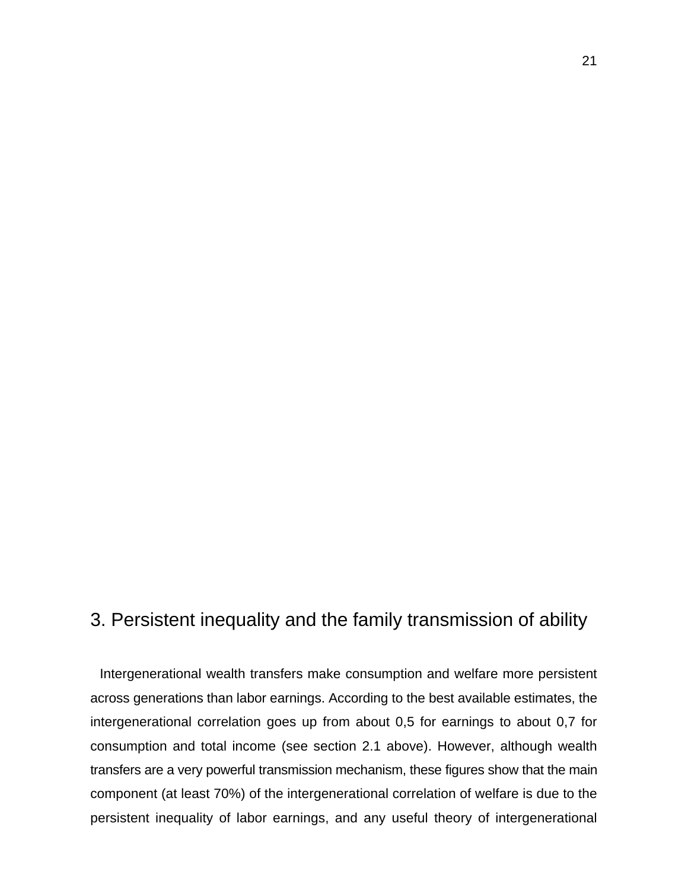## 3. Persistent inequality and the family transmission of ability

Intergenerational wealth transfers make consumption and welfare more persistent across generations than labor earnings. According to the best available estimates, the intergenerational correlation goes up from about 0,5 for earnings to about 0,7 for consumption and total income (see section 2.1 above). However, although wealth transfers are a very powerful transmission mechanism, these figures show that the main component (at least 70%) of the intergenerational correlation of welfare is due to the persistent inequality of labor earnings, and any useful theory of intergenerational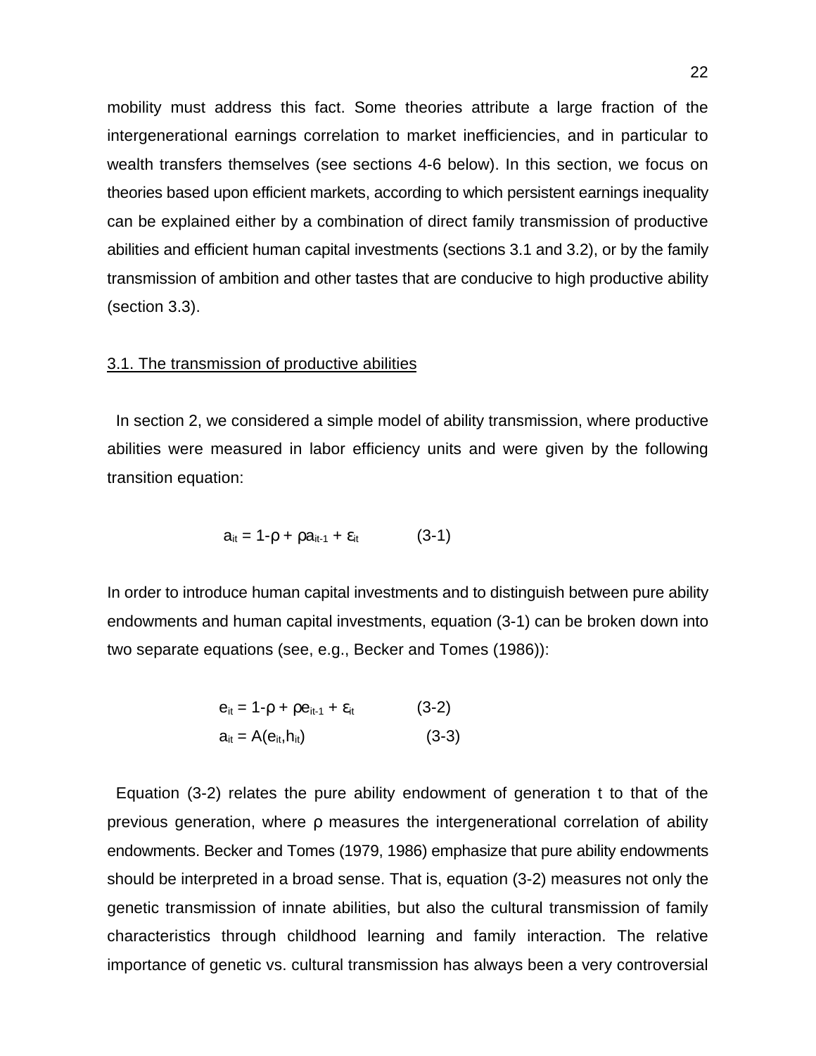mobility must address this fact. Some theories attribute a large fraction of the intergenerational earnings correlation to market inefficiencies, and in particular to wealth transfers themselves (see sections 4-6 below). In this section, we focus on theories based upon efficient markets, according to which persistent earnings inequality can be explained either by a combination of direct family transmission of productive abilities and efficient human capital investments (sections 3.1 and 3.2), or by the family transmission of ambition and other tastes that are conducive to high productive ability (section 3.3).

## 3.1. The transmission of productive abilities

In section 2, we considered a simple model of ability transmission, where productive abilities were measured in labor efficiency units and were given by the following transition equation:

$$a_{it} = 1\text{-}\rho + \rho a_{it\text{-}1} + \varepsilon_{it} \qquad \text{(3-1)}$$

In order to introduce human capital investments and to distinguish between pure ability endowments and human capital investments, equation (3-1) can be broken down into two separate equations (see, e.g., Becker and Tomes (1986)):

$$e_{it} = 1\text{-}\rho + \rho e_{it\text{-}1} + \varepsilon_{it} \qquad \text{(3-2)}$$

$$a_{it} = A(e_{it},h_{it}) \qquad \text{(3-3)}$$

Equation (3-2) relates the pure ability endowment of generation t to that of the previous generation, where $\rho$ measures the intergenerational correlation of ability endowments. Becker and Tomes (1979, 1986) emphasize that pure ability endowments should be interpreted in a broad sense. That is, equation (3-2) measures not only the genetic transmission of innate abilities, but also the cultural transmission of family characteristics through childhood learning and family interaction. The relative importance of genetic vs. cultural transmission has always been a very controversial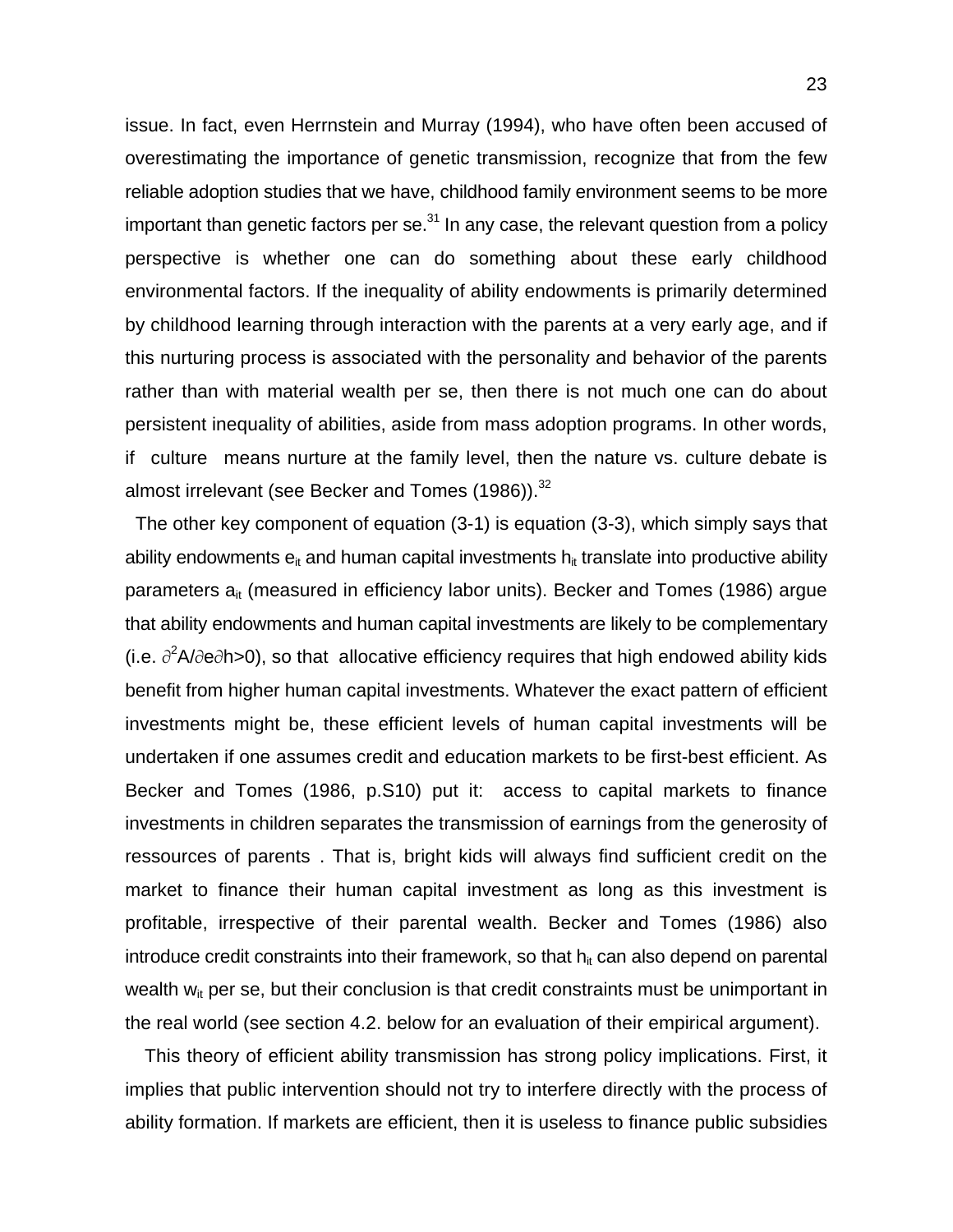issue. In fact, even Herrnstein and Murray (1994), who have often been accused of overestimating the importance of genetic transmission, recognize that from the few reliable adoption studies that we have, childhood family environment seems to be more important than genetic factors per se.[31] In any case, the relevant question from a policy perspective is whether one can do something about these early childhood environmental factors. If the inequality of ability endowments is primarily determined by childhood learning through interaction with the parents at a very early age, and if this nurturing process is associated with the personality and behavior of the parents rather than with material wealth per se, then there is not much one can do about persistent inequality of abilities, aside from mass adoption programs. In other words, if culture means nurture at the family level, then the nature vs. culture debate is almost irrelevant (see Becker and Tomes (1986)).[32]

The other key component of equation (3-1) is equation (3-3), which simply says that ability endowments $e_{it}$ and human capital investments $h_{it}$ translate into productive ability parameters $a_{it}$ (measured in efficiency labor units). Becker and Tomes (1986) argue that ability endowments and human capital investments are likely to be complementary (i.e. $\partial^2 A/\partial e \partial h > 0$), so that allocative efficiency requires that high endowed ability kids benefit from higher human capital investments. Whatever the exact pattern of efficient investments might be, these efficient levels of human capital investments will be undertaken if one assumes credit and education markets to be first-best efficient. As Becker and Tomes (1986, p.S10) put it: access to capital markets to finance investments in children separates the transmission of earnings from the generosity of ressources of parents . That is, bright kids will always find sufficient credit on the market to finance their human capital investment as long as this investment is profitable, irrespective of their parental wealth. Becker and Tomes (1986) also introduce credit constraints into their framework, so that $h_{it}$ can also depend on parental wealth $w_{it}$ per se, but their conclusion is that credit constraints must be unimportant in the real world (see section 4.2. below for an evaluation of their empirical argument).

This theory of efficient ability transmission has strong policy implications. First, it implies that public intervention should not try to interfere directly with the process of ability formation. If markets are efficient, then it is useless to finance public subsidies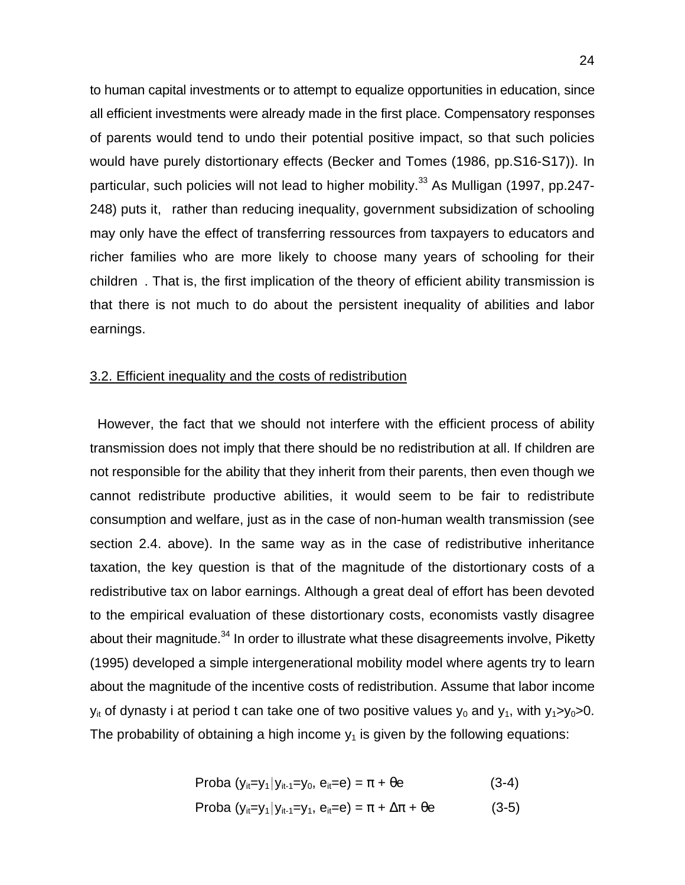to human capital investments or to attempt to equalize opportunities in education, since all efficient investments were already made in the first place. Compensatory responses of parents would tend to undo their potential positive impact, so that such policies would have purely distortionary effects (Becker and Tomes (1986, pp.S16-S17)). In particular, such policies will not lead to higher mobility.[33] As Mulligan (1997, pp.247-248) puts it, rather than reducing inequality, government subsidization of schooling may only have the effect of transferring ressources from taxpayers to educators and richer families who are more likely to choose many years of schooling for their children . That is, the first implication of the theory of efficient ability transmission is that there is not much to do about the persistent inequality of abilities and labor earnings.

## 3.2. Efficient inequality and the costs of redistribution

However, the fact that we should not interfere with the efficient process of ability transmission does not imply that there should be no redistribution at all. If children are not responsible for the ability that they inherit from their parents, then even though we cannot redistribute productive abilities, it would seem to be fair to redistribute consumption and welfare, just as in the case of non-human wealth transmission (see section 2.4. above). In the same way as in the case of redistributive inheritance taxation, the key question is that of the magnitude of the distortionary costs of a redistributive tax on labor earnings. Although a great deal of effort has been devoted to the empirical evaluation of these distortionary costs, economists vastly disagree about their magnitude.[34] In order to illustrate what these disagreements involve, Piketty (1995) developed a simple intergenerational mobility model where agents try to learn about the magnitude of the incentive costs of redistribution. Assume that labor income $y_{it}$ of dynasty i at period t can take one of two positive values $y_0$ and $y_1$, with $y_1>y_0>0$. The probability of obtaining a high income $y_1$ is given by the following equations:

$$\text{Proba}\ (y_{it}=y_1 | y_{it-1}=y_0,\ e_{it}=e) = \pi + \theta e \qquad (3\text{-}4)$$

$$\text{Proba}\ (y_{it}=y_1 | y_{it-1}=y_1,\ e_{it}=e) = \pi + \Delta\pi + \theta e \qquad (3\text{-}5)$$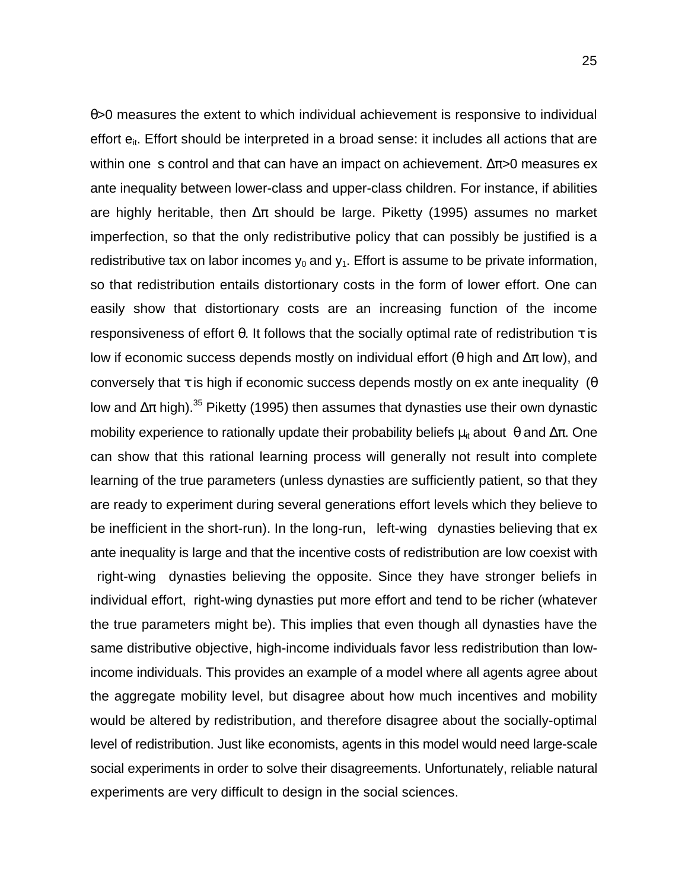$\theta$>0 measures the extent to which individual achievement is responsive to individual effort $e_{it}$. Effort should be interpreted in a broad sense: it includes all actions that are within one s control and that can have an impact on achievement. $\Delta\pi$>0 measures ex ante inequality between lower-class and upper-class children. For instance, if abilities are highly heritable, then $\Delta\pi$ should be large. Piketty (1995) assumes no market imperfection, so that the only redistributive policy that can possibly be justified is a redistributive tax on labor incomes $y_0$ and $y_1$. Effort is assume to be private information, so that redistribution entails distortionary costs in the form of lower effort. One can easily show that distortionary costs are an increasing function of the income responsiveness of effort $\theta$. It follows that the socially optimal rate of redistribution $\tau$ is low if economic success depends mostly on individual effort ($\theta$ high and $\Delta\pi$ low), and conversely that $\tau$ is high if economic success depends mostly on ex ante inequality ($\theta$ low and $\Delta\pi$ high).[35] Piketty (1995) then assumes that dynasties use their own dynastic mobility experience to rationally update their probability beliefs $\mu_{it}$ about $\theta$ and $\Delta\pi$. One can show that this rational learning process will generally not result into complete learning of the true parameters (unless dynasties are sufficiently patient, so that they are ready to experiment during several generations effort levels which they believe to be inefficient in the short-run). In the long-run, left-wing dynasties believing that ex ante inequality is large and that the incentive costs of redistribution are low coexist with right-wing dynasties believing the opposite. Since they have stronger beliefs in individual effort, right-wing dynasties put more effort and tend to be richer (whatever the true parameters might be). This implies that even though all dynasties have the same distributive objective, high-income individuals favor less redistribution than low-income individuals. This provides an example of a model where all agents agree about the aggregate mobility level, but disagree about how much incentives and mobility would be altered by redistribution, and therefore disagree about the socially-optimal level of redistribution. Just like economists, agents in this model would need large-scale social experiments in order to solve their disagreements. Unfortunately, reliable natural experiments are very difficult to design in the social sciences.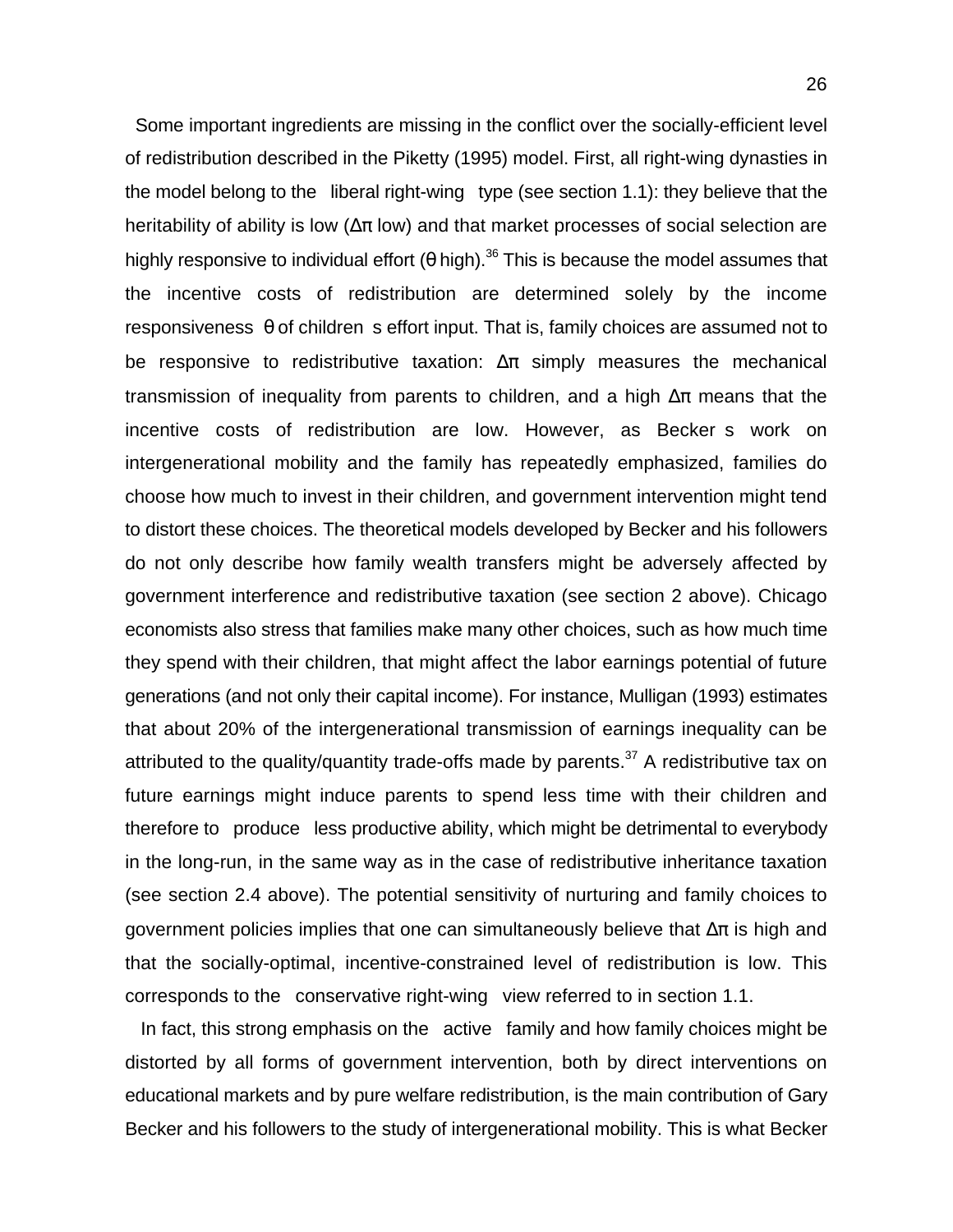Some important ingredients are missing in the conflict over the socially-efficient level of redistribution described in the Piketty (1995) model. First, all right-wing dynasties in the model belong to the "liberal right-wing" type (see section 1.1): they believe that the heritability of ability is low ($\Delta\pi$ low) and that market processes of social selection are highly responsive to individual effort ($\theta$ high).[36] This is because the model assumes that the incentive costs of redistribution are determined solely by the income responsiveness $\theta$ of children's effort input. That is, family choices are assumed not to be responsive to redistributive taxation: $\Delta\pi$ simply measures the mechanical transmission of inequality from parents to children, and a high $\Delta\pi$ means that the incentive costs of redistribution are low. However, as Becker's work on intergenerational mobility and the family has repeatedly emphasized, families do choose how much to invest in their children, and government intervention might tend to distort these choices. The theoretical models developed by Becker and his followers do not only describe how family wealth transfers might be adversely affected by government interference and redistributive taxation (see section 2 above). Chicago economists also stress that families make many other choices, such as how much time they spend with their children, that might affect the labor earnings potential of future generations (and not only their capital income). For instance, Mulligan (1993) estimates that about 20% of the intergenerational transmission of earnings inequality can be attributed to the quality/quantity trade-offs made by parents.[37] A redistributive tax on future earnings might induce parents to spend less time with their children and therefore to "produce" less productive ability, which might be detrimental to everybody in the long-run, in the same way as in the case of redistributive inheritance taxation (see section 2.4 above). The potential sensitivity of nurturing and family choices to government policies implies that one can simultaneously believe that $\Delta\pi$ is high and that the socially-optimal, incentive-constrained level of redistribution is low. This corresponds to the "conservative right-wing" view referred to in section 1.1.

In fact, this strong emphasis on the "active" family and how family choices might be distorted by all forms of government intervention, both by direct interventions on educational markets and by pure welfare redistribution, is the main contribution of Gary Becker and his followers to the study of intergenerational mobility. This is what Becker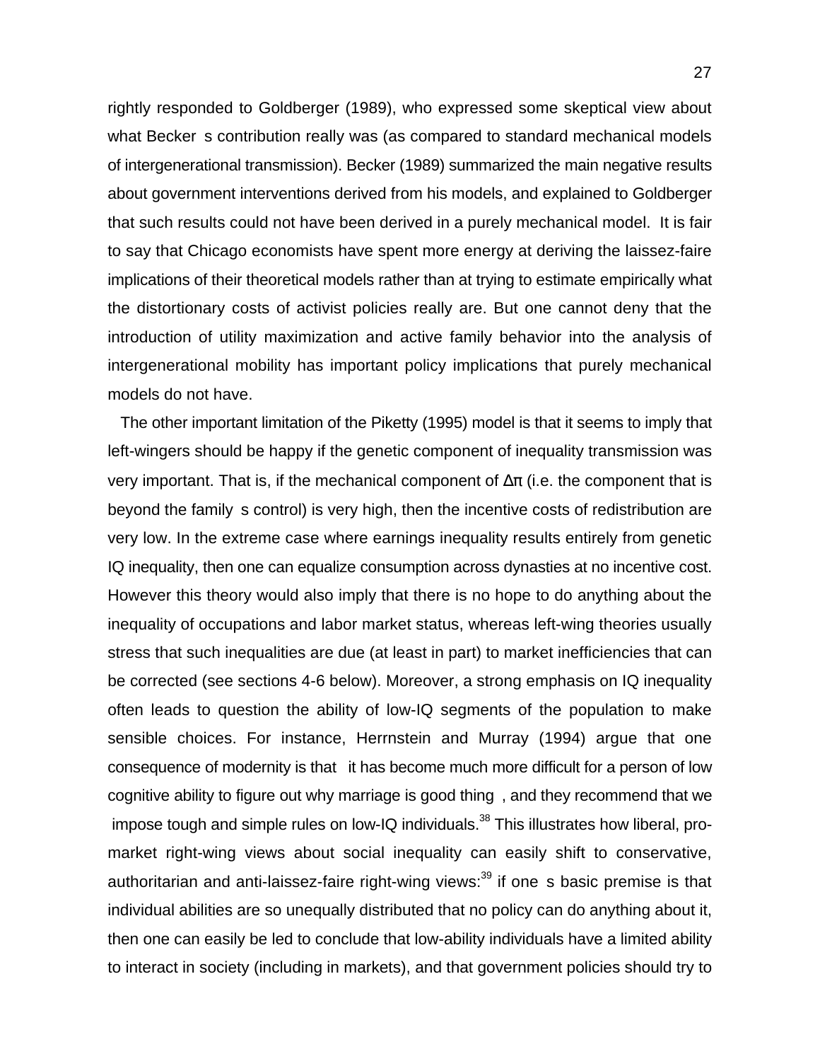rightly responded to Goldberger (1989), who expressed some skeptical view about what Becker s contribution really was (as compared to standard mechanical models of intergenerational transmission). Becker (1989) summarized the main negative results about government interventions derived from his models, and explained to Goldberger that such results could not have been derived in a purely mechanical model. It is fair to say that Chicago economists have spent more energy at deriving the laissez-faire implications of their theoretical models rather than at trying to estimate empirically what the distortionary costs of activist policies really are. But one cannot deny that the introduction of utility maximization and active family behavior into the analysis of intergenerational mobility has important policy implications that purely mechanical models do not have.

The other important limitation of the Piketty (1995) model is that it seems to imply that left-wingers should be happy if the genetic component of inequality transmission was very important. That is, if the mechanical component of $\Delta\pi$ (i.e. the component that is beyond the family s control) is very high, then the incentive costs of redistribution are very low. In the extreme case where earnings inequality results entirely from genetic IQ inequality, then one can equalize consumption across dynasties at no incentive cost. However this theory would also imply that there is no hope to do anything about the inequality of occupations and labor market status, whereas left-wing theories usually stress that such inequalities are due (at least in part) to market inefficiencies that can be corrected (see sections 4-6 below). Moreover, a strong emphasis on IQ inequality often leads to question the ability of low-IQ segments of the population to make sensible choices. For instance, Herrnstein and Murray (1994) argue that one consequence of modernity is that it has become much more difficult for a person of low cognitive ability to figure out why marriage is good thing , and they recommend that we impose tough and simple rules on low-IQ individuals.[38] This illustrates how liberal, pro-market right-wing views about social inequality can easily shift to conservative, authoritarian and anti-laissez-faire right-wing views:[39] if one s basic premise is that individual abilities are so unequally distributed that no policy can do anything about it, then one can easily be led to conclude that low-ability individuals have a limited ability to interact in society (including in markets), and that government policies should try to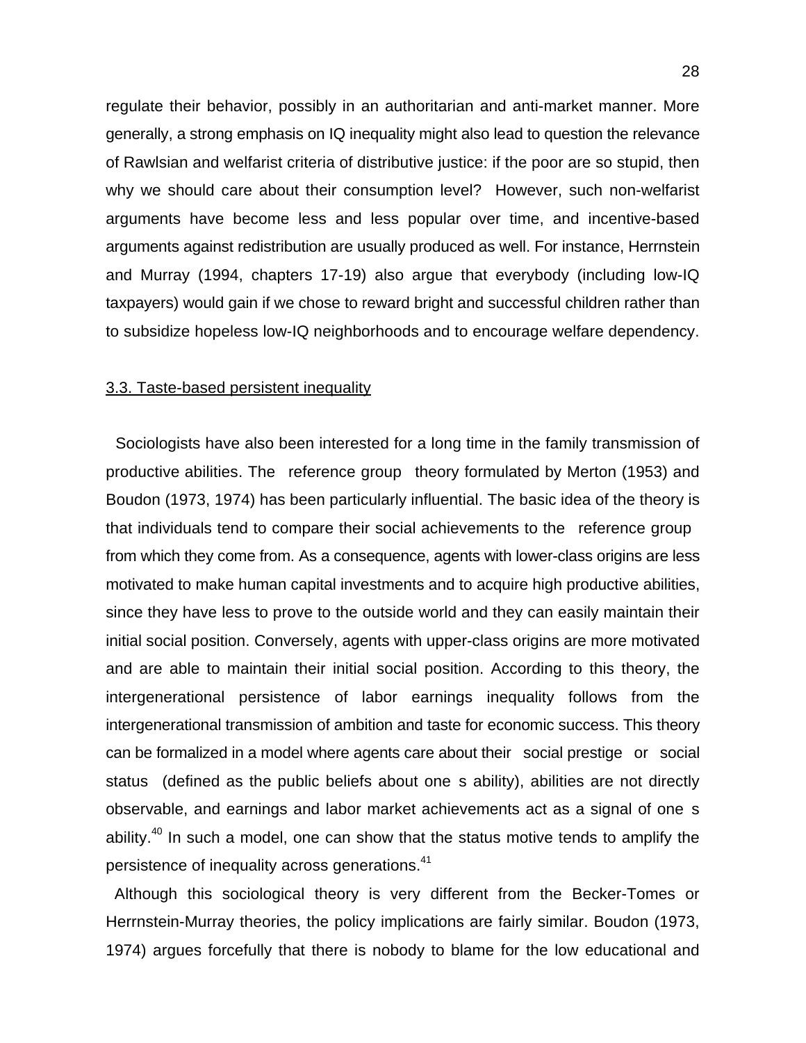regulate their behavior, possibly in an authoritarian and anti-market manner. More generally, a strong emphasis on IQ inequality might also lead to question the relevance of Rawlsian and welfarist criteria of distributive justice: if the poor are so stupid, then why we should care about their consumption level? However, such non-welfarist arguments have become less and less popular over time, and incentive-based arguments against redistribution are usually produced as well. For instance, Herrnstein and Murray (1994, chapters 17-19) also argue that everybody (including low-IQ taxpayers) would gain if we chose to reward bright and successful children rather than to subsidize hopeless low-IQ neighborhoods and to encourage welfare dependency.

### 3.3. Taste-based persistent inequality

Sociologists have also been interested for a long time in the family transmission of productive abilities. The reference group theory formulated by Merton (1953) and Boudon (1973, 1974) has been particularly influential. The basic idea of the theory is that individuals tend to compare their social achievements to the reference group from which they come from. As a consequence, agents with lower-class origins are less motivated to make human capital investments and to acquire high productive abilities, since they have less to prove to the outside world and they can easily maintain their initial social position. Conversely, agents with upper-class origins are more motivated and are able to maintain their initial social position. According to this theory, the intergenerational persistence of labor earnings inequality follows from the intergenerational transmission of ambition and taste for economic success. This theory can be formalized in a model where agents care about their social prestige or social status (defined as the public beliefs about one s ability), abilities are not directly observable, and earnings and labor market achievements act as a signal of one s ability.[40] In such a model, one can show that the status motive tends to amplify the persistence of inequality across generations.[41]

Although this sociological theory is very different from the Becker-Tomes or Herrnstein-Murray theories, the policy implications are fairly similar. Boudon (1973, 1974) argues forcefully that there is nobody to blame for the low educational and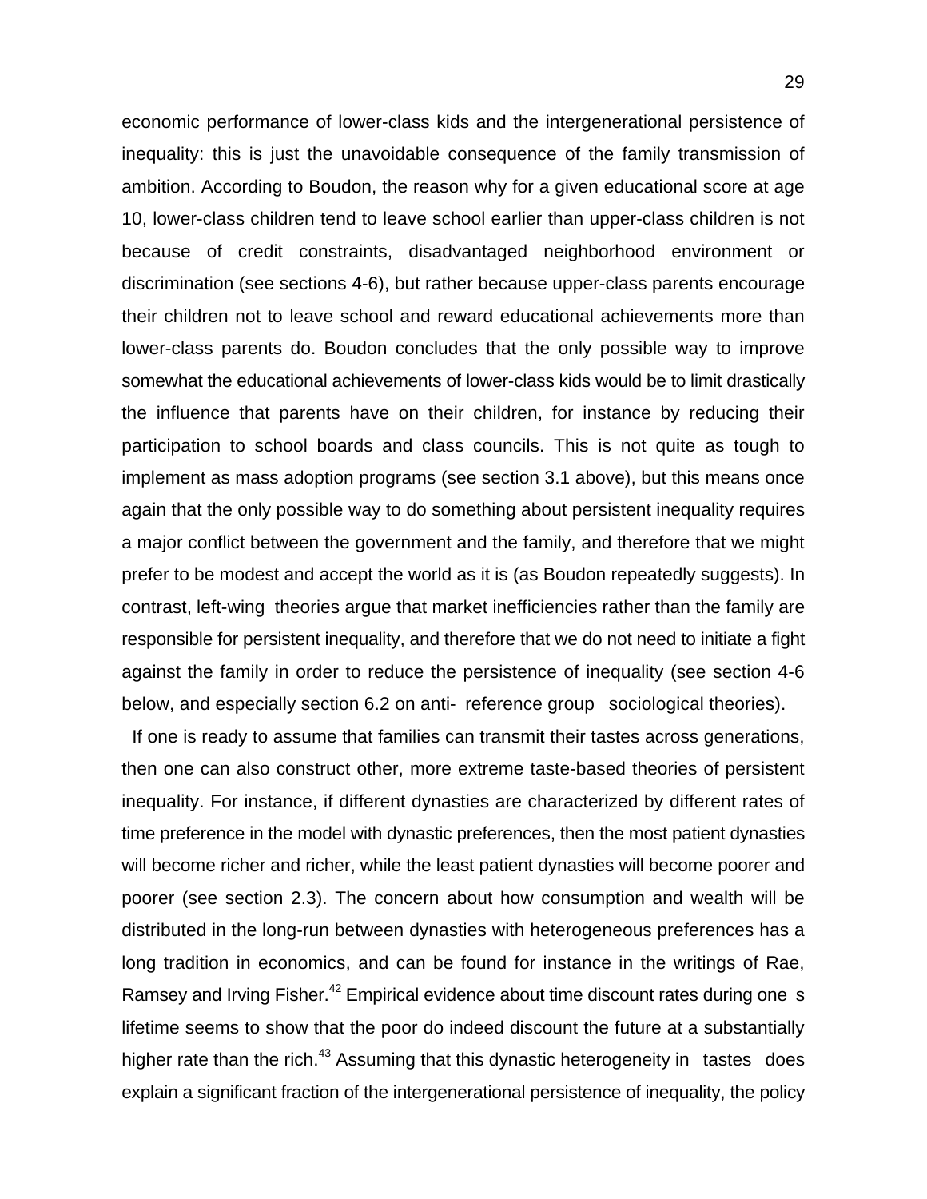economic performance of lower-class kids and the intergenerational persistence of inequality: this is just the unavoidable consequence of the family transmission of ambition. According to Boudon, the reason why for a given educational score at age 10, lower-class children tend to leave school earlier than upper-class children is not because of credit constraints, disadvantaged neighborhood environment or discrimination (see sections 4-6), but rather because upper-class parents encourage their children not to leave school and reward educational achievements more than lower-class parents do. Boudon concludes that the only possible way to improve somewhat the educational achievements of lower-class kids would be to limit drastically the influence that parents have on their children, for instance by reducing their participation to school boards and class councils. This is not quite as tough to implement as mass adoption programs (see section 3.1 above), but this means once again that the only possible way to do something about persistent inequality requires a major conflict between the government and the family, and therefore that we might prefer to be modest and accept the world as it is (as Boudon repeatedly suggests). In contrast, left-wing theories argue that market inefficiencies rather than the family are responsible for persistent inequality, and therefore that we do not need to initiate a fight against the family in order to reduce the persistence of inequality (see section 4-6 below, and especially section 6.2 on anti- reference group sociological theories).

If one is ready to assume that families can transmit their tastes across generations, then one can also construct other, more extreme taste-based theories of persistent inequality. For instance, if different dynasties are characterized by different rates of time preference in the model with dynastic preferences, then the most patient dynasties will become richer and richer, while the least patient dynasties will become poorer and poorer (see section 2.3). The concern about how consumption and wealth will be distributed in the long-run between dynasties with heterogeneous preferences has a long tradition in economics, and can be found for instance in the writings of Rae, Ramsey and Irving Fisher.[42] Empirical evidence about time discount rates during one s lifetime seems to show that the poor do indeed discount the future at a substantially higher rate than the rich.[43] Assuming that this dynastic heterogeneity in tastes does explain a significant fraction of the intergenerational persistence of inequality, the policy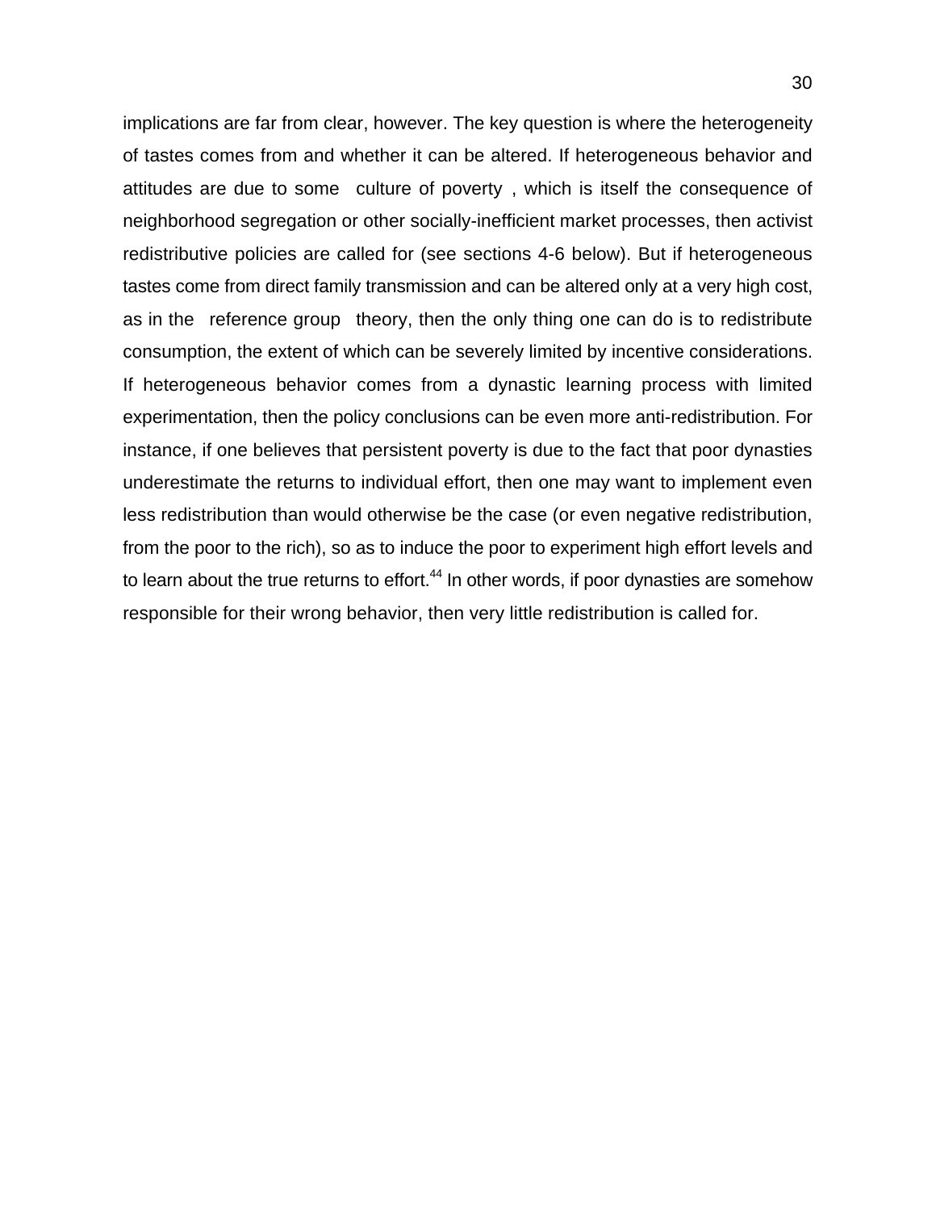implications are far from clear, however. The key question is where the heterogeneity of tastes comes from and whether it can be altered. If heterogeneous behavior and attitudes are due to some  culture of poverty , which is itself the consequence of neighborhood segregation or other socially-inefficient market processes, then activist redistributive policies are called for (see sections 4-6 below). But if heterogeneous tastes come from direct family transmission and can be altered only at a very high cost, as in the  reference group  theory, then the only thing one can do is to redistribute consumption, the extent of which can be severely limited by incentive considerations. If heterogeneous behavior comes from a dynastic learning process with limited experimentation, then the policy conclusions can be even more anti-redistribution. For instance, if one believes that persistent poverty is due to the fact that poor dynasties underestimate the returns to individual effort, then one may want to implement even less redistribution than would otherwise be the case (or even negative redistribution, from the poor to the rich), so as to induce the poor to experiment high effort levels and to learn about the true returns to effort.[44] In other words, if poor dynasties are somehow responsible for their wrong behavior, then very little redistribution is called for.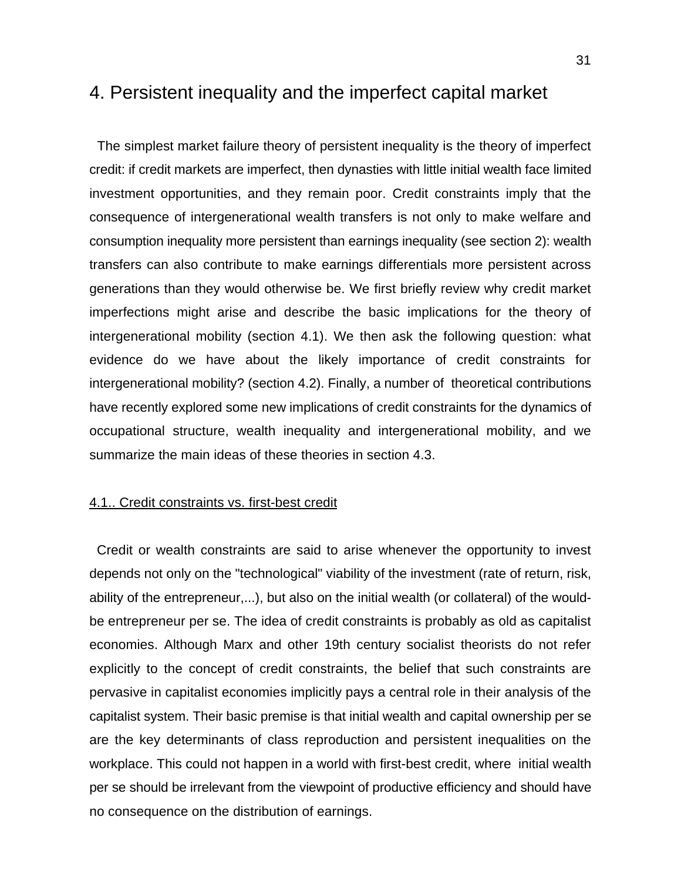# 4. Persistent inequality and the imperfect capital market

The simplest market failure theory of persistent inequality is the theory of imperfect credit: if credit markets are imperfect, then dynasties with little initial wealth face limited investment opportunities, and they remain poor. Credit constraints imply that the consequence of intergenerational wealth transfers is not only to make welfare and consumption inequality more persistent than earnings inequality (see section 2): wealth transfers can also contribute to make earnings differentials more persistent across generations than they would otherwise be. We first briefly review why credit market imperfections might arise and describe the basic implications for the theory of intergenerational mobility (section 4.1). We then ask the following question: what evidence do we have about the likely importance of credit constraints for intergenerational mobility? (section 4.2). Finally, a number of theoretical contributions have recently explored some new implications of credit constraints for the dynamics of occupational structure, wealth inequality and intergenerational mobility, and we summarize the main ideas of these theories in section 4.3.

## 4.1.. Credit constraints vs. first-best credit

Credit or wealth constraints are said to arise whenever the opportunity to invest depends not only on the "technological" viability of the investment (rate of return, risk, ability of the entrepreneur,...), but also on the initial wealth (or collateral) of the would-be entrepreneur per se. The idea of credit constraints is probably as old as capitalist economies. Although Marx and other 19th century socialist theorists do not refer explicitly to the concept of credit constraints, the belief that such constraints are pervasive in capitalist economies implicitly pays a central role in their analysis of the capitalist system. Their basic premise is that initial wealth and capital ownership per se are the key determinants of class reproduction and persistent inequalities on the workplace. This could not happen in a world with first-best credit, where initial wealth per se should be irrelevant from the viewpoint of productive efficiency and should have no consequence on the distribution of earnings.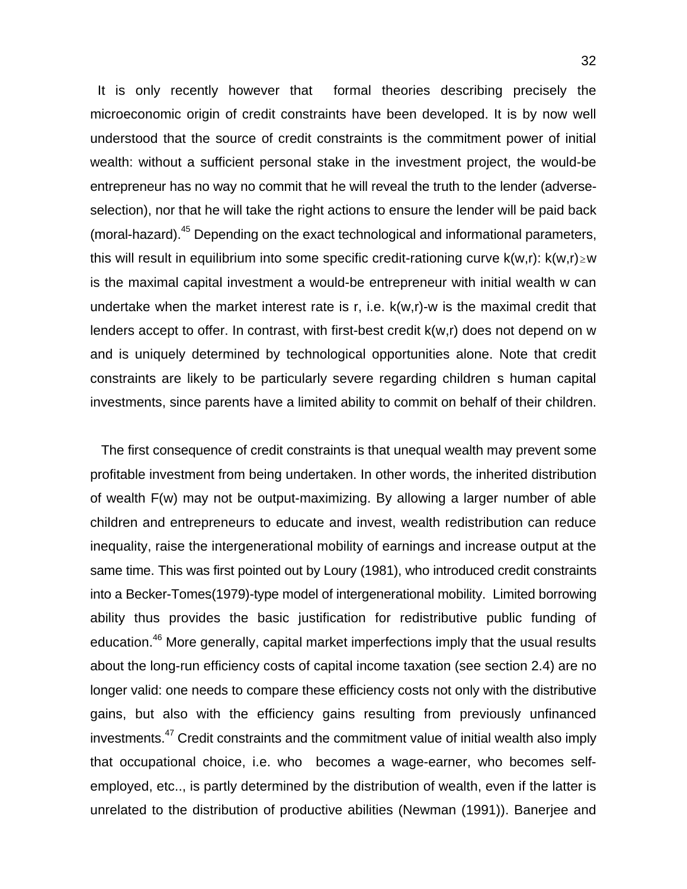It is only recently however that formal theories describing precisely the microeconomic origin of credit constraints have been developed. It is by now well understood that the source of credit constraints is the commitment power of initial wealth: without a sufficient personal stake in the investment project, the would-be entrepreneur has no way no commit that he will reveal the truth to the lender (adverse-selection), nor that he will take the right actions to ensure the lender will be paid back (moral-hazard).[45] Depending on the exact technological and informational parameters, this will result in equilibrium into some specific credit-rationing curve $k(w,r)$: $k(w,r) \geq w$ is the maximal capital investment a would-be entrepreneur with initial wealth w can undertake when the market interest rate is r, i.e. $k(w,r)-w$ is the maximal credit that lenders accept to offer. In contrast, with first-best credit $k(w,r)$ does not depend on w and is uniquely determined by technological opportunities alone. Note that credit constraints are likely to be particularly severe regarding children s human capital investments, since parents have a limited ability to commit on behalf of their children.

The first consequence of credit constraints is that unequal wealth may prevent some profitable investment from being undertaken. In other words, the inherited distribution of wealth $F(w)$ may not be output-maximizing. By allowing a larger number of able children and entrepreneurs to educate and invest, wealth redistribution can reduce inequality, raise the intergenerational mobility of earnings and increase output at the same time. This was first pointed out by Loury (1981), who introduced credit constraints into a Becker-Tomes(1979)-type model of intergenerational mobility. Limited borrowing ability thus provides the basic justification for redistributive public funding of education.[46] More generally, capital market imperfections imply that the usual results about the long-run efficiency costs of capital income taxation (see section 2.4) are no longer valid: one needs to compare these efficiency costs not only with the distributive gains, but also with the efficiency gains resulting from previously unfinanced investments.[47] Credit constraints and the commitment value of initial wealth also imply that occupational choice, i.e. who becomes a wage-earner, who becomes self-employed, etc.., is partly determined by the distribution of wealth, even if the latter is unrelated to the distribution of productive abilities (Newman (1991)). Banerjee and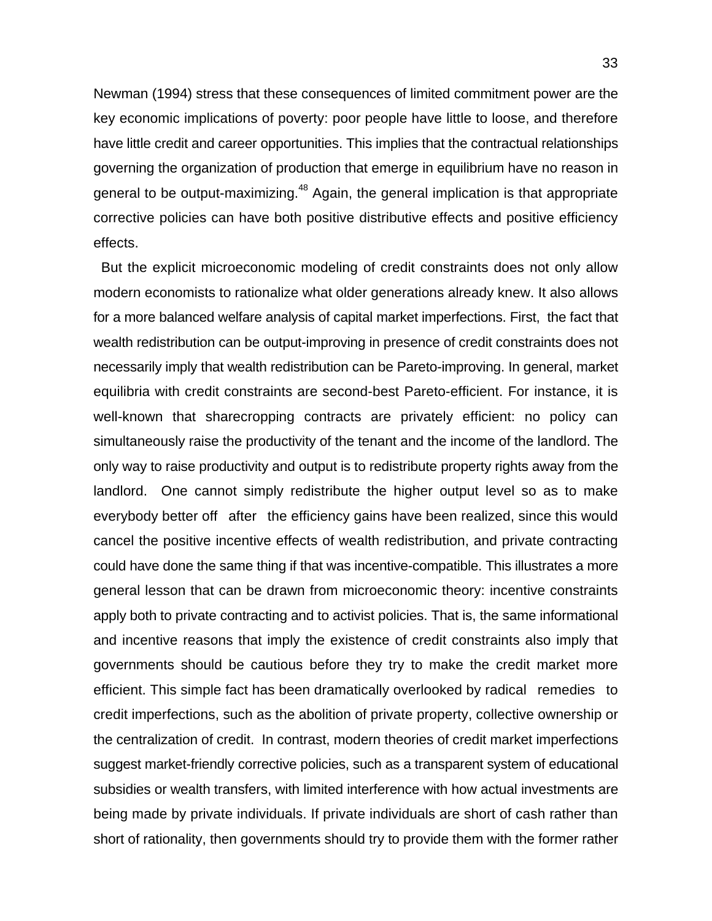Newman (1994) stress that these consequences of limited commitment power are the key economic implications of poverty: poor people have little to loose, and therefore have little credit and career opportunities. This implies that the contractual relationships governing the organization of production that emerge in equilibrium have no reason in general to be output-maximizing.[48] Again, the general implication is that appropriate corrective policies can have both positive distributive effects and positive efficiency effects.

But the explicit microeconomic modeling of credit constraints does not only allow modern economists to rationalize what older generations already knew. It also allows for a more balanced welfare analysis of capital market imperfections. First, the fact that wealth redistribution can be output-improving in presence of credit constraints does not necessarily imply that wealth redistribution can be Pareto-improving. In general, market equilibria with credit constraints are second-best Pareto-efficient. For instance, it is well-known that sharecropping contracts are privately efficient: no policy can simultaneously raise the productivity of the tenant and the income of the landlord. The only way to raise productivity and output is to redistribute property rights away from the landlord. One cannot simply redistribute the higher output level so as to make everybody better off after the efficiency gains have been realized, since this would cancel the positive incentive effects of wealth redistribution, and private contracting could have done the same thing if that was incentive-compatible. This illustrates a more general lesson that can be drawn from microeconomic theory: incentive constraints apply both to private contracting and to activist policies. That is, the same informational and incentive reasons that imply the existence of credit constraints also imply that governments should be cautious before they try to make the credit market more efficient. This simple fact has been dramatically overlooked by radical remedies to credit imperfections, such as the abolition of private property, collective ownership or the centralization of credit. In contrast, modern theories of credit market imperfections suggest market-friendly corrective policies, such as a transparent system of educational subsidies or wealth transfers, with limited interference with how actual investments are being made by private individuals. If private individuals are short of cash rather than short of rationality, then governments should try to provide them with the former rather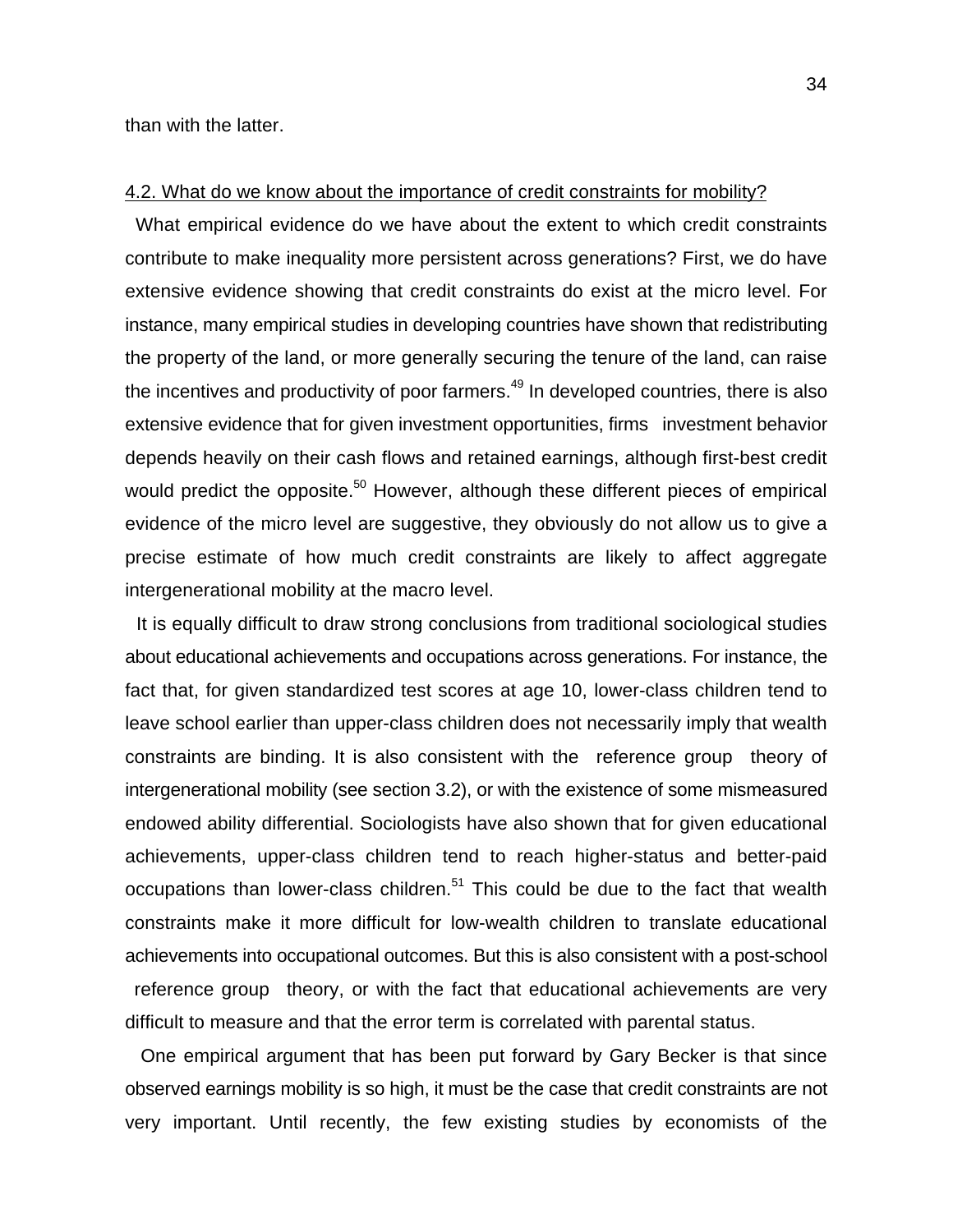than with the latter.

4.2. What do we know about the importance of credit constraints for mobility?

What empirical evidence do we have about the extent to which credit constraints contribute to make inequality more persistent across generations? First, we do have extensive evidence showing that credit constraints do exist at the micro level. For instance, many empirical studies in developing countries have shown that redistributing the property of the land, or more generally securing the tenure of the land, can raise the incentives and productivity of poor farmers.[49] In developed countries, there is also extensive evidence that for given investment opportunities, firms investment behavior depends heavily on their cash flows and retained earnings, although first-best credit would predict the opposite.[50] However, although these different pieces of empirical evidence of the micro level are suggestive, they obviously do not allow us to give a precise estimate of how much credit constraints are likely to affect aggregate intergenerational mobility at the macro level.

It is equally difficult to draw strong conclusions from traditional sociological studies about educational achievements and occupations across generations. For instance, the fact that, for given standardized test scores at age 10, lower-class children tend to leave school earlier than upper-class children does not necessarily imply that wealth constraints are binding. It is also consistent with the reference group theory of intergenerational mobility (see section 3.2), or with the existence of some mismeasured endowed ability differential. Sociologists have also shown that for given educational achievements, upper-class children tend to reach higher-status and better-paid occupations than lower-class children.[51] This could be due to the fact that wealth constraints make it more difficult for low-wealth children to translate educational achievements into occupational outcomes. But this is also consistent with a post-school reference group theory, or with the fact that educational achievements are very difficult to measure and that the error term is correlated with parental status.

One empirical argument that has been put forward by Gary Becker is that since observed earnings mobility is so high, it must be the case that credit constraints are not very important. Until recently, the few existing studies by economists of the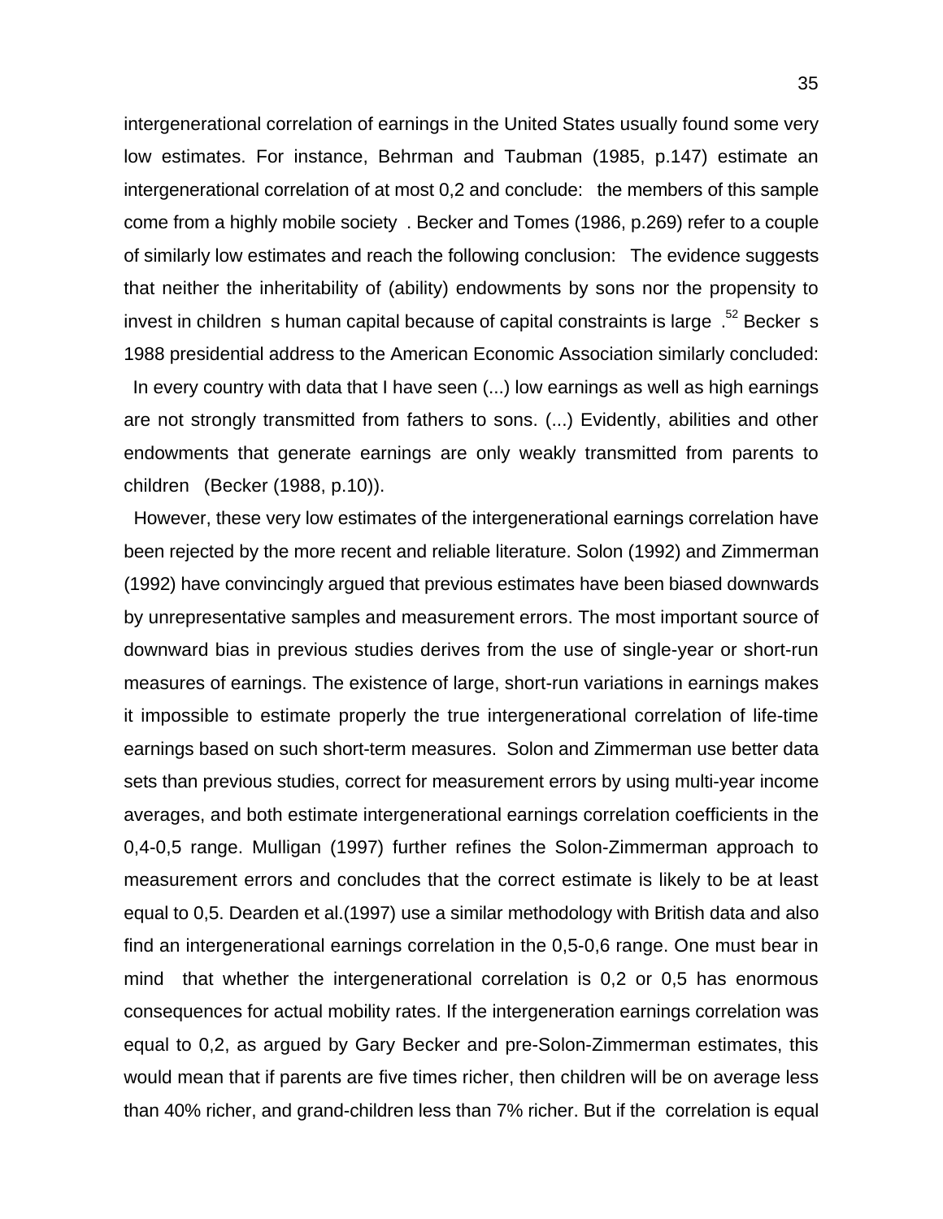intergenerational correlation of earnings in the United States usually found some very low estimates. For instance, Behrman and Taubman (1985, p.147) estimate an intergenerational correlation of at most 0,2 and conclude: the members of this sample come from a highly mobile society . Becker and Tomes (1986, p.269) refer to a couple of similarly low estimates and reach the following conclusion: The evidence suggests that neither the inheritability of (ability) endowments by sons nor the propensity to invest in children s human capital because of capital constraints is large .[52] Becker s 1988 presidential address to the American Economic Association similarly concluded: In every country with data that I have seen (...) low earnings as well as high earnings are not strongly transmitted from fathers to sons. (...) Evidently, abilities and other endowments that generate earnings are only weakly transmitted from parents to children (Becker (1988, p.10)).

However, these very low estimates of the intergenerational earnings correlation have been rejected by the more recent and reliable literature. Solon (1992) and Zimmerman (1992) have convincingly argued that previous estimates have been biased downwards by unrepresentative samples and measurement errors. The most important source of downward bias in previous studies derives from the use of single-year or short-run measures of earnings. The existence of large, short-run variations in earnings makes it impossible to estimate properly the true intergenerational correlation of life-time earnings based on such short-term measures. Solon and Zimmerman use better data sets than previous studies, correct for measurement errors by using multi-year income averages, and both estimate intergenerational earnings correlation coefficients in the 0,4-0,5 range. Mulligan (1997) further refines the Solon-Zimmerman approach to measurement errors and concludes that the correct estimate is likely to be at least equal to 0,5. Dearden et al.(1997) use a similar methodology with British data and also find an intergenerational earnings correlation in the 0,5-0,6 range. One must bear in mind that whether the intergenerational correlation is 0,2 or 0,5 has enormous consequences for actual mobility rates. If the intergeneration earnings correlation was equal to 0,2, as argued by Gary Becker and pre-Solon-Zimmerman estimates, this would mean that if parents are five times richer, then children will be on average less than 40% richer, and grand-children less than 7% richer. But if the correlation is equal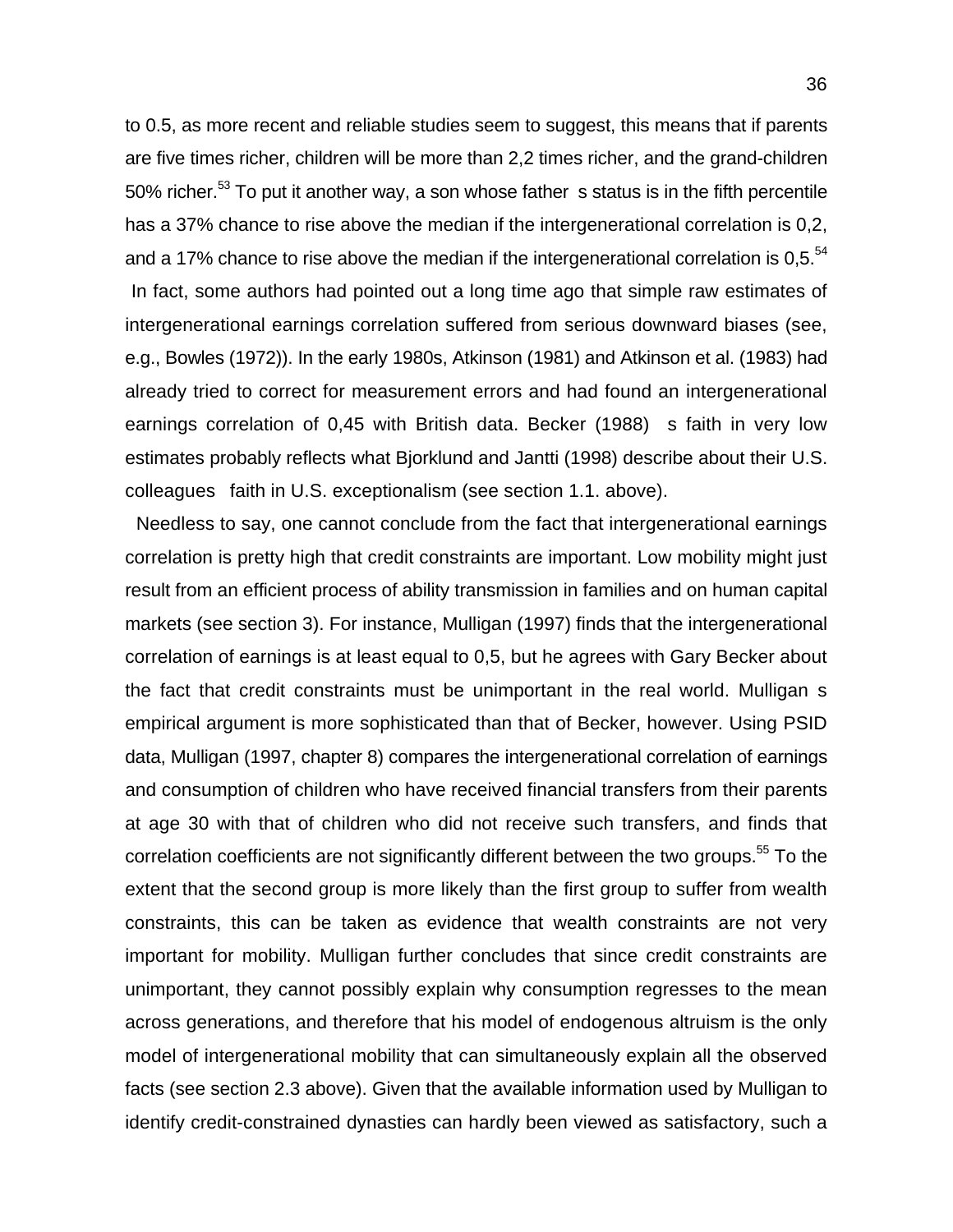to 0.5, as more recent and reliable studies seem to suggest, this means that if parents are five times richer, children will be more than 2,2 times richer, and the grand-children 50% richer.[53] To put it another way, a son whose father s status is in the fifth percentile has a 37% chance to rise above the median if the intergenerational correlation is 0,2, and a 17% chance to rise above the median if the intergenerational correlation is 0,5.[54]

In fact, some authors had pointed out a long time ago that simple raw estimates of intergenerational earnings correlation suffered from serious downward biases (see, e.g., Bowles (1972)). In the early 1980s, Atkinson (1981) and Atkinson et al. (1983) had already tried to correct for measurement errors and had found an intergenerational earnings correlation of 0,45 with British data. Becker (1988) s faith in very low estimates probably reflects what Bjorklund and Jantti (1998) describe about their U.S. colleagues faith in U.S. exceptionalism (see section 1.1. above).

Needless to say, one cannot conclude from the fact that intergenerational earnings correlation is pretty high that credit constraints are important. Low mobility might just result from an efficient process of ability transmission in families and on human capital markets (see section 3). For instance, Mulligan (1997) finds that the intergenerational correlation of earnings is at least equal to 0,5, but he agrees with Gary Becker about the fact that credit constraints must be unimportant in the real world. Mulligan s empirical argument is more sophisticated than that of Becker, however. Using PSID data, Mulligan (1997, chapter 8) compares the intergenerational correlation of earnings and consumption of children who have received financial transfers from their parents at age 30 with that of children who did not receive such transfers, and finds that correlation coefficients are not significantly different between the two groups.[55] To the extent that the second group is more likely than the first group to suffer from wealth constraints, this can be taken as evidence that wealth constraints are not very important for mobility. Mulligan further concludes that since credit constraints are unimportant, they cannot possibly explain why consumption regresses to the mean across generations, and therefore that his model of endogenous altruism is the only model of intergenerational mobility that can simultaneously explain all the observed facts (see section 2.3 above). Given that the available information used by Mulligan to identify credit-constrained dynasties can hardly been viewed as satisfactory, such a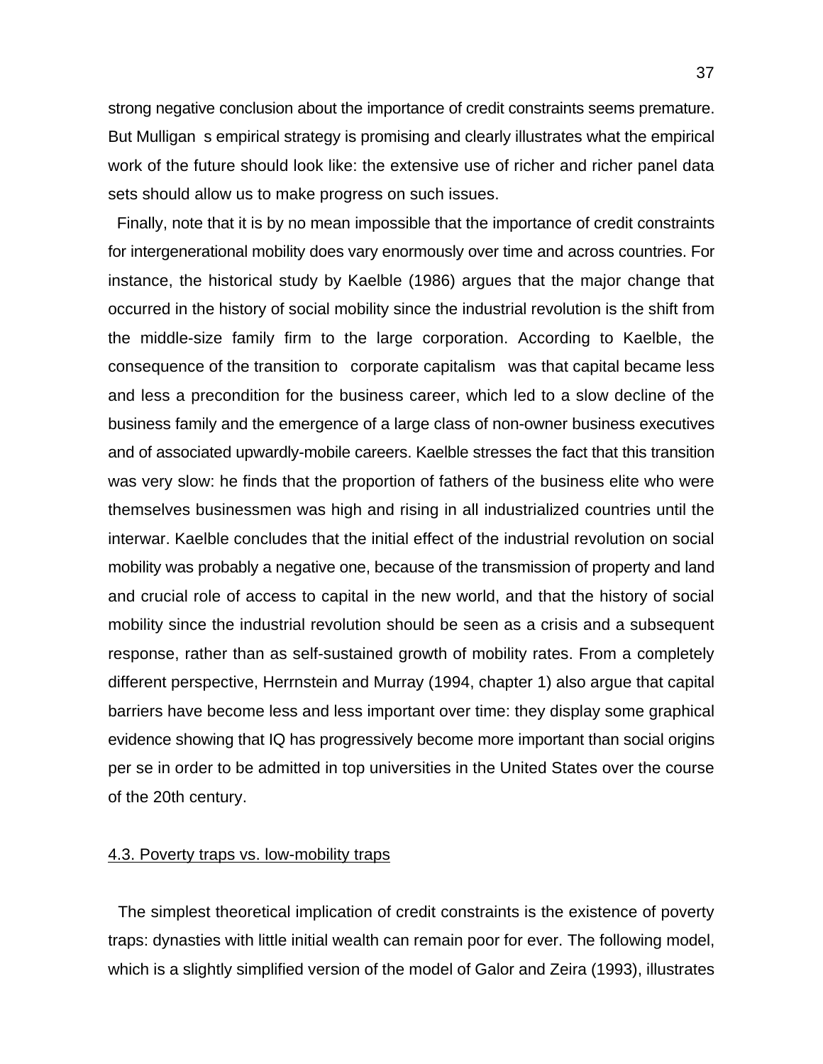strong negative conclusion about the importance of credit constraints seems premature. But Mulligan s empirical strategy is promising and clearly illustrates what the empirical work of the future should look like: the extensive use of richer and richer panel data sets should allow us to make progress on such issues.

Finally, note that it is by no mean impossible that the importance of credit constraints for intergenerational mobility does vary enormously over time and across countries. For instance, the historical study by Kaelble (1986) argues that the major change that occurred in the history of social mobility since the industrial revolution is the shift from the middle-size family firm to the large corporation. According to Kaelble, the consequence of the transition to corporate capitalism was that capital became less and less a precondition for the business career, which led to a slow decline of the business family and the emergence of a large class of non-owner business executives and of associated upwardly-mobile careers. Kaelble stresses the fact that this transition was very slow: he finds that the proportion of fathers of the business elite who were themselves businessmen was high and rising in all industrialized countries until the interwar. Kaelble concludes that the initial effect of the industrial revolution on social mobility was probably a negative one, because of the transmission of property and land and crucial role of access to capital in the new world, and that the history of social mobility since the industrial revolution should be seen as a crisis and a subsequent response, rather than as self-sustained growth of mobility rates. From a completely different perspective, Herrnstein and Murray (1994, chapter 1) also argue that capital barriers have become less and less important over time: they display some graphical evidence showing that IQ has progressively become more important than social origins per se in order to be admitted in top universities in the United States over the course of the 20th century.

## 4.3. Poverty traps vs. low-mobility traps

The simplest theoretical implication of credit constraints is the existence of poverty traps: dynasties with little initial wealth can remain poor for ever. The following model, which is a slightly simplified version of the model of Galor and Zeira (1993), illustrates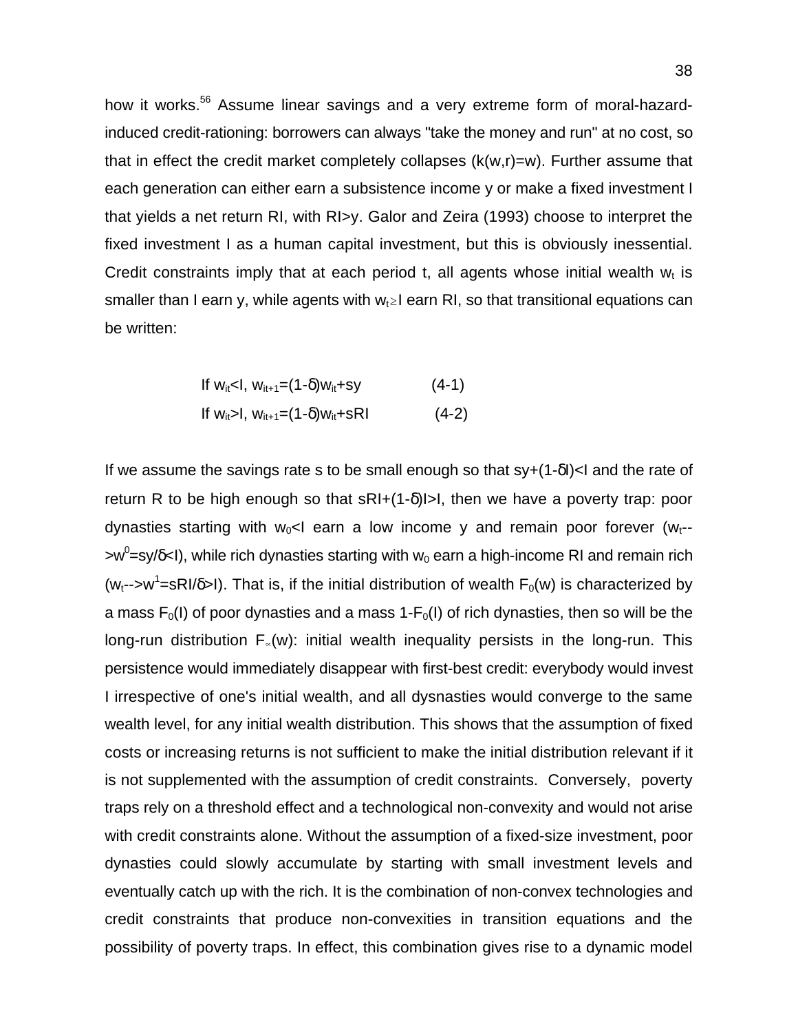how it works.[56] Assume linear savings and a very extreme form of moral-hazard-induced credit-rationing: borrowers can always "take the money and run" at no cost, so that in effect the credit market completely collapses ($k(w,r)=w$). Further assume that each generation can either earn a subsistence income y or make a fixed investment I that yields a net return RI, with RI>y. Galor and Zeira (1993) choose to interpret the fixed investment I as a human capital investment, but this is obviously inessential. Credit constraints imply that at each period t, all agents whose initial wealth $w_t$ is smaller than I earn y, while agents with $w_t \geq I$ earn RI, so that transitional equations can be written:

$$\text{If } w_{it}<I, \; w_{it+1}=(1-\delta)w_{it}+sy \qquad (4\text{-}1)$$

$$\text{If } w_{it}>I, \; w_{it+1}=(1-\delta)w_{it}+sRI \qquad (4\text{-}2)$$

If we assume the savings rate s to be small enough so that $sy+(1-\delta I)<I$ and the rate of return R to be high enough so that $sRI+(1-\delta)I>I$, then we have a poverty trap: poor dynasties starting with $w_0<I$ earn a low income y and remain poor forever ($w_t \rightarrow w^0=sy/\delta<I$), while rich dynasties starting with $w_0$ earn a high-income RI and remain rich ($w_t \rightarrow w^1=sRI/\delta>I$). That is, if the initial distribution of wealth $F_0(w)$ is characterized by a mass $F_0(I)$ of poor dynasties and a mass $1-F_0(I)$ of rich dynasties, then so will be the long-run distribution $F_\infty(w)$: initial wealth inequality persists in the long-run. This persistence would immediately disappear with first-best credit: everybody would invest I irrespective of one's initial wealth, and all dysnasties would converge to the same wealth level, for any initial wealth distribution. This shows that the assumption of fixed costs or increasing returns is not sufficient to make the initial distribution relevant if it is not supplemented with the assumption of credit constraints. Conversely, poverty traps rely on a threshold effect and a technological non-convexity and would not arise with credit constraints alone. Without the assumption of a fixed-size investment, poor dynasties could slowly accumulate by starting with small investment levels and eventually catch up with the rich. It is the combination of non-convex technologies and credit constraints that produce non-convexities in transition equations and the possibility of poverty traps. In effect, this combination gives rise to a dynamic model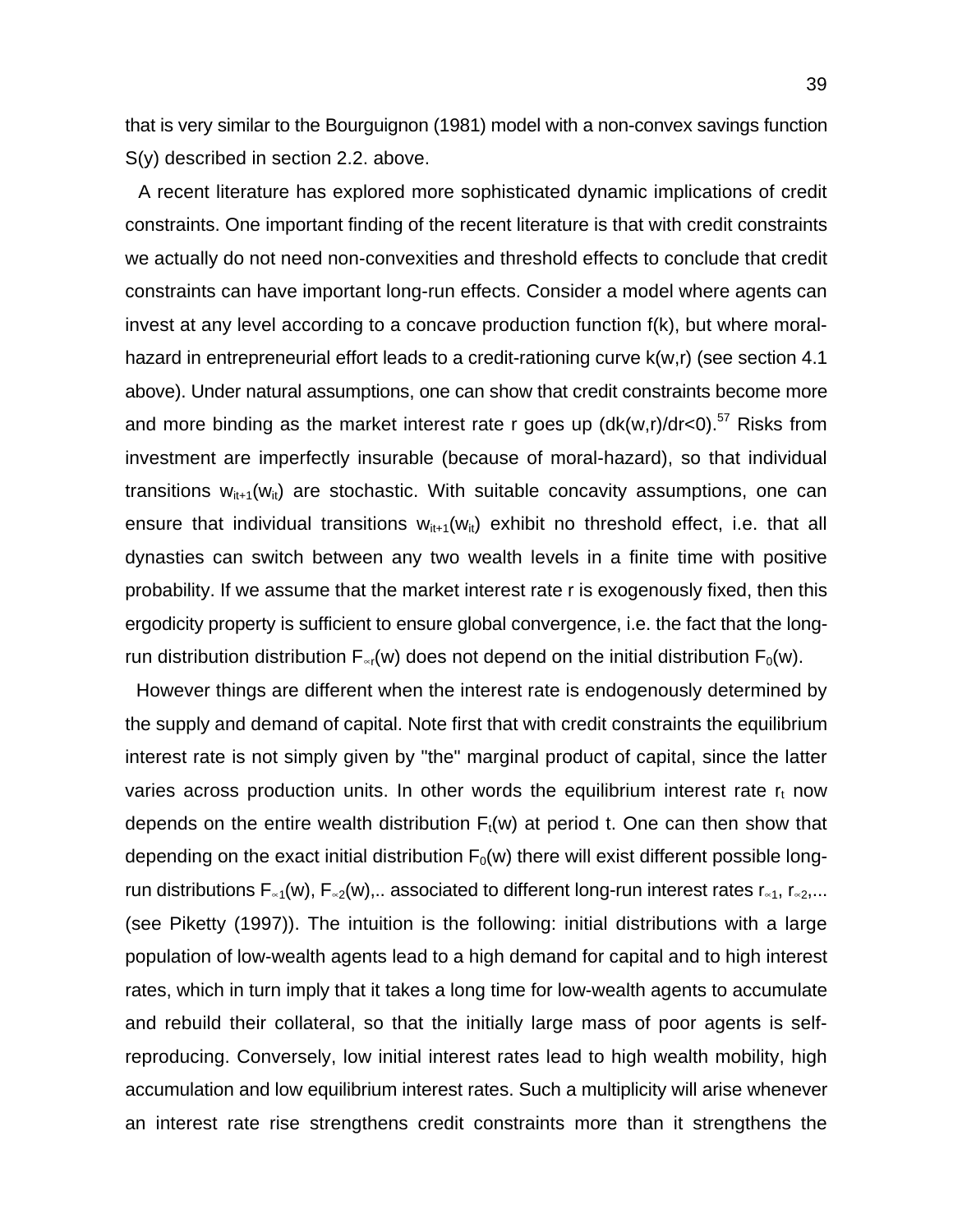that is very similar to the Bourguignon (1981) model with a non-convex savings function $S(y)$ described in section 2.2. above.

A recent literature has explored more sophisticated dynamic implications of credit constraints. One important finding of the recent literature is that with credit constraints we actually do not need non-convexities and threshold effects to conclude that credit constraints can have important long-run effects. Consider a model where agents can invest at any level according to a concave production function $f(k)$, but where moral-hazard in entrepreneurial effort leads to a credit-rationing curve $k(w,r)$ (see section 4.1 above). Under natural assumptions, one can show that credit constraints become more and more binding as the market interest rate r goes up ($dk(w,r)/dr<0$).[57] Risks from investment are imperfectly insurable (because of moral-hazard), so that individual transitions $w_{it+1}(w_{it})$ are stochastic. With suitable concavity assumptions, one can ensure that individual transitions $w_{it+1}(w_{it})$ exhibit no threshold effect, i.e. that all dynasties can switch between any two wealth levels in a finite time with positive probability. If we assume that the market interest rate r is exogenously fixed, then this ergodicity property is sufficient to ensure global convergence, i.e. the fact that the long-run distribution distribution $F_{\infty r}(w)$ does not depend on the initial distribution $F_0(w)$.

However things are different when the interest rate is endogenously determined by the supply and demand of capital. Note first that with credit constraints the equilibrium interest rate is not simply given by "the" marginal product of capital, since the latter varies across production units. In other words the equilibrium interest rate $r_t$ now depends on the entire wealth distribution $F_t(w)$ at period t. One can then show that depending on the exact initial distribution $F_0(w)$ there will exist different possible long-run distributions $F_{\infty 1}(w)$, $F_{\infty 2}(w)$,.. associated to different long-run interest rates $r_{\infty 1}$, $r_{\infty 2}$,... (see Piketty (1997)). The intuition is the following: initial distributions with a large population of low-wealth agents lead to a high demand for capital and to high interest rates, which in turn imply that it takes a long time for low-wealth agents to accumulate and rebuild their collateral, so that the initially large mass of poor agents is self-reproducing. Conversely, low initial interest rates lead to high wealth mobility, high accumulation and low equilibrium interest rates. Such a multiplicity will arise whenever an interest rate rise strengthens credit constraints more than it strengthens the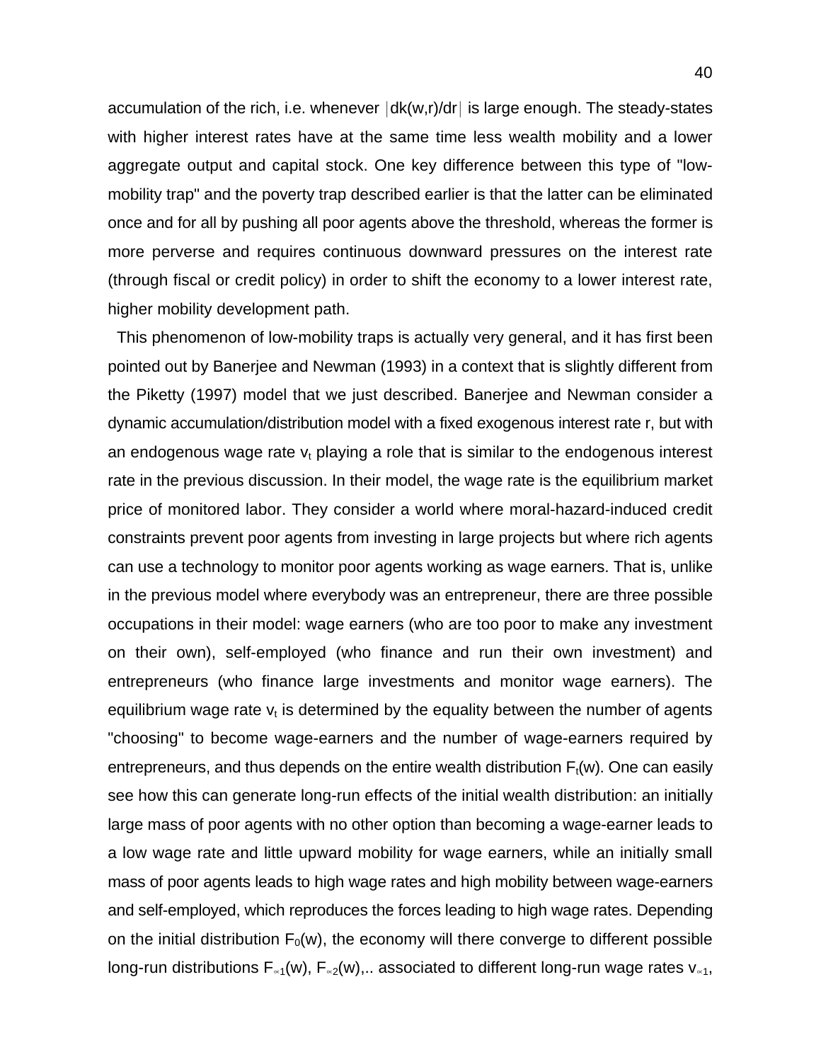accumulation of the rich, i.e. whenever $|dk(w,r)/dr|$ is large enough. The steady-states with higher interest rates have at the same time less wealth mobility and a lower aggregate output and capital stock. One key difference between this type of "low-mobility trap" and the poverty trap described earlier is that the latter can be eliminated once and for all by pushing all poor agents above the threshold, whereas the former is more perverse and requires continuous downward pressures on the interest rate (through fiscal or credit policy) in order to shift the economy to a lower interest rate, higher mobility development path.

This phenomenon of low-mobility traps is actually very general, and it has first been pointed out by Banerjee and Newman (1993) in a context that is slightly different from the Piketty (1997) model that we just described. Banerjee and Newman consider a dynamic accumulation/distribution model with a fixed exogenous interest rate r, but with an endogenous wage rate $v_t$ playing a role that is similar to the endogenous interest rate in the previous discussion. In their model, the wage rate is the equilibrium market price of monitored labor. They consider a world where moral-hazard-induced credit constraints prevent poor agents from investing in large projects but where rich agents can use a technology to monitor poor agents working as wage earners. That is, unlike in the previous model where everybody was an entrepreneur, there are three possible occupations in their model: wage earners (who are too poor to make any investment on their own), self-employed (who finance and run their own investment) and entrepreneurs (who finance large investments and monitor wage earners). The equilibrium wage rate $v_t$ is determined by the equality between the number of agents "choosing" to become wage-earners and the number of wage-earners required by entrepreneurs, and thus depends on the entire wealth distribution $F_t(w)$. One can easily see how this can generate long-run effects of the initial wealth distribution: an initially large mass of poor agents with no other option than becoming a wage-earner leads to a low wage rate and little upward mobility for wage earners, while an initially small mass of poor agents leads to high wage rates and high mobility between wage-earners and self-employed, which reproduces the forces leading to high wage rates. Depending on the initial distribution $F_0(w)$, the economy will there converge to different possible long-run distributions $F_{\infty 1}(w)$, $F_{\infty 2}(w)$,.. associated to different long-run wage rates $v_{\infty 1}$,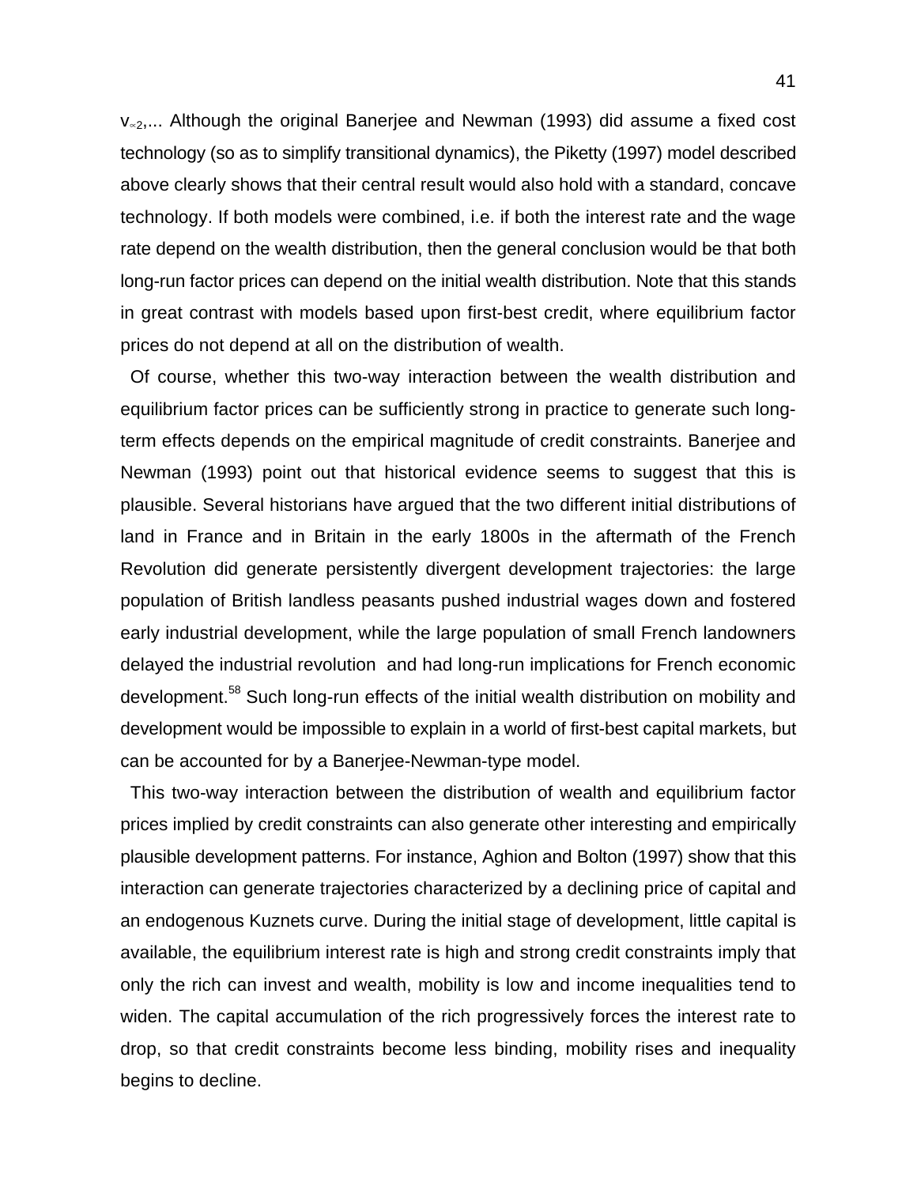$v_{\infty 2}$,... Although the original Banerjee and Newman (1993) did assume a fixed cost technology (so as to simplify transitional dynamics), the Piketty (1997) model described above clearly shows that their central result would also hold with a standard, concave technology. If both models were combined, i.e. if both the interest rate and the wage rate depend on the wealth distribution, then the general conclusion would be that both long-run factor prices can depend on the initial wealth distribution. Note that this stands in great contrast with models based upon first-best credit, where equilibrium factor prices do not depend at all on the distribution of wealth.

Of course, whether this two-way interaction between the wealth distribution and equilibrium factor prices can be sufficiently strong in practice to generate such long-term effects depends on the empirical magnitude of credit constraints. Banerjee and Newman (1993) point out that historical evidence seems to suggest that this is plausible. Several historians have argued that the two different initial distributions of land in France and in Britain in the early 1800s in the aftermath of the French Revolution did generate persistently divergent development trajectories: the large population of British landless peasants pushed industrial wages down and fostered early industrial development, while the large population of small French landowners delayed the industrial revolution and had long-run implications for French economic development.[58] Such long-run effects of the initial wealth distribution on mobility and development would be impossible to explain in a world of first-best capital markets, but can be accounted for by a Banerjee-Newman-type model.

This two-way interaction between the distribution of wealth and equilibrium factor prices implied by credit constraints can also generate other interesting and empirically plausible development patterns. For instance, Aghion and Bolton (1997) show that this interaction can generate trajectories characterized by a declining price of capital and an endogenous Kuznets curve. During the initial stage of development, little capital is available, the equilibrium interest rate is high and strong credit constraints imply that only the rich can invest and wealth, mobility is low and income inequalities tend to widen. The capital accumulation of the rich progressively forces the interest rate to drop, so that credit constraints become less binding, mobility rises and inequality begins to decline.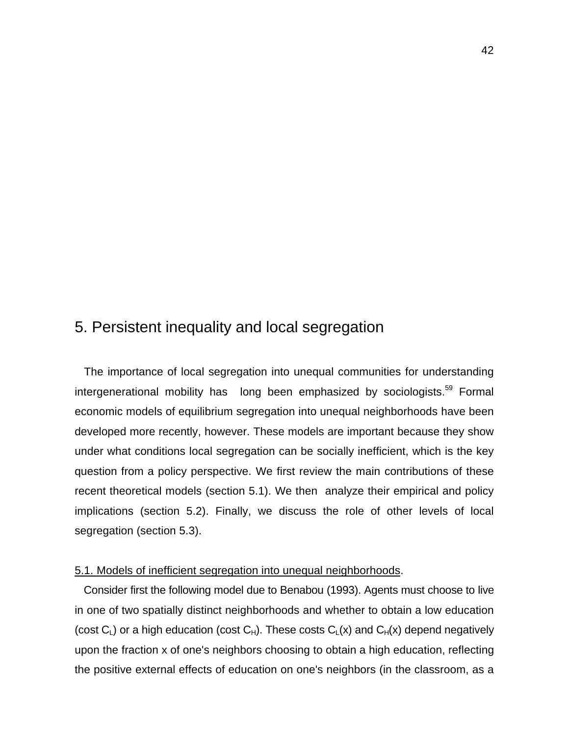# 5. Persistent inequality and local segregation

The importance of local segregation into unequal communities for understanding intergenerational mobility has long been emphasized by sociologists.[59] Formal economic models of equilibrium segregation into unequal neighborhoods have been developed more recently, however. These models are important because they show under what conditions local segregation can be socially inefficient, which is the key question from a policy perspective. We first review the main contributions of these recent theoretical models (section 5.1). We then analyze their empirical and policy implications (section 5.2). Finally, we discuss the role of other levels of local segregation (section 5.3).

## 5.1. Models of inefficient segregation into unequal neighborhoods.

Consider first the following model due to Benabou (1993). Agents must choose to live in one of two spatially distinct neighborhoods and whether to obtain a low education (cost $C_L$) or a high education (cost $C_H$). These costs $C_L(x)$ and $C_H(x)$ depend negatively upon the fraction x of one's neighbors choosing to obtain a high education, reflecting the positive external effects of education on one's neighbors (in the classroom, as a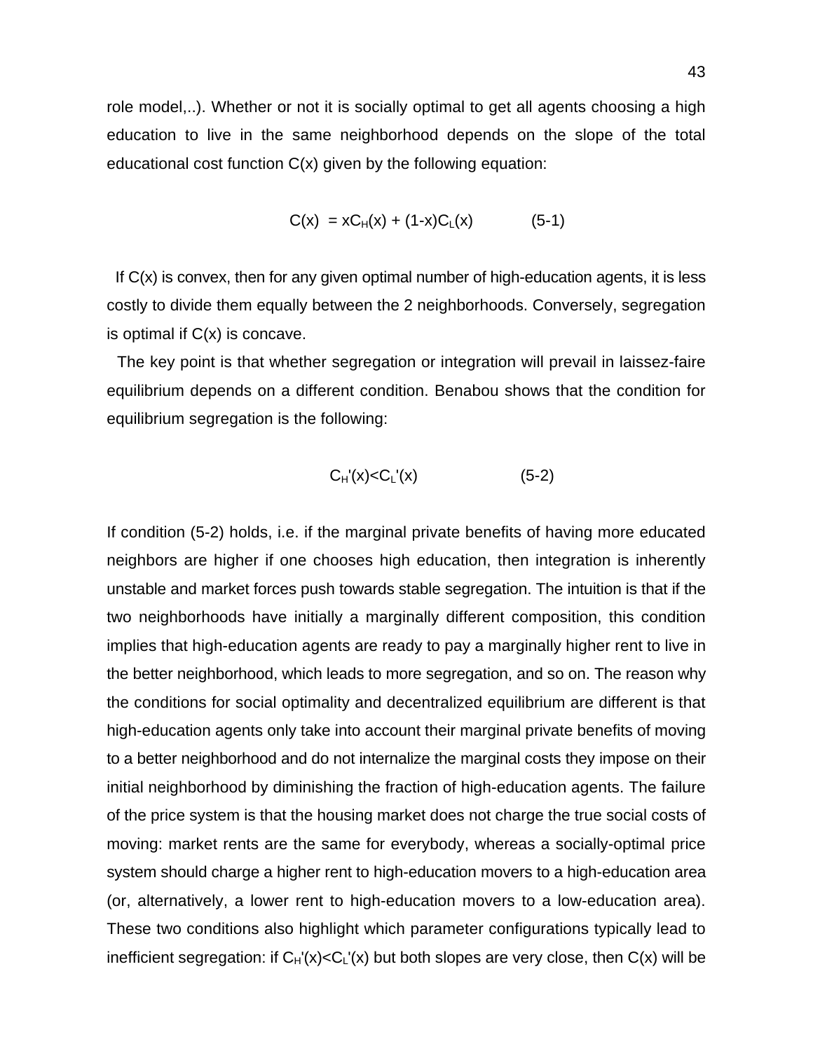role model,..). Whether or not it is socially optimal to get all agents choosing a high education to live in the same neighborhood depends on the slope of the total educational cost function C(x) given by the following equation:

$$C(x) = xC_H(x) + (1-x)C_L(x) \qquad (5\text{-}1)$$

If C(x) is convex, then for any given optimal number of high-education agents, it is less costly to divide them equally between the 2 neighborhoods. Conversely, segregation is optimal if C(x) is concave.

The key point is that whether segregation or integration will prevail in laissez-faire equilibrium depends on a different condition. Benabou shows that the condition for equilibrium segregation is the following:

$$C_H'(x) < C_L'(x) \qquad (5\text{-}2)$$

If condition (5-2) holds, i.e. if the marginal private benefits of having more educated neighbors are higher if one chooses high education, then integration is inherently unstable and market forces push towards stable segregation. The intuition is that if the two neighborhoods have initially a marginally different composition, this condition implies that high-education agents are ready to pay a marginally higher rent to live in the better neighborhood, which leads to more segregation, and so on. The reason why the conditions for social optimality and decentralized equilibrium are different is that high-education agents only take into account their marginal private benefits of moving to a better neighborhood and do not internalize the marginal costs they impose on their initial neighborhood by diminishing the fraction of high-education agents. The failure of the price system is that the housing market does not charge the true social costs of moving: market rents are the same for everybody, whereas a socially-optimal price system should charge a higher rent to high-education movers to a high-education area (or, alternatively, a lower rent to high-education movers to a low-education area). These two conditions also highlight which parameter configurations typically lead to inefficient segregation: if $C_H'(x) < C_L'(x)$ but both slopes are very close, then C(x) will be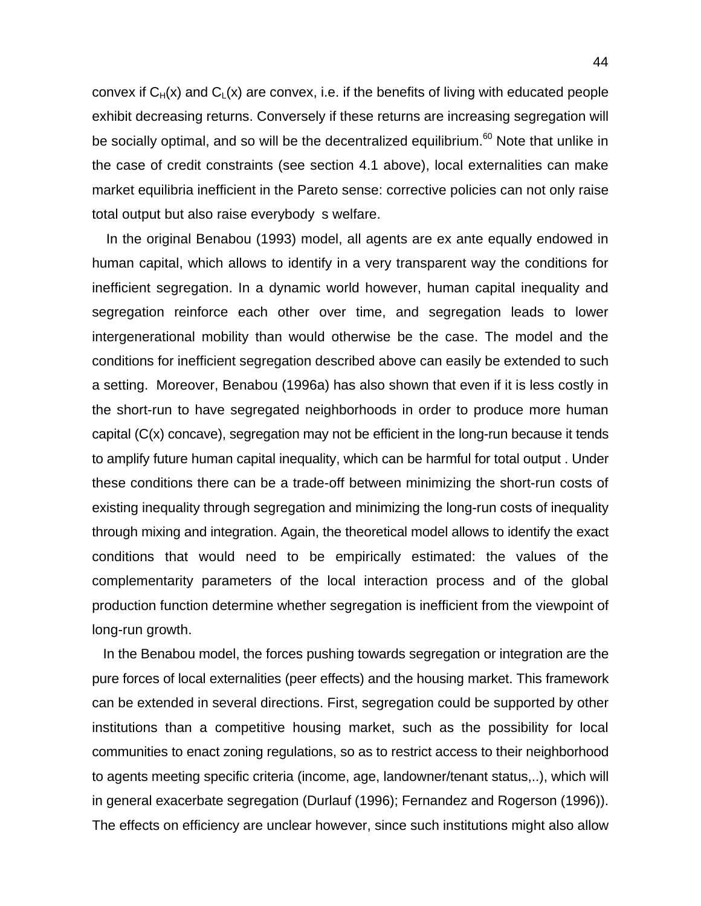convex if $C_H(x)$ and $C_L(x)$ are convex, i.e. if the benefits of living with educated people exhibit decreasing returns. Conversely if these returns are increasing segregation will be socially optimal, and so will be the decentralized equilibrium.[60] Note that unlike in the case of credit constraints (see section 4.1 above), local externalities can make market equilibria inefficient in the Pareto sense: corrective policies can not only raise total output but also raise everybody s welfare.

In the original Benabou (1993) model, all agents are ex ante equally endowed in human capital, which allows to identify in a very transparent way the conditions for inefficient segregation. In a dynamic world however, human capital inequality and segregation reinforce each other over time, and segregation leads to lower intergenerational mobility than would otherwise be the case. The model and the conditions for inefficient segregation described above can easily be extended to such a setting. Moreover, Benabou (1996a) has also shown that even if it is less costly in the short-run to have segregated neighborhoods in order to produce more human capital ($C(x)$ concave), segregation may not be efficient in the long-run because it tends to amplify future human capital inequality, which can be harmful for total output . Under these conditions there can be a trade-off between minimizing the short-run costs of existing inequality through segregation and minimizing the long-run costs of inequality through mixing and integration. Again, the theoretical model allows to identify the exact conditions that would need to be empirically estimated: the values of the complementarity parameters of the local interaction process and of the global production function determine whether segregation is inefficient from the viewpoint of long-run growth.

In the Benabou model, the forces pushing towards segregation or integration are the pure forces of local externalities (peer effects) and the housing market. This framework can be extended in several directions. First, segregation could be supported by other institutions than a competitive housing market, such as the possibility for local communities to enact zoning regulations, so as to restrict access to their neighborhood to agents meeting specific criteria (income, age, landowner/tenant status,..), which will in general exacerbate segregation (Durlauf (1996); Fernandez and Rogerson (1996)). The effects on efficiency are unclear however, since such institutions might also allow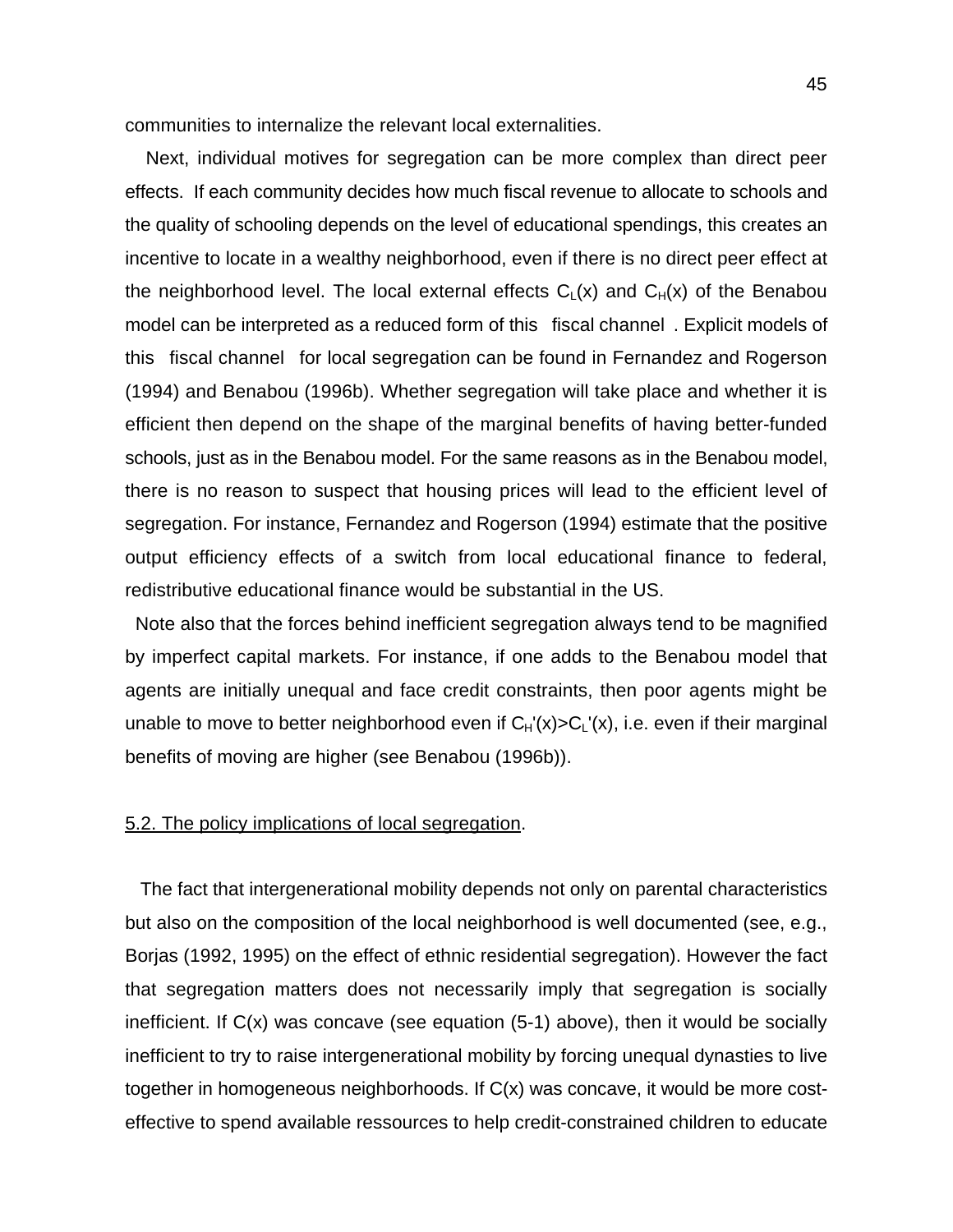communities to internalize the relevant local externalities.

Next, individual motives for segregation can be more complex than direct peer effects. If each community decides how much fiscal revenue to allocate to schools and the quality of schooling depends on the level of educational spendings, this creates an incentive to locate in a wealthy neighborhood, even if there is no direct peer effect at the neighborhood level. The local external effects $C_L(x)$ and $C_H(x)$ of the Benabou model can be interpreted as a reduced form of this fiscal channel . Explicit models of this fiscal channel for local segregation can be found in Fernandez and Rogerson (1994) and Benabou (1996b). Whether segregation will take place and whether it is efficient then depend on the shape of the marginal benefits of having better-funded schools, just as in the Benabou model. For the same reasons as in the Benabou model, there is no reason to suspect that housing prices will lead to the efficient level of segregation. For instance, Fernandez and Rogerson (1994) estimate that the positive output efficiency effects of a switch from local educational finance to federal, redistributive educational finance would be substantial in the US.

Note also that the forces behind inefficient segregation always tend to be magnified by imperfect capital markets. For instance, if one adds to the Benabou model that agents are initially unequal and face credit constraints, then poor agents might be unable to move to better neighborhood even if $C_H'(x)>C_L'(x)$, i.e. even if their marginal benefits of moving are higher (see Benabou (1996b)).

## 5.2. The policy implications of local segregation.

The fact that intergenerational mobility depends not only on parental characteristics but also on the composition of the local neighborhood is well documented (see, e.g., Borjas (1992, 1995) on the effect of ethnic residential segregation). However the fact that segregation matters does not necessarily imply that segregation is socially inefficient. If $C(x)$ was concave (see equation (5-1) above), then it would be socially inefficient to try to raise intergenerational mobility by forcing unequal dynasties to live together in homogeneous neighborhoods. If $C(x)$ was concave, it would be more cost-effective to spend available ressources to help credit-constrained children to educate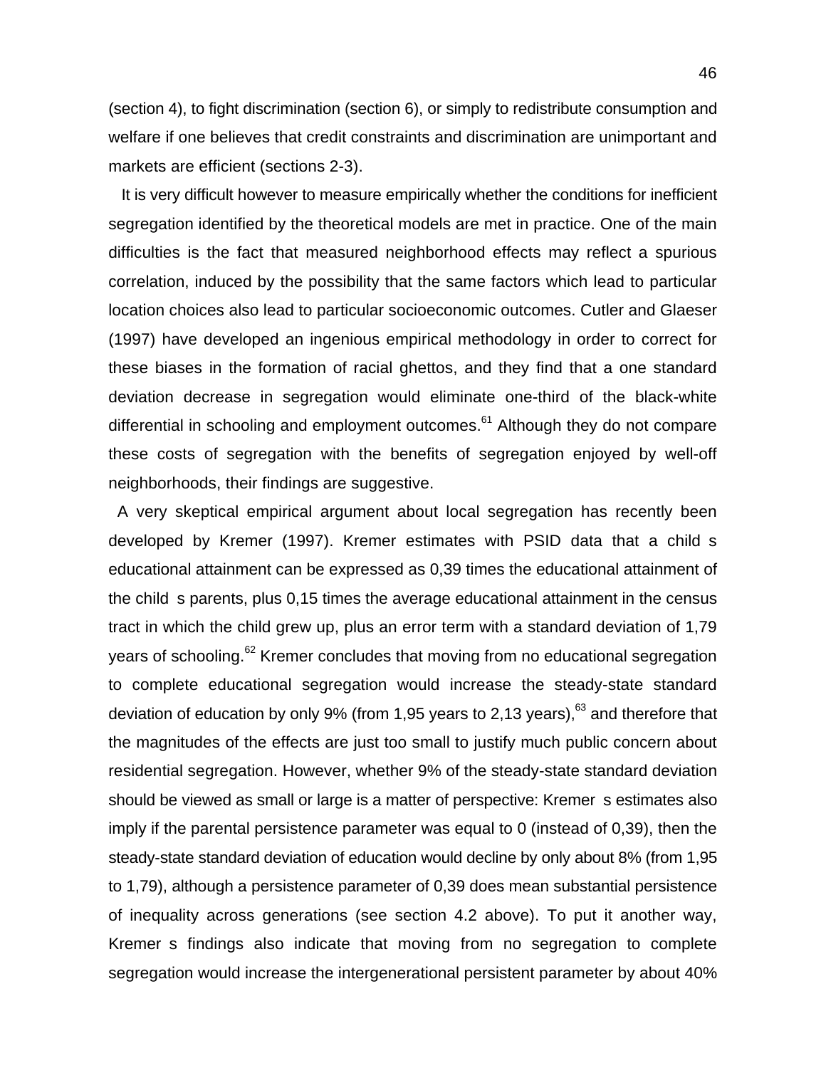(section 4), to fight discrimination (section 6), or simply to redistribute consumption and welfare if one believes that credit constraints and discrimination are unimportant and markets are efficient (sections 2-3).

It is very difficult however to measure empirically whether the conditions for inefficient segregation identified by the theoretical models are met in practice. One of the main difficulties is the fact that measured neighborhood effects may reflect a spurious correlation, induced by the possibility that the same factors which lead to particular location choices also lead to particular socioeconomic outcomes. Cutler and Glaeser (1997) have developed an ingenious empirical methodology in order to correct for these biases in the formation of racial ghettos, and they find that a one standard deviation decrease in segregation would eliminate one-third of the black-white differential in schooling and employment outcomes.[61] Although they do not compare these costs of segregation with the benefits of segregation enjoyed by well-off neighborhoods, their findings are suggestive.

A very skeptical empirical argument about local segregation has recently been developed by Kremer (1997). Kremer estimates with PSID data that a child s educational attainment can be expressed as 0,39 times the educational attainment of the child s parents, plus 0,15 times the average educational attainment in the census tract in which the child grew up, plus an error term with a standard deviation of 1,79 years of schooling.[62] Kremer concludes that moving from no educational segregation to complete educational segregation would increase the steady-state standard deviation of education by only 9% (from 1,95 years to 2,13 years),[63] and therefore that the magnitudes of the effects are just too small to justify much public concern about residential segregation. However, whether 9% of the steady-state standard deviation should be viewed as small or large is a matter of perspective: Kremer s estimates also imply if the parental persistence parameter was equal to 0 (instead of 0,39), then the steady-state standard deviation of education would decline by only about 8% (from 1,95 to 1,79), although a persistence parameter of 0,39 does mean substantial persistence of inequality across generations (see section 4.2 above). To put it another way, Kremer s findings also indicate that moving from no segregation to complete segregation would increase the intergenerational persistent parameter by about 40%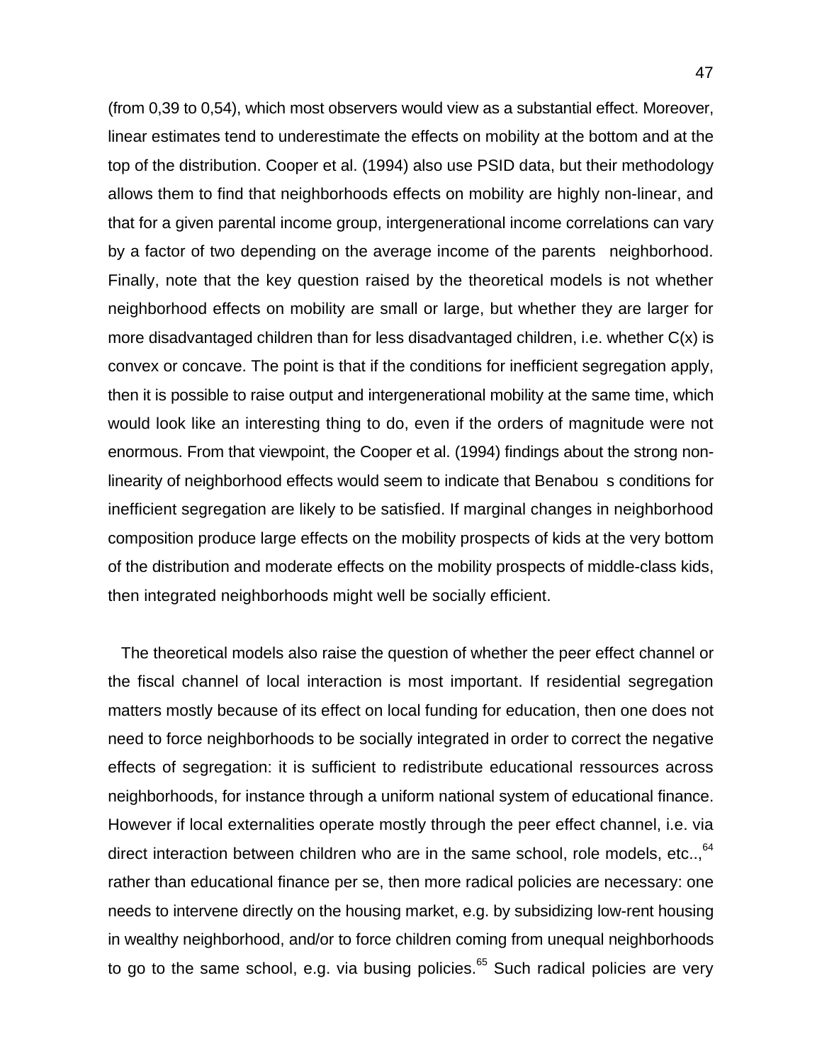(from 0,39 to 0,54), which most observers would view as a substantial effect. Moreover, linear estimates tend to underestimate the effects on mobility at the bottom and at the top of the distribution. Cooper et al. (1994) also use PSID data, but their methodology allows them to find that neighborhoods effects on mobility are highly non-linear, and that for a given parental income group, intergenerational income correlations can vary by a factor of two depending on the average income of the parents neighborhood. Finally, note that the key question raised by the theoretical models is not whether neighborhood effects on mobility are small or large, but whether they are larger for more disadvantaged children than for less disadvantaged children, i.e. whether C(x) is convex or concave. The point is that if the conditions for inefficient segregation apply, then it is possible to raise output and intergenerational mobility at the same time, which would look like an interesting thing to do, even if the orders of magnitude were not enormous. From that viewpoint, the Cooper et al. (1994) findings about the strong non-linearity of neighborhood effects would seem to indicate that Benabou s conditions for inefficient segregation are likely to be satisfied. If marginal changes in neighborhood composition produce large effects on the mobility prospects of kids at the very bottom of the distribution and moderate effects on the mobility prospects of middle-class kids, then integrated neighborhoods might well be socially efficient.

The theoretical models also raise the question of whether the peer effect channel or the fiscal channel of local interaction is most important. If residential segregation matters mostly because of its effect on local funding for education, then one does not need to force neighborhoods to be socially integrated in order to correct the negative effects of segregation: it is sufficient to redistribute educational ressources across neighborhoods, for instance through a uniform national system of educational finance. However if local externalities operate mostly through the peer effect channel, i.e. via direct interaction between children who are in the same school, role models, etc..,[64] rather than educational finance per se, then more radical policies are necessary: one needs to intervene directly on the housing market, e.g. by subsidizing low-rent housing in wealthy neighborhood, and/or to force children coming from unequal neighborhoods to go to the same school, e.g. via busing policies.[65] Such radical policies are very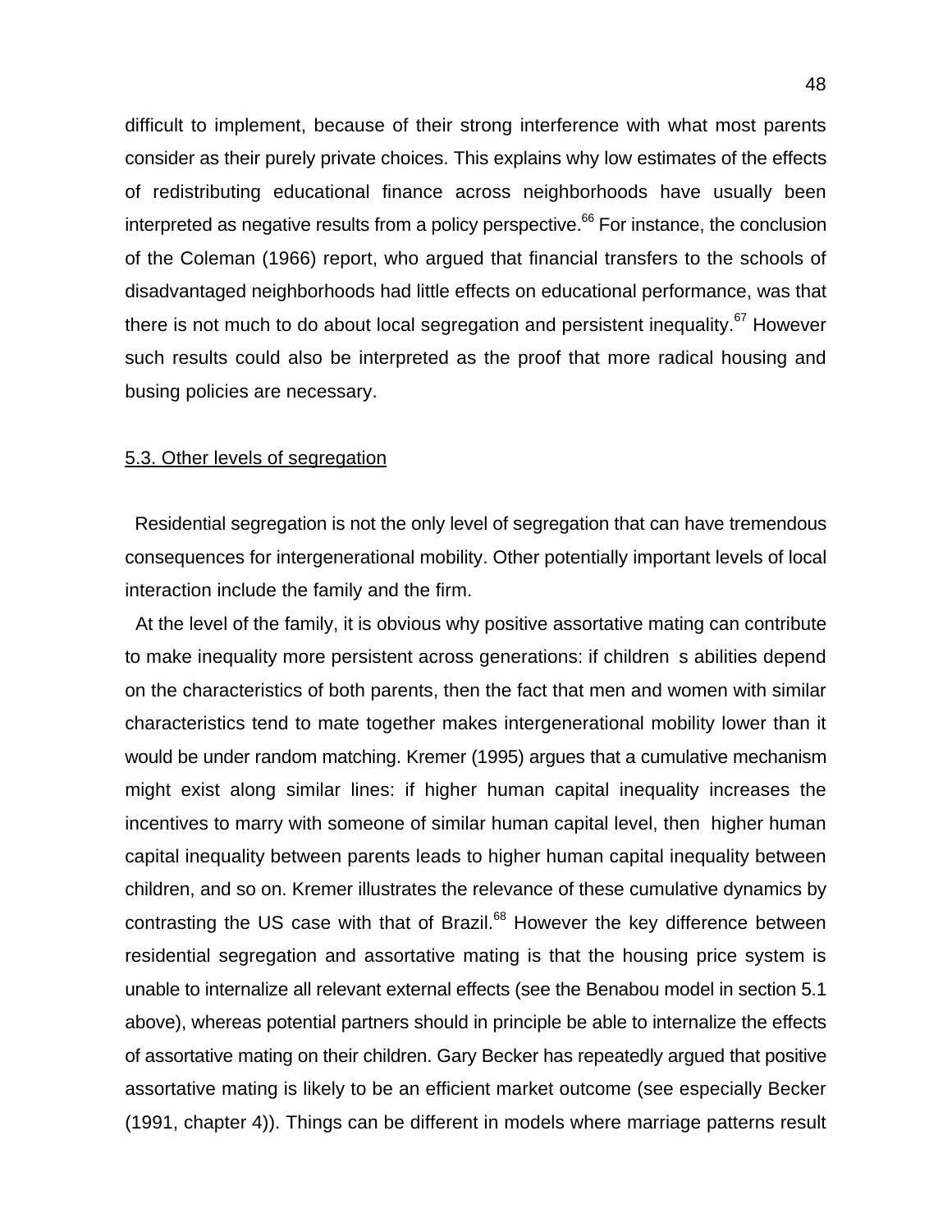difficult to implement, because of their strong interference with what most parents consider as their purely private choices. This explains why low estimates of the effects of redistributing educational finance across neighborhoods have usually been interpreted as negative results from a policy perspective.[66] For instance, the conclusion of the Coleman (1966) report, who argued that financial transfers to the schools of disadvantaged neighborhoods had little effects on educational performance, was that there is not much to do about local segregation and persistent inequality.[67] However such results could also be interpreted as the proof that more radical housing and busing policies are necessary.

### 5.3. Other levels of segregation

Residential segregation is not the only level of segregation that can have tremendous consequences for intergenerational mobility. Other potentially important levels of local interaction include the family and the firm.

At the level of the family, it is obvious why positive assortative mating can contribute to make inequality more persistent across generations: if children s abilities depend on the characteristics of both parents, then the fact that men and women with similar characteristics tend to mate together makes intergenerational mobility lower than it would be under random matching. Kremer (1995) argues that a cumulative mechanism might exist along similar lines: if higher human capital inequality increases the incentives to marry with someone of similar human capital level, then higher human capital inequality between parents leads to higher human capital inequality between children, and so on. Kremer illustrates the relevance of these cumulative dynamics by contrasting the US case with that of Brazil.[68] However the key difference between residential segregation and assortative mating is that the housing price system is unable to internalize all relevant external effects (see the Benabou model in section 5.1 above), whereas potential partners should in principle be able to internalize the effects of assortative mating on their children. Gary Becker has repeatedly argued that positive assortative mating is likely to be an efficient market outcome (see especially Becker (1991, chapter 4)). Things can be different in models where marriage patterns result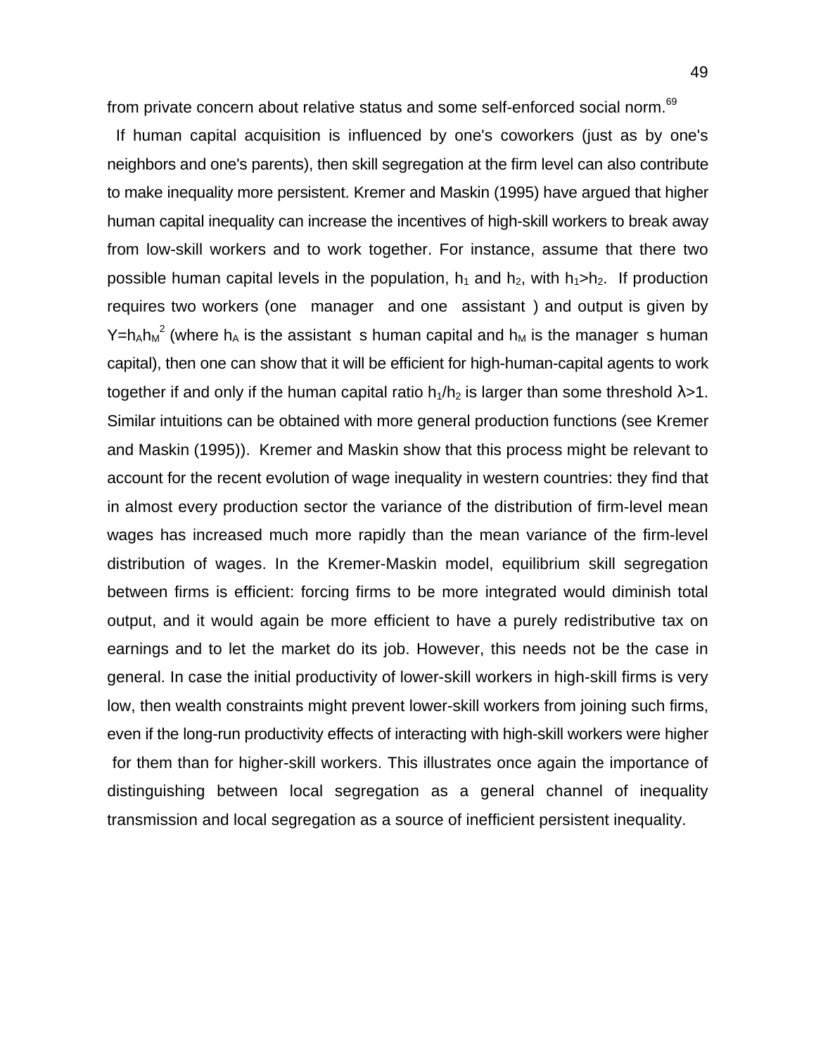from private concern about relative status and some self-enforced social norm.[69]

If human capital acquisition is influenced by one's coworkers (just as by one's neighbors and one's parents), then skill segregation at the firm level can also contribute to make inequality more persistent. Kremer and Maskin (1995) have argued that higher human capital inequality can increase the incentives of high-skill workers to break away from low-skill workers and to work together. For instance, assume that there two possible human capital levels in the population, $h_1$ and $h_2$, with $h_1 > h_2$. If production requires two workers (one manager and one assistant ) and output is given by $Y = h_A h_M^2$ (where $h_A$ is the assistant s human capital and $h_M$ is the manager s human capital), then one can show that it will be efficient for high-human-capital agents to work together if and only if the human capital ratio $h_1/h_2$ is larger than some threshold $\lambda > 1$. Similar intuitions can be obtained with more general production functions (see Kremer and Maskin (1995)). Kremer and Maskin show that this process might be relevant to account for the recent evolution of wage inequality in western countries: they find that in almost every production sector the variance of the distribution of firm-level mean wages has increased much more rapidly than the mean variance of the firm-level distribution of wages. In the Kremer-Maskin model, equilibrium skill segregation between firms is efficient: forcing firms to be more integrated would diminish total output, and it would again be more efficient to have a purely redistributive tax on earnings and to let the market do its job. However, this needs not be the case in general. In case the initial productivity of lower-skill workers in high-skill firms is very low, then wealth constraints might prevent lower-skill workers from joining such firms, even if the long-run productivity effects of interacting with high-skill workers were higher for them than for higher-skill workers. This illustrates once again the importance of distinguishing between local segregation as a general channel of inequality transmission and local segregation as a source of inefficient persistent inequality.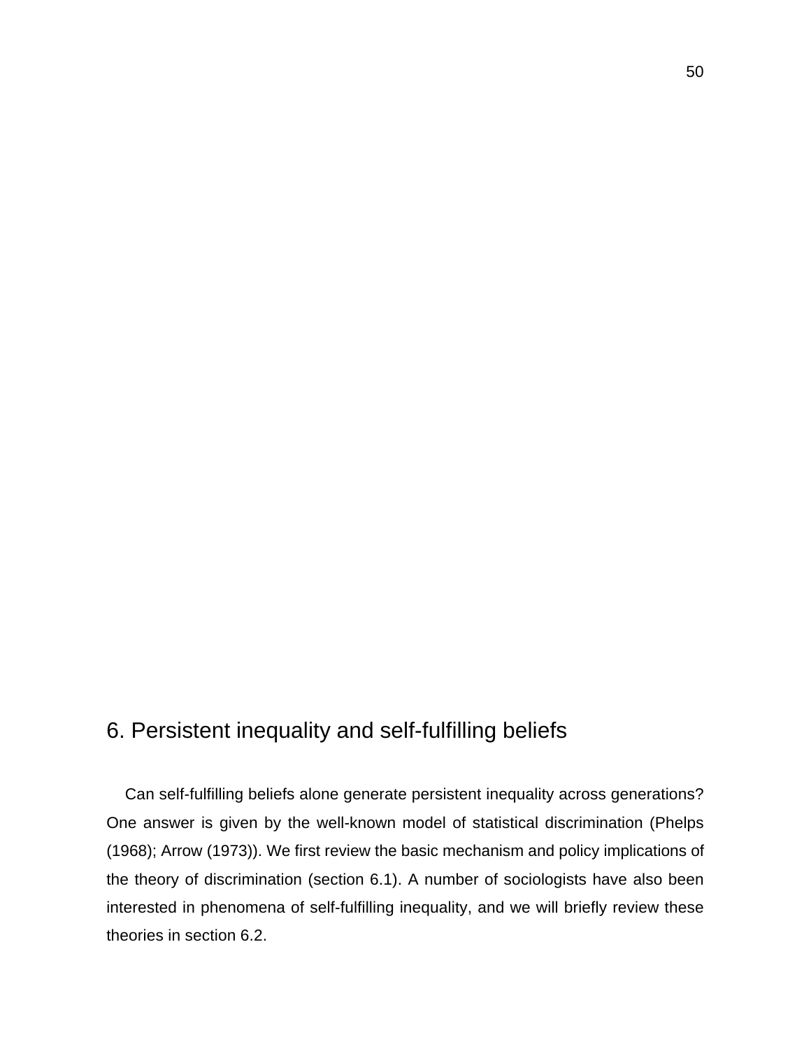# 6. Persistent inequality and self-fulfilling beliefs

Can self-fulfilling beliefs alone generate persistent inequality across generations? One answer is given by the well-known model of statistical discrimination (Phelps (1968); Arrow (1973)). We first review the basic mechanism and policy implications of the theory of discrimination (section 6.1). A number of sociologists have also been interested in phenomena of self-fulfilling inequality, and we will briefly review these theories in section 6.2.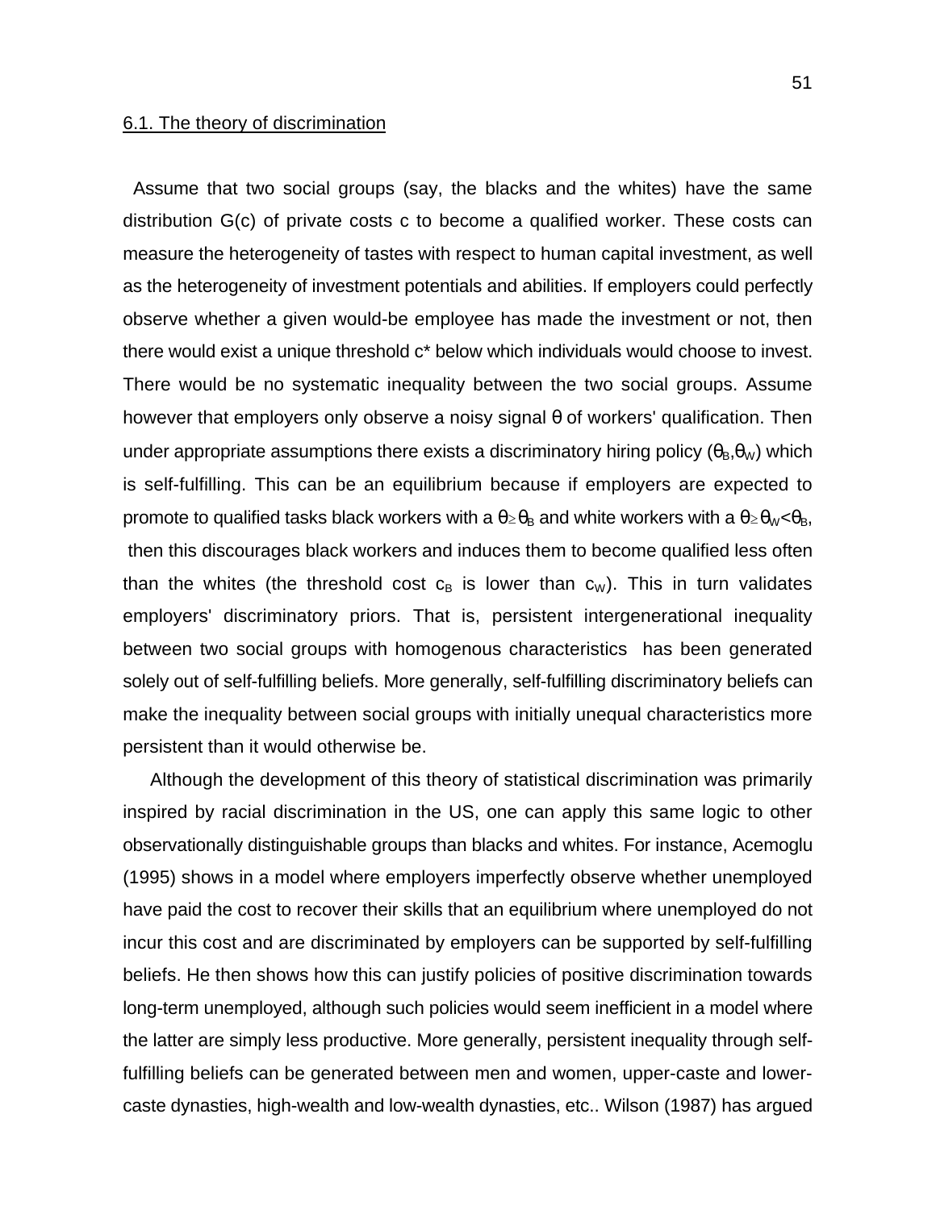6.1. The theory of discrimination

Assume that two social groups (say, the blacks and the whites) have the same distribution G(c) of private costs c to become a qualified worker. These costs can measure the heterogeneity of tastes with respect to human capital investment, as well as the heterogeneity of investment potentials and abilities. If employers could perfectly observe whether a given would-be employee has made the investment or not, then there would exist a unique threshold c* below which individuals would choose to invest. There would be no systematic inequality between the two social groups. Assume however that employers only observe a noisy signal $\theta$ of workers' qualification. Then under appropriate assumptions there exists a discriminatory hiring policy ($\theta_B$,$\theta_W$) which is self-fulfilling. This can be an equilibrium because if employers are expected to promote to qualified tasks black workers with a $\theta \geq \theta_B$ and white workers with a $\theta \geq \theta_W < \theta_B$, then this discourages black workers and induces them to become qualified less often than the whites (the threshold cost $c_B$ is lower than $c_W$). This in turn validates employers' discriminatory priors. That is, persistent intergenerational inequality between two social groups with homogenous characteristics has been generated solely out of self-fulfilling beliefs. More generally, self-fulfilling discriminatory beliefs can make the inequality between social groups with initially unequal characteristics more persistent than it would otherwise be.

Although the development of this theory of statistical discrimination was primarily inspired by racial discrimination in the US, one can apply this same logic to other observationally distinguishable groups than blacks and whites. For instance, Acemoglu (1995) shows in a model where employers imperfectly observe whether unemployed have paid the cost to recover their skills that an equilibrium where unemployed do not incur this cost and are discriminated by employers can be supported by self-fulfilling beliefs. He then shows how this can justify policies of positive discrimination towards long-term unemployed, although such policies would seem inefficient in a model where the latter are simply less productive. More generally, persistent inequality through self-fulfilling beliefs can be generated between men and women, upper-caste and lower-caste dynasties, high-wealth and low-wealth dynasties, etc.. Wilson (1987) has argued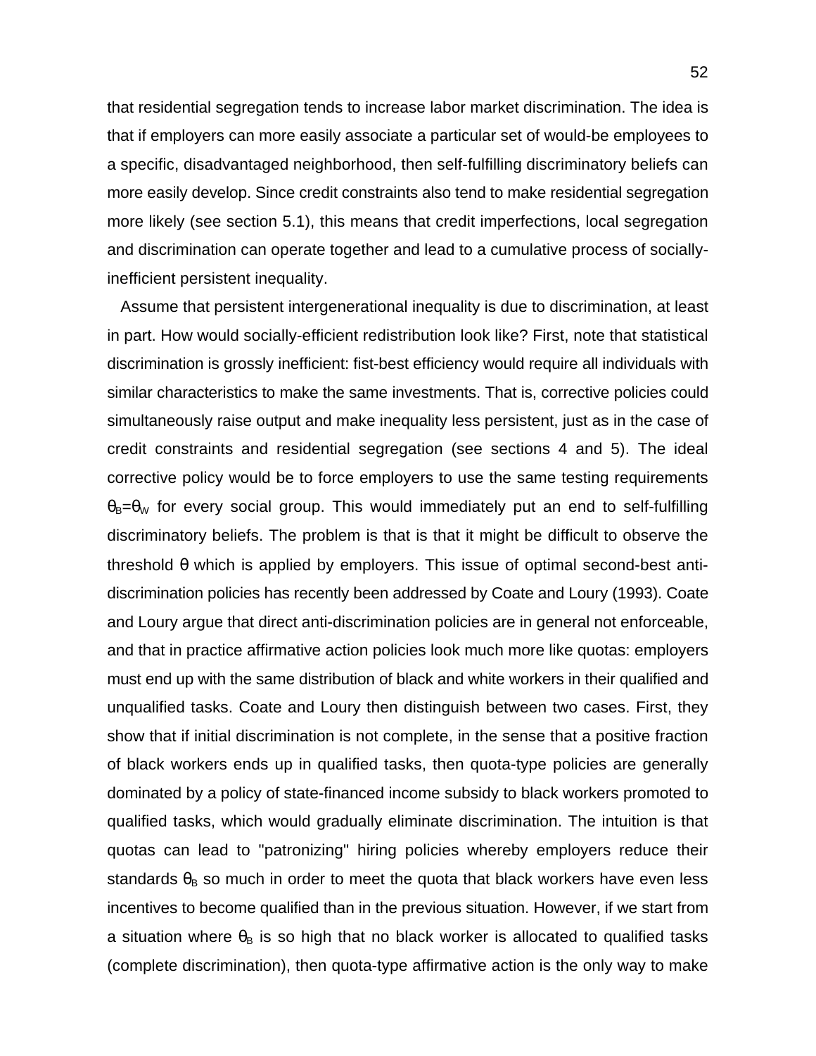that residential segregation tends to increase labor market discrimination. The idea is that if employers can more easily associate a particular set of would-be employees to a specific, disadvantaged neighborhood, then self-fulfilling discriminatory beliefs can more easily develop. Since credit constraints also tend to make residential segregation more likely (see section 5.1), this means that credit imperfections, local segregation and discrimination can operate together and lead to a cumulative process of socially-inefficient persistent inequality.

Assume that persistent intergenerational inequality is due to discrimination, at least in part. How would socially-efficient redistribution look like? First, note that statistical discrimination is grossly inefficient: fist-best efficiency would require all individuals with similar characteristics to make the same investments. That is, corrective policies could simultaneously raise output and make inequality less persistent, just as in the case of credit constraints and residential segregation (see sections 4 and 5). The ideal corrective policy would be to force employers to use the same testing requirements $\theta_B = \theta_W$ for every social group. This would immediately put an end to self-fulfilling discriminatory beliefs. The problem is that is that it might be difficult to observe the threshold $\theta$ which is applied by employers. This issue of optimal second-best anti-discrimination policies has recently been addressed by Coate and Loury (1993). Coate and Loury argue that direct anti-discrimination policies are in general not enforceable, and that in practice affirmative action policies look much more like quotas: employers must end up with the same distribution of black and white workers in their qualified and unqualified tasks. Coate and Loury then distinguish between two cases. First, they show that if initial discrimination is not complete, in the sense that a positive fraction of black workers ends up in qualified tasks, then quota-type policies are generally dominated by a policy of state-financed income subsidy to black workers promoted to qualified tasks, which would gradually eliminate discrimination. The intuition is that quotas can lead to "patronizing" hiring policies whereby employers reduce their standards $\theta_B$ so much in order to meet the quota that black workers have even less incentives to become qualified than in the previous situation. However, if we start from a situation where $\theta_B$ is so high that no black worker is allocated to qualified tasks (complete discrimination), then quota-type affirmative action is the only way to make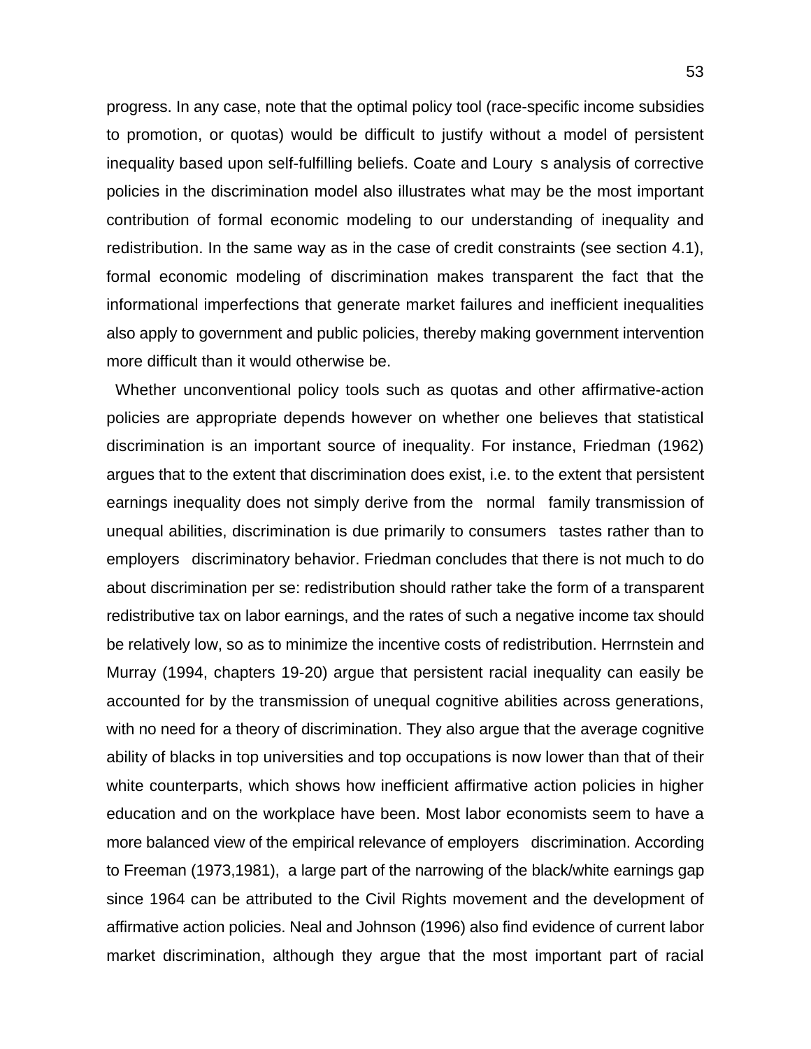progress. In any case, note that the optimal policy tool (race-specific income subsidies to promotion, or quotas) would be difficult to justify without a model of persistent inequality based upon self-fulfilling beliefs. Coate and Loury s analysis of corrective policies in the discrimination model also illustrates what may be the most important contribution of formal economic modeling to our understanding of inequality and redistribution. In the same way as in the case of credit constraints (see section 4.1), formal economic modeling of discrimination makes transparent the fact that the informational imperfections that generate market failures and inefficient inequalities also apply to government and public policies, thereby making government intervention more difficult than it would otherwise be.

Whether unconventional policy tools such as quotas and other affirmative-action policies are appropriate depends however on whether one believes that statistical discrimination is an important source of inequality. For instance, Friedman (1962) argues that to the extent that discrimination does exist, i.e. to the extent that persistent earnings inequality does not simply derive from the normal family transmission of unequal abilities, discrimination is due primarily to consumers tastes rather than to employers discriminatory behavior. Friedman concludes that there is not much to do about discrimination per se: redistribution should rather take the form of a transparent redistributive tax on labor earnings, and the rates of such a negative income tax should be relatively low, so as to minimize the incentive costs of redistribution. Herrnstein and Murray (1994, chapters 19-20) argue that persistent racial inequality can easily be accounted for by the transmission of unequal cognitive abilities across generations, with no need for a theory of discrimination. They also argue that the average cognitive ability of blacks in top universities and top occupations is now lower than that of their white counterparts, which shows how inefficient affirmative action policies in higher education and on the workplace have been. Most labor economists seem to have a more balanced view of the empirical relevance of employers discrimination. According to Freeman (1973,1981), a large part of the narrowing of the black/white earnings gap since 1964 can be attributed to the Civil Rights movement and the development of affirmative action policies. Neal and Johnson (1996) also find evidence of current labor market discrimination, although they argue that the most important part of racial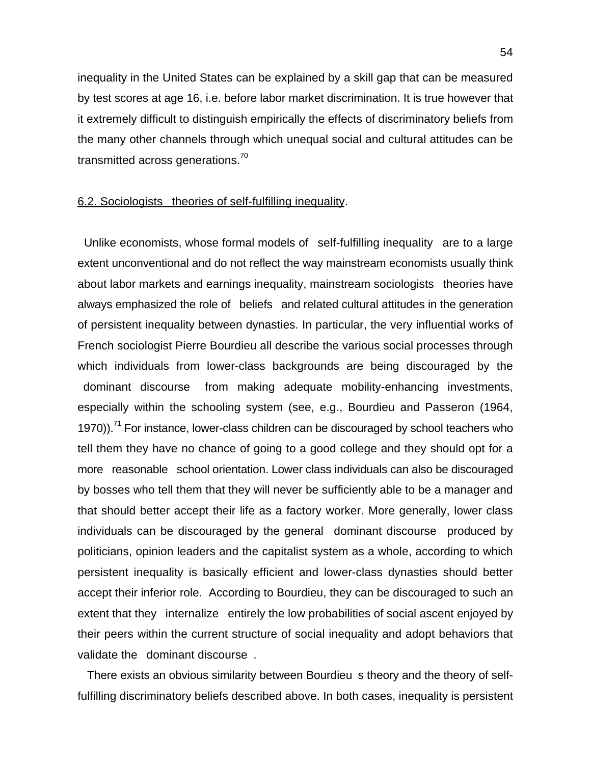inequality in the United States can be explained by a skill gap that can be measured by test scores at age 16, i.e. before labor market discrimination. It is true however that it extremely difficult to distinguish empirically the effects of discriminatory beliefs from the many other channels through which unequal social and cultural attitudes can be transmitted across generations.[70]

6.2. Sociologists theories of self-fulfilling inequality.

Unlike economists, whose formal models of self-fulfilling inequality are to a large extent unconventional and do not reflect the way mainstream economists usually think about labor markets and earnings inequality, mainstream sociologists theories have always emphasized the role of beliefs and related cultural attitudes in the generation of persistent inequality between dynasties. In particular, the very influential works of French sociologist Pierre Bourdieu all describe the various social processes through which individuals from lower-class backgrounds are being discouraged by the dominant discourse from making adequate mobility-enhancing investments, especially within the schooling system (see, e.g., Bourdieu and Passeron (1964, 1970)).[71] For instance, lower-class children can be discouraged by school teachers who tell them they have no chance of going to a good college and they should opt for a more reasonable school orientation. Lower class individuals can also be discouraged by bosses who tell them that they will never be sufficiently able to be a manager and that should better accept their life as a factory worker. More generally, lower class individuals can be discouraged by the general dominant discourse produced by politicians, opinion leaders and the capitalist system as a whole, according to which persistent inequality is basically efficient and lower-class dynasties should better accept their inferior role. According to Bourdieu, they can be discouraged to such an extent that they internalize entirely the low probabilities of social ascent enjoyed by their peers within the current structure of social inequality and adopt behaviors that validate the dominant discourse .

There exists an obvious similarity between Bourdieu s theory and the theory of self-fulfilling discriminatory beliefs described above. In both cases, inequality is persistent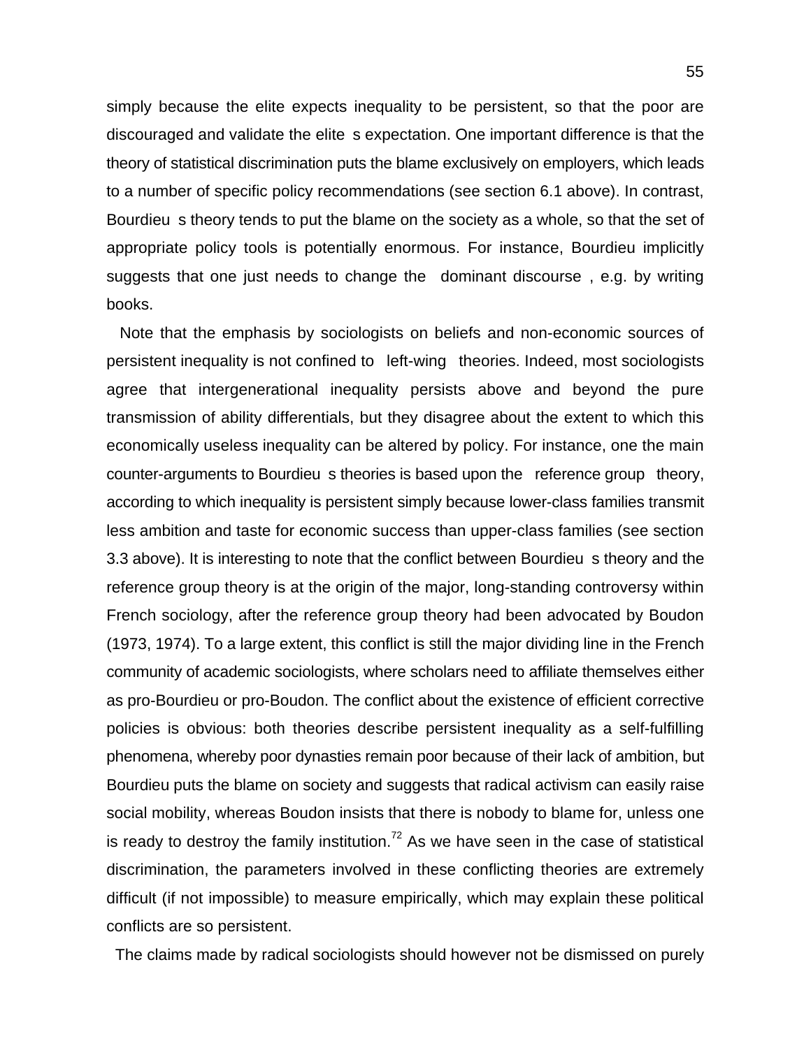simply because the elite expects inequality to be persistent, so that the poor are discouraged and validate the elite s expectation. One important difference is that the theory of statistical discrimination puts the blame exclusively on employers, which leads to a number of specific policy recommendations (see section 6.1 above). In contrast, Bourdieu s theory tends to put the blame on the society as a whole, so that the set of appropriate policy tools is potentially enormous. For instance, Bourdieu implicitly suggests that one just needs to change the dominant discourse , e.g. by writing books.

Note that the emphasis by sociologists on beliefs and non-economic sources of persistent inequality is not confined to left-wing theories. Indeed, most sociologists agree that intergenerational inequality persists above and beyond the pure transmission of ability differentials, but they disagree about the extent to which this economically useless inequality can be altered by policy. For instance, one the main counter-arguments to Bourdieu s theories is based upon the reference group theory, according to which inequality is persistent simply because lower-class families transmit less ambition and taste for economic success than upper-class families (see section 3.3 above). It is interesting to note that the conflict between Bourdieu s theory and the reference group theory is at the origin of the major, long-standing controversy within French sociology, after the reference group theory had been advocated by Boudon (1973, 1974). To a large extent, this conflict is still the major dividing line in the French community of academic sociologists, where scholars need to affiliate themselves either as pro-Bourdieu or pro-Boudon. The conflict about the existence of efficient corrective policies is obvious: both theories describe persistent inequality as a self-fulfilling phenomena, whereby poor dynasties remain poor because of their lack of ambition, but Bourdieu puts the blame on society and suggests that radical activism can easily raise social mobility, whereas Boudon insists that there is nobody to blame for, unless one is ready to destroy the family institution.[72] As we have seen in the case of statistical discrimination, the parameters involved in these conflicting theories are extremely difficult (if not impossible) to measure empirically, which may explain these political conflicts are so persistent.

The claims made by radical sociologists should however not be dismissed on purely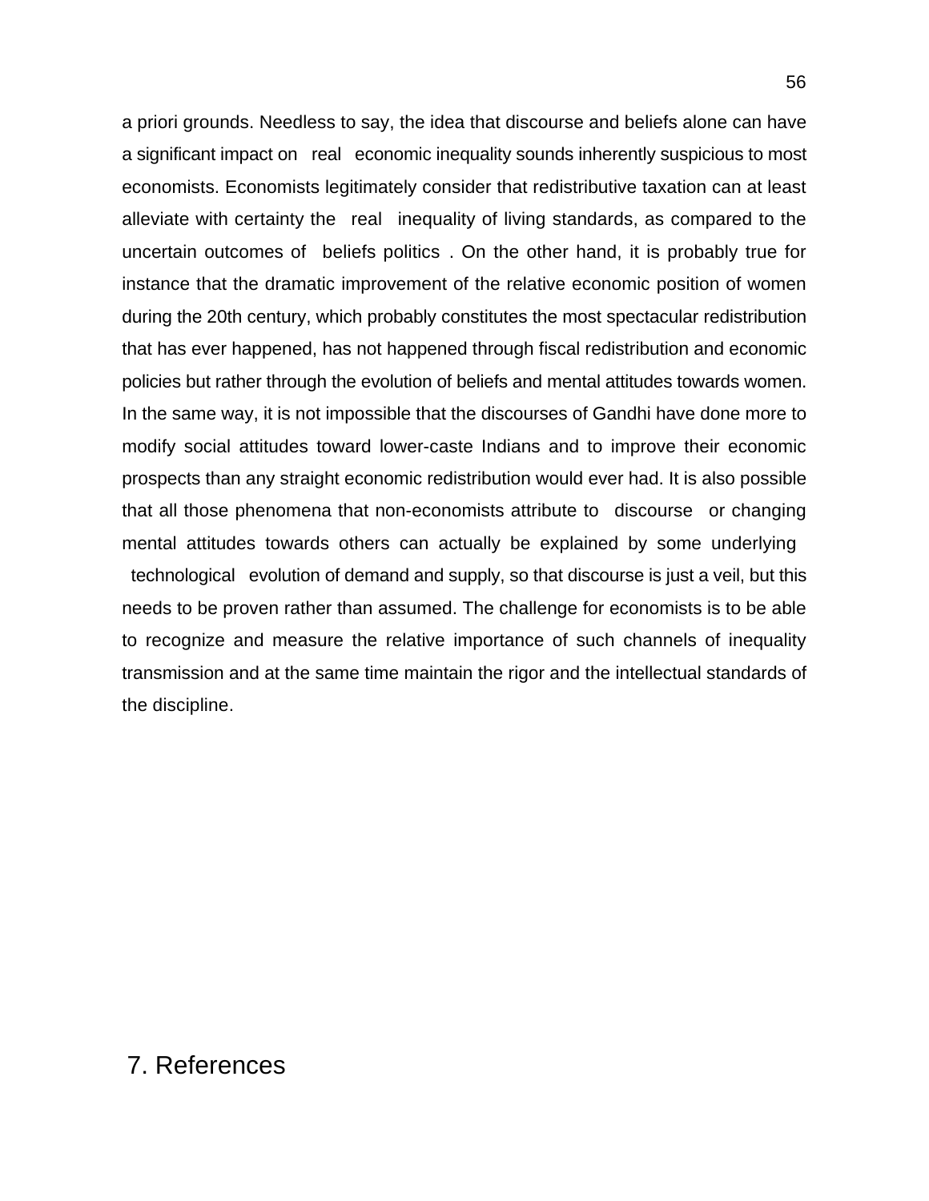a priori grounds. Needless to say, the idea that discourse and beliefs alone can have a significant impact on "real" economic inequality sounds inherently suspicious to most economists. Economists legitimately consider that redistributive taxation can at least alleviate with certainty the "real" inequality of living standards, as compared to the uncertain outcomes of "beliefs politics". On the other hand, it is probably true for instance that the dramatic improvement of the relative economic position of women during the 20th century, which probably constitutes the most spectacular redistribution that has ever happened, has not happened through fiscal redistribution and economic policies but rather through the evolution of beliefs and mental attitudes towards women. In the same way, it is not impossible that the discourses of Gandhi have done more to modify social attitudes toward lower-caste Indians and to improve their economic prospects than any straight economic redistribution would ever had. It is also possible that all those phenomena that non-economists attribute to "discourse" or changing mental attitudes towards others can actually be explained by some underlying "technological" evolution of demand and supply, so that discourse is just a veil, but this needs to be proven rather than assumed. The challenge for economists is to be able to recognize and measure the relative importance of such channels of inequality transmission and at the same time maintain the rigor and the intellectual standards of the discipline.

# 7. References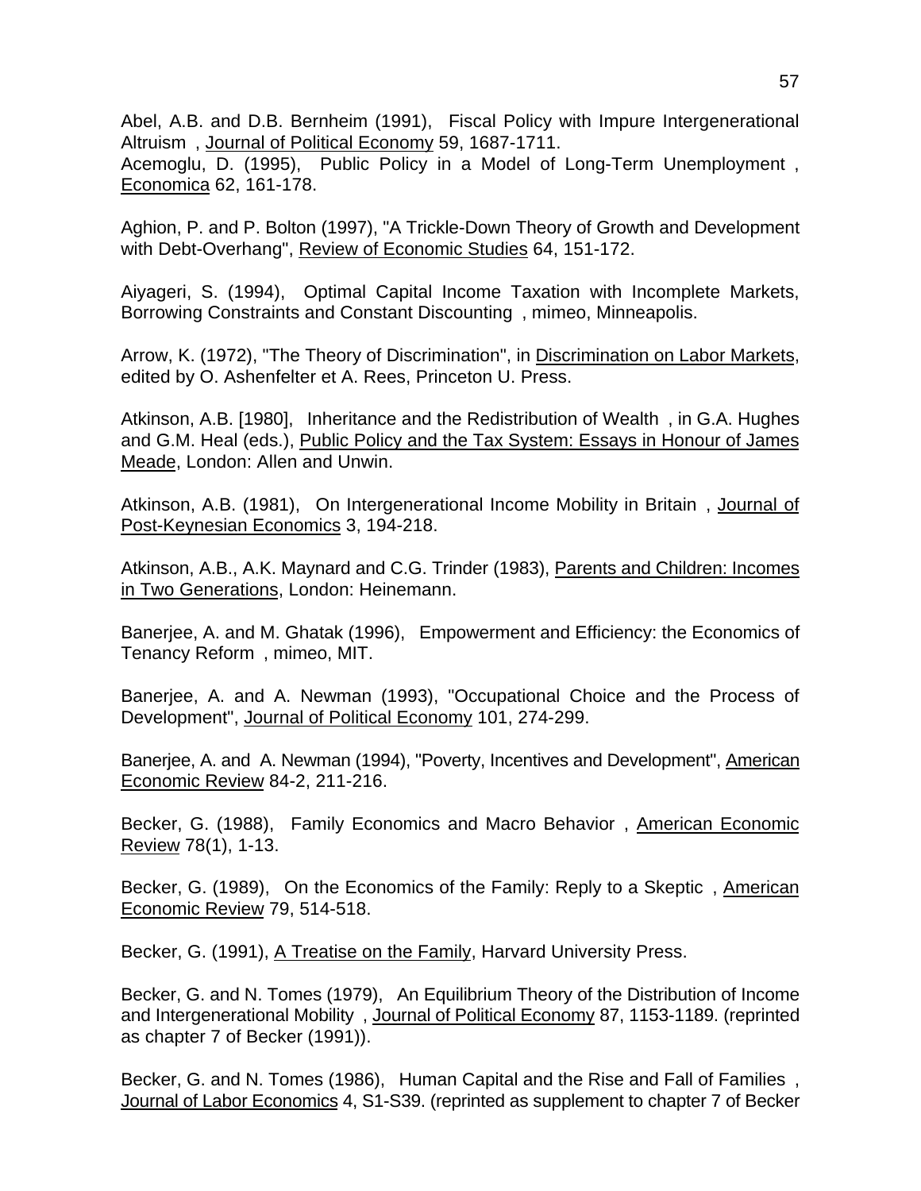Abel, A.B. and D.B. Bernheim (1991), Fiscal Policy with Impure Intergenerational Altruism , Journal of Political Economy 59, 1687-1711.
Acemoglu, D. (1995), Public Policy in a Model of Long-Term Unemployment , Economica 62, 161-178.

Aghion, P. and P. Bolton (1997), "A Trickle-Down Theory of Growth and Development with Debt-Overhang", Review of Economic Studies 64, 151-172.

Aiyageri, S. (1994), Optimal Capital Income Taxation with Incomplete Markets, Borrowing Constraints and Constant Discounting , mimeo, Minneapolis.

Arrow, K. (1972), "The Theory of Discrimination", in Discrimination on Labor Markets, edited by O. Ashenfelter et A. Rees, Princeton U. Press.

Atkinson, A.B. [1980], Inheritance and the Redistribution of Wealth , in G.A. Hughes and G.M. Heal (eds.), Public Policy and the Tax System: Essays in Honour of James Meade, London: Allen and Unwin.

Atkinson, A.B. (1981), On Intergenerational Income Mobility in Britain , Journal of Post-Keynesian Economics 3, 194-218.

Atkinson, A.B., A.K. Maynard and C.G. Trinder (1983), Parents and Children: Incomes in Two Generations, London: Heinemann.

Banerjee, A. and M. Ghatak (1996), Empowerment and Efficiency: the Economics of Tenancy Reform , mimeo, MIT.

Banerjee, A. and A. Newman (1993), "Occupational Choice and the Process of Development", Journal of Political Economy 101, 274-299.

Banerjee, A. and A. Newman (1994), "Poverty, Incentives and Development", American Economic Review 84-2, 211-216.

Becker, G. (1988), Family Economics and Macro Behavior , American Economic Review 78(1), 1-13.

Becker, G. (1989), On the Economics of the Family: Reply to a Skeptic , American Economic Review 79, 514-518.

Becker, G. (1991), A Treatise on the Family, Harvard University Press.

Becker, G. and N. Tomes (1979), An Equilibrium Theory of the Distribution of Income and Intergenerational Mobility , Journal of Political Economy 87, 1153-1189. (reprinted as chapter 7 of Becker (1991)).

Becker, G. and N. Tomes (1986), Human Capital and the Rise and Fall of Families , Journal of Labor Economics 4, S1-S39. (reprinted as supplement to chapter 7 of Becker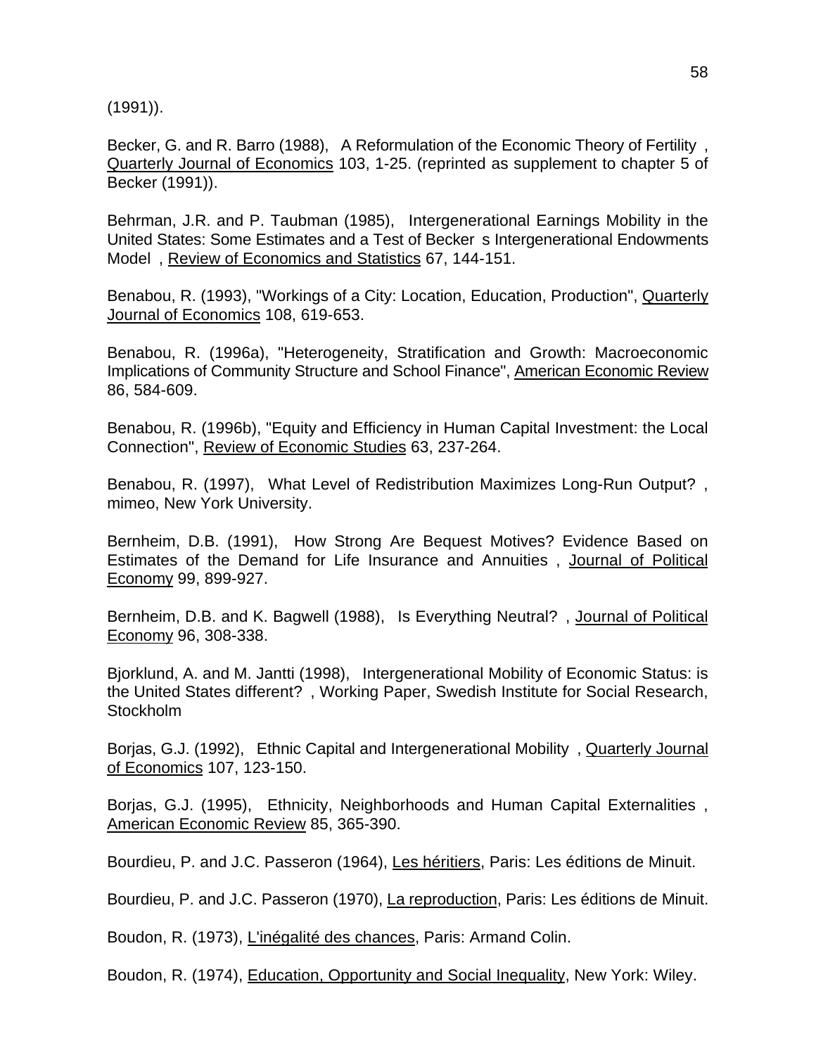(1991)).

Becker, G. and R. Barro (1988),   A Reformulation of the Economic Theory of Fertility  , Quarterly Journal of Economics 103, 1-25. (reprinted as supplement to chapter 5 of Becker (1991)).

Behrman, J.R. and P. Taubman (1985),   Intergenerational Earnings Mobility in the United States: Some Estimates and a Test of Becker  s Intergenerational Endowments Model  , Review of Economics and Statistics 67, 144-151.

Benabou, R. (1993), "Workings of a City: Location, Education, Production", Quarterly Journal of Economics 108, 619-653.

Benabou, R. (1996a), "Heterogeneity, Stratification and Growth: Macroeconomic Implications of Community Structure and School Finance", American Economic Review 86, 584-609.

Benabou, R. (1996b), "Equity and Efficiency in Human Capital Investment: the Local Connection", Review of Economic Studies 63, 237-264.

Benabou, R. (1997),   What Level of Redistribution Maximizes Long-Run Output?  , mimeo, New York University.

Bernheim, D.B. (1991),   How Strong Are Bequest Motives? Evidence Based on Estimates of the Demand for Life Insurance and Annuities  , Journal of Political Economy 99, 899-927.

Bernheim, D.B. and K. Bagwell (1988),   Is Everything Neutral?  , Journal of Political Economy 96, 308-338.

Bjorklund, A. and M. Jantti (1998),   Intergenerational Mobility of Economic Status: is the United States different?  , Working Paper, Swedish Institute for Social Research, Stockholm

Borjas, G.J. (1992),   Ethnic Capital and Intergenerational Mobility  , Quarterly Journal of Economics 107, 123-150.

Borjas, G.J. (1995),   Ethnicity, Neighborhoods and Human Capital Externalities  , American Economic Review 85, 365-390.

Bourdieu, P. and J.C. Passeron (1964), Les héritiers, Paris: Les éditions de Minuit.

Bourdieu, P. and J.C. Passeron (1970), La reproduction, Paris: Les éditions de Minuit.

Boudon, R. (1973), L'inégalité des chances, Paris: Armand Colin.

Boudon, R. (1974), Education, Opportunity and Social Inequality, New York: Wiley.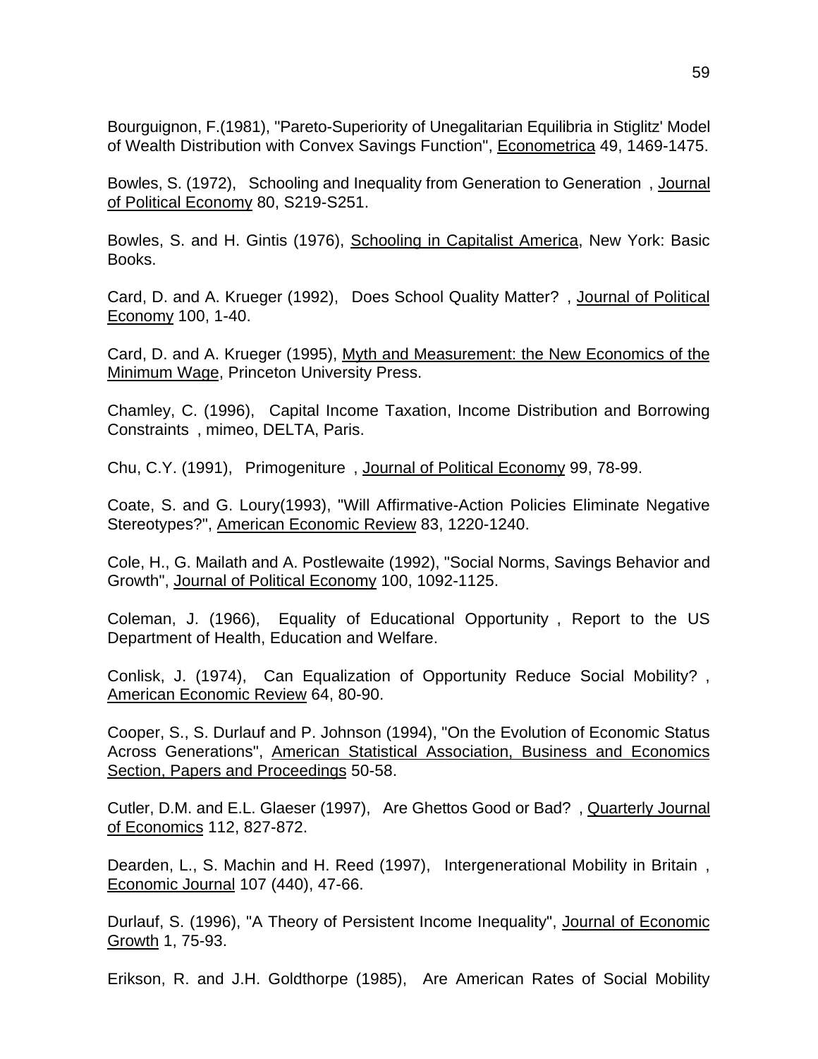Bourguignon, F.(1981), "Pareto-Superiority of Unegalitarian Equilibria in Stiglitz' Model of Wealth Distribution with Convex Savings Function", Econometrica 49, 1469-1475.

Bowles, S. (1972), Schooling and Inequality from Generation to Generation , Journal of Political Economy 80, S219-S251.

Bowles, S. and H. Gintis (1976), Schooling in Capitalist America, New York: Basic Books.

Card, D. and A. Krueger (1992), Does School Quality Matter? , Journal of Political Economy 100, 1-40.

Card, D. and A. Krueger (1995), Myth and Measurement: the New Economics of the Minimum Wage, Princeton University Press.

Chamley, C. (1996), Capital Income Taxation, Income Distribution and Borrowing Constraints , mimeo, DELTA, Paris.

Chu, C.Y. (1991), Primogeniture , Journal of Political Economy 99, 78-99.

Coate, S. and G. Loury(1993), "Will Affirmative-Action Policies Eliminate Negative Stereotypes?", American Economic Review 83, 1220-1240.

Cole, H., G. Mailath and A. Postlewaite (1992), "Social Norms, Savings Behavior and Growth", Journal of Political Economy 100, 1092-1125.

Coleman, J. (1966), Equality of Educational Opportunity , Report to the US Department of Health, Education and Welfare.

Conlisk, J. (1974), Can Equalization of Opportunity Reduce Social Mobility? , American Economic Review 64, 80-90.

Cooper, S., S. Durlauf and P. Johnson (1994), "On the Evolution of Economic Status Across Generations", American Statistical Association, Business and Economics Section, Papers and Proceedings 50-58.

Cutler, D.M. and E.L. Glaeser (1997), Are Ghettos Good or Bad? , Quarterly Journal of Economics 112, 827-872.

Dearden, L., S. Machin and H. Reed (1997), Intergenerational Mobility in Britain , Economic Journal 107 (440), 47-66.

Durlauf, S. (1996), "A Theory of Persistent Income Inequality", Journal of Economic Growth 1, 75-93.

Erikson, R. and J.H. Goldthorpe (1985), Are American Rates of Social Mobility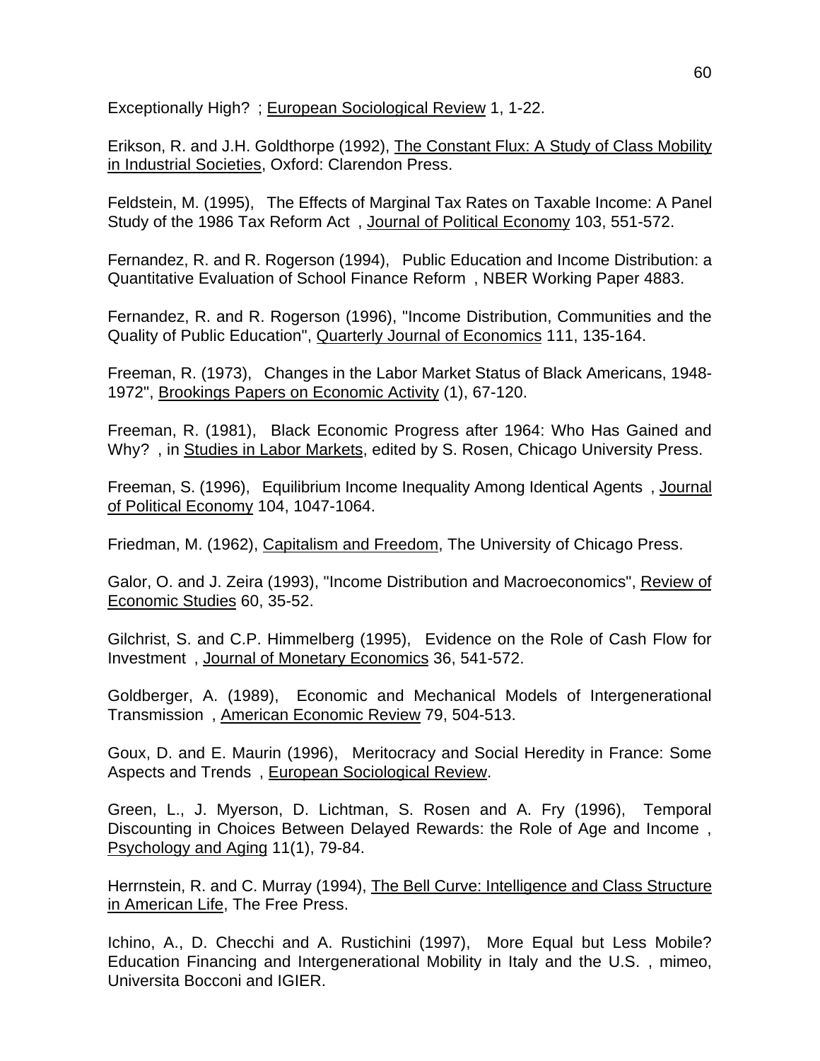Exceptionally High? ; European Sociological Review 1, 1-22.

Erikson, R. and J.H. Goldthorpe (1992), The Constant Flux: A Study of Class Mobility in Industrial Societies, Oxford: Clarendon Press.

Feldstein, M. (1995), The Effects of Marginal Tax Rates on Taxable Income: A Panel Study of the 1986 Tax Reform Act , Journal of Political Economy 103, 551-572.

Fernandez, R. and R. Rogerson (1994), Public Education and Income Distribution: a Quantitative Evaluation of School Finance Reform , NBER Working Paper 4883.

Fernandez, R. and R. Rogerson (1996), "Income Distribution, Communities and the Quality of Public Education", Quarterly Journal of Economics 111, 135-164.

Freeman, R. (1973), Changes in the Labor Market Status of Black Americans, 1948-1972", Brookings Papers on Economic Activity (1), 67-120.

Freeman, R. (1981), Black Economic Progress after 1964: Who Has Gained and Why? , in Studies in Labor Markets, edited by S. Rosen, Chicago University Press.

Freeman, S. (1996), Equilibrium Income Inequality Among Identical Agents , Journal of Political Economy 104, 1047-1064.

Friedman, M. (1962), Capitalism and Freedom, The University of Chicago Press.

Galor, O. and J. Zeira (1993), "Income Distribution and Macroeconomics", Review of Economic Studies 60, 35-52.

Gilchrist, S. and C.P. Himmelberg (1995), Evidence on the Role of Cash Flow for Investment , Journal of Monetary Economics 36, 541-572.

Goldberger, A. (1989), Economic and Mechanical Models of Intergenerational Transmission , American Economic Review 79, 504-513.

Goux, D. and E. Maurin (1996), Meritocracy and Social Heredity in France: Some Aspects and Trends , European Sociological Review.

Green, L., J. Myerson, D. Lichtman, S. Rosen and A. Fry (1996), Temporal Discounting in Choices Between Delayed Rewards: the Role of Age and Income , Psychology and Aging 11(1), 79-84.

Herrnstein, R. and C. Murray (1994), The Bell Curve: Intelligence and Class Structure in American Life, The Free Press.

Ichino, A., D. Checchi and A. Rustichini (1997), More Equal but Less Mobile? Education Financing and Intergenerational Mobility in Italy and the U.S. , mimeo, Universita Bocconi and IGIER.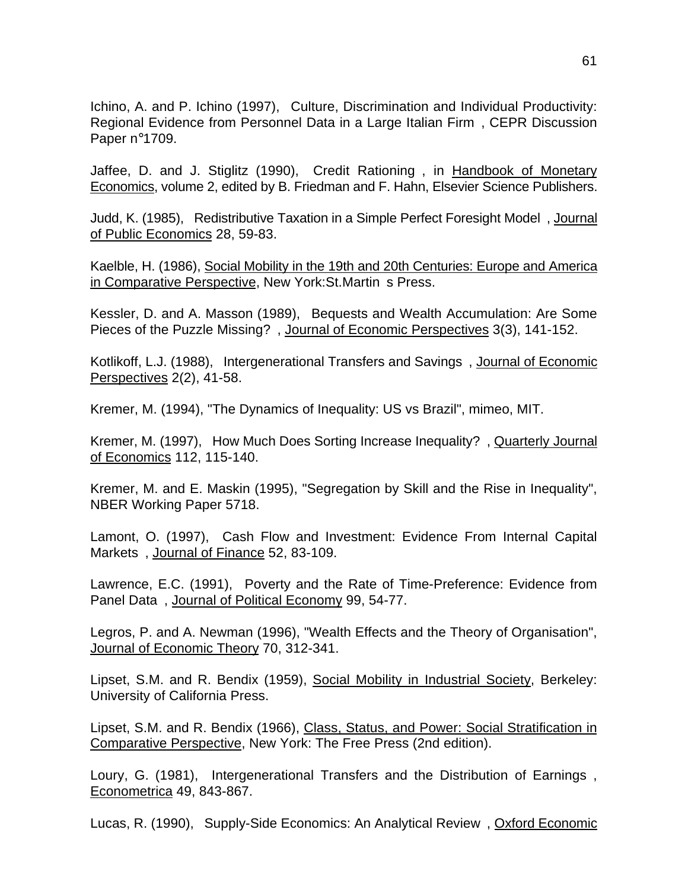Ichino, A. and P. Ichino (1997), Culture, Discrimination and Individual Productivity: Regional Evidence from Personnel Data in a Large Italian Firm , CEPR Discussion Paper n°1709.

Jaffee, D. and J. Stiglitz (1990), Credit Rationing , in Handbook of Monetary Economics, volume 2, edited by B. Friedman and F. Hahn, Elsevier Science Publishers.

Judd, K. (1985), Redistributive Taxation in a Simple Perfect Foresight Model , Journal of Public Economics 28, 59-83.

Kaelble, H. (1986), Social Mobility in the 19th and 20th Centuries: Europe and America in Comparative Perspective, New York:St.Martin s Press.

Kessler, D. and A. Masson (1989), Bequests and Wealth Accumulation: Are Some Pieces of the Puzzle Missing? , Journal of Economic Perspectives 3(3), 141-152.

Kotlikoff, L.J. (1988), Intergenerational Transfers and Savings , Journal of Economic Perspectives 2(2), 41-58.

Kremer, M. (1994), "The Dynamics of Inequality: US vs Brazil", mimeo, MIT.

Kremer, M. (1997), How Much Does Sorting Increase Inequality? , Quarterly Journal of Economics 112, 115-140.

Kremer, M. and E. Maskin (1995), "Segregation by Skill and the Rise in Inequality", NBER Working Paper 5718.

Lamont, O. (1997), Cash Flow and Investment: Evidence From Internal Capital Markets , Journal of Finance 52, 83-109.

Lawrence, E.C. (1991), Poverty and the Rate of Time-Preference: Evidence from Panel Data , Journal of Political Economy 99, 54-77.

Legros, P. and A. Newman (1996), "Wealth Effects and the Theory of Organisation", Journal of Economic Theory 70, 312-341.

Lipset, S.M. and R. Bendix (1959), Social Mobility in Industrial Society, Berkeley: University of California Press.

Lipset, S.M. and R. Bendix (1966), Class, Status, and Power: Social Stratification in Comparative Perspective, New York: The Free Press (2nd edition).

Loury, G. (1981), Intergenerational Transfers and the Distribution of Earnings , Econometrica 49, 843-867.

Lucas, R. (1990), Supply-Side Economics: An Analytical Review , Oxford Economic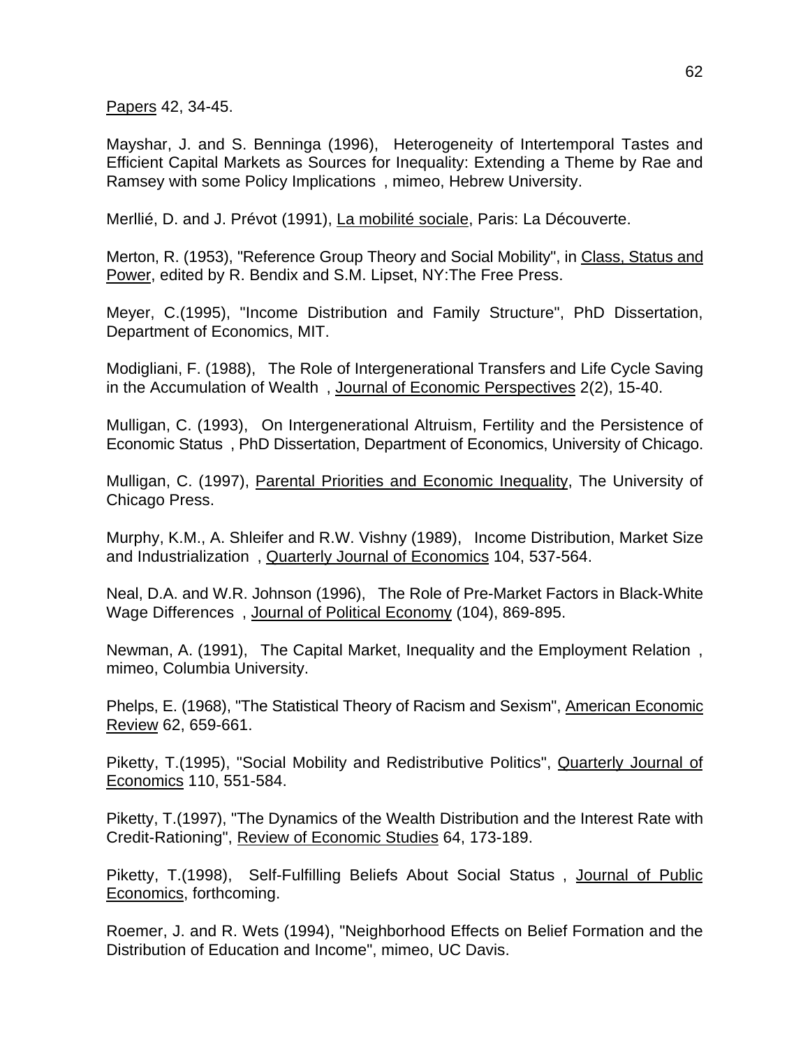Papers 42, 34-45.

Mayshar, J. and S. Benninga (1996), Heterogeneity of Intertemporal Tastes and Efficient Capital Markets as Sources for Inequality: Extending a Theme by Rae and Ramsey with some Policy Implications , mimeo, Hebrew University.

Merllié, D. and J. Prévot (1991), La mobilité sociale, Paris: La Découverte.

Merton, R. (1953), "Reference Group Theory and Social Mobility", in Class, Status and Power, edited by R. Bendix and S.M. Lipset, NY:The Free Press.

Meyer, C.(1995), "Income Distribution and Family Structure", PhD Dissertation, Department of Economics, MIT.

Modigliani, F. (1988), The Role of Intergenerational Transfers and Life Cycle Saving in the Accumulation of Wealth , Journal of Economic Perspectives 2(2), 15-40.

Mulligan, C. (1993), On Intergenerational Altruism, Fertility and the Persistence of Economic Status , PhD Dissertation, Department of Economics, University of Chicago.

Mulligan, C. (1997), Parental Priorities and Economic Inequality, The University of Chicago Press.

Murphy, K.M., A. Shleifer and R.W. Vishny (1989), Income Distribution, Market Size and Industrialization , Quarterly Journal of Economics 104, 537-564.

Neal, D.A. and W.R. Johnson (1996), The Role of Pre-Market Factors in Black-White Wage Differences , Journal of Political Economy (104), 869-895.

Newman, A. (1991), The Capital Market, Inequality and the Employment Relation , mimeo, Columbia University.

Phelps, E. (1968), "The Statistical Theory of Racism and Sexism", American Economic Review 62, 659-661.

Piketty, T.(1995), "Social Mobility and Redistributive Politics", Quarterly Journal of Economics 110, 551-584.

Piketty, T.(1997), "The Dynamics of the Wealth Distribution and the Interest Rate with Credit-Rationing", Review of Economic Studies 64, 173-189.

Piketty, T.(1998), Self-Fulfilling Beliefs About Social Status , Journal of Public Economics, forthcoming.

Roemer, J. and R. Wets (1994), "Neighborhood Effects on Belief Formation and the Distribution of Education and Income", mimeo, UC Davis.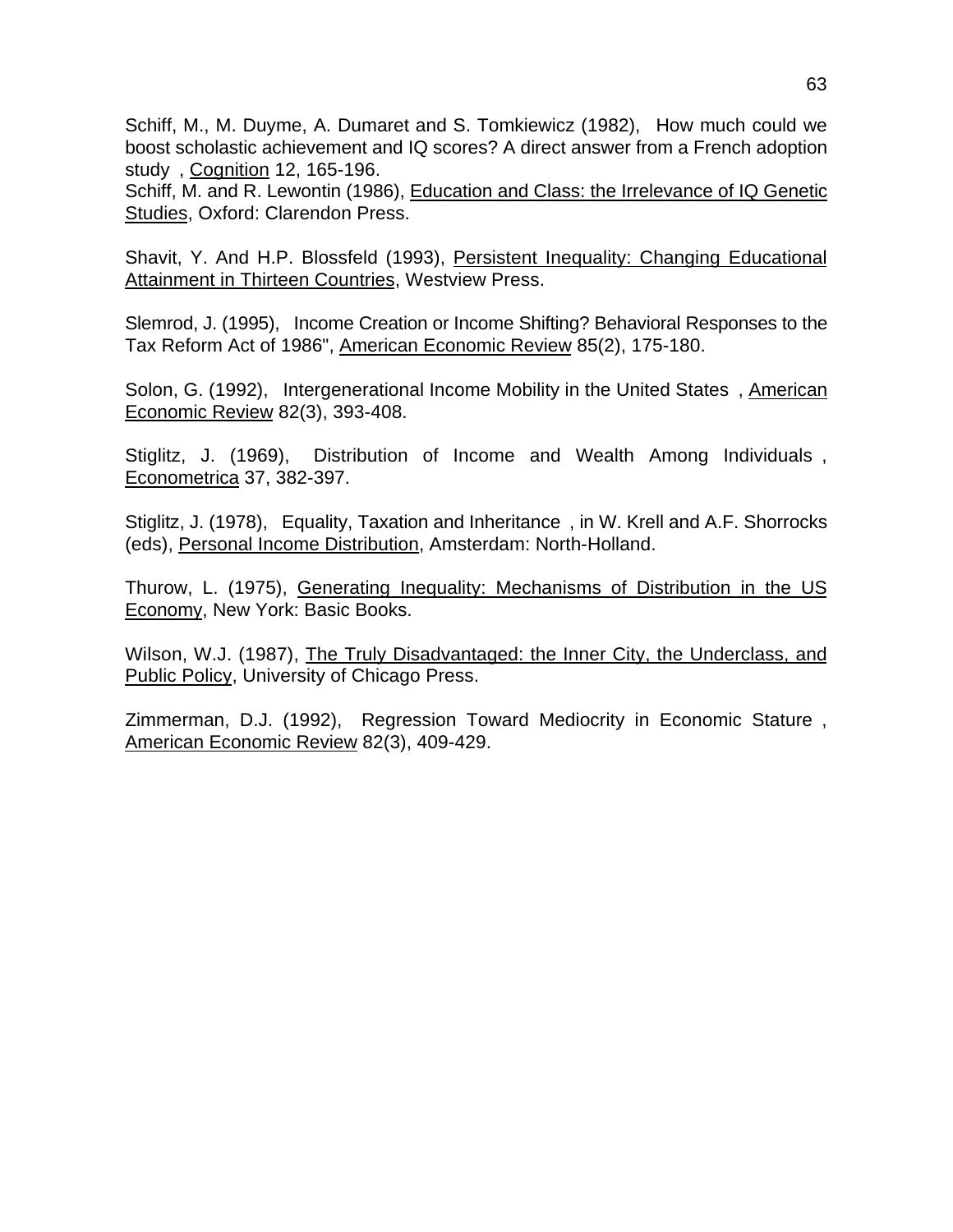Schiff, M., M. Duyme, A. Dumaret and S. Tomkiewicz (1982), How much could we boost scholastic achievement and IQ scores? A direct answer from a French adoption study , Cognition 12, 165-196.
Schiff, M. and R. Lewontin (1986), Education and Class: the Irrelevance of IQ Genetic Studies, Oxford: Clarendon Press.

Shavit, Y. And H.P. Blossfeld (1993), Persistent Inequality: Changing Educational Attainment in Thirteen Countries, Westview Press.

Slemrod, J. (1995), Income Creation or Income Shifting? Behavioral Responses to the Tax Reform Act of 1986", American Economic Review 85(2), 175-180.

Solon, G. (1992), Intergenerational Income Mobility in the United States , American Economic Review 82(3), 393-408.

Stiglitz, J. (1969), Distribution of Income and Wealth Among Individuals , Econometrica 37, 382-397.

Stiglitz, J. (1978), Equality, Taxation and Inheritance , in W. Krell and A.F. Shorrocks (eds), Personal Income Distribution, Amsterdam: North-Holland.

Thurow, L. (1975), Generating Inequality: Mechanisms of Distribution in the US Economy, New York: Basic Books.

Wilson, W.J. (1987), The Truly Disadvantaged: the Inner City, the Underclass, and Public Policy, University of Chicago Press.

Zimmerman, D.J. (1992), Regression Toward Mediocrity in Economic Stature , American Economic Review 82(3), 409-429.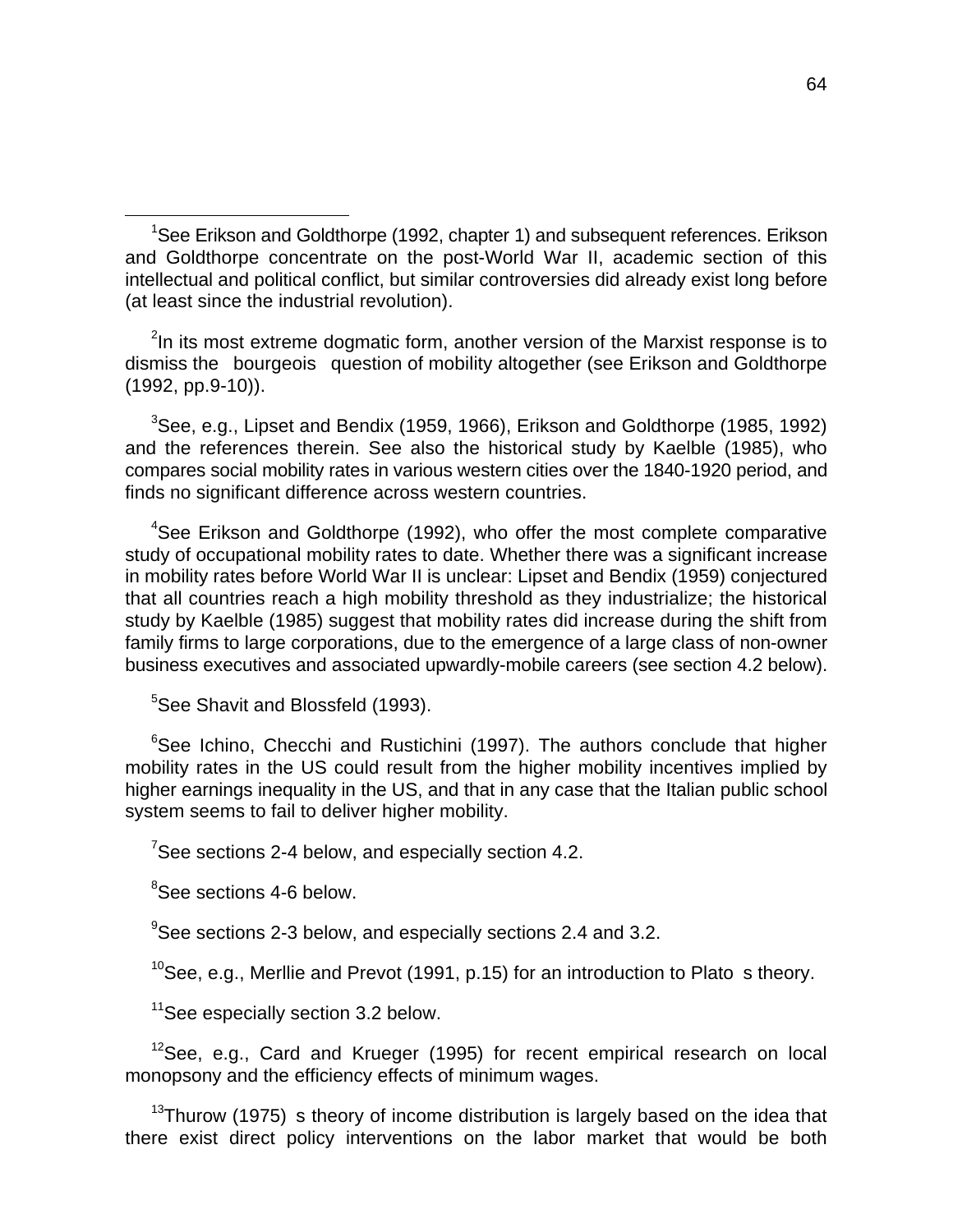[1]See Erikson and Goldthorpe (1992, chapter 1) and subsequent references. Erikson and Goldthorpe concentrate on the post-World War II, academic section of this intellectual and political conflict, but similar controversies did already exist long before (at least since the industrial revolution).

[2]In its most extreme dogmatic form, another version of the Marxist response is to dismiss the bourgeois question of mobility altogether (see Erikson and Goldthorpe (1992, pp.9-10)).

[3]See, e.g., Lipset and Bendix (1959, 1966), Erikson and Goldthorpe (1985, 1992) and the references therein. See also the historical study by Kaelble (1985), who compares social mobility rates in various western cities over the 1840-1920 period, and finds no significant difference across western countries.

[4]See Erikson and Goldthorpe (1992), who offer the most complete comparative study of occupational mobility rates to date. Whether there was a significant increase in mobility rates before World War II is unclear: Lipset and Bendix (1959) conjectured that all countries reach a high mobility threshold as they industrialize; the historical study by Kaelble (1985) suggest that mobility rates did increase during the shift from family firms to large corporations, due to the emergence of a large class of non-owner business executives and associated upwardly-mobile careers (see section 4.2 below).

[5]See Shavit and Blossfeld (1993).

[6]See Ichino, Checchi and Rustichini (1997). The authors conclude that higher mobility rates in the US could result from the higher mobility incentives implied by higher earnings inequality in the US, and that in any case that the Italian public school system seems to fail to deliver higher mobility.

[7]See sections 2-4 below, and especially section 4.2.

[8]See sections 4-6 below.

[9]See sections 2-3 below, and especially sections 2.4 and 3.2.

[10]See, e.g., Merllie and Prevot (1991, p.15) for an introduction to Plato s theory.

[11]See especially section 3.2 below.

[12]See, e.g., Card and Krueger (1995) for recent empirical research on local monopsony and the efficiency effects of minimum wages.

[13]Thurow (1975) s theory of income distribution is largely based on the idea that there exist direct policy interventions on the labor market that would be both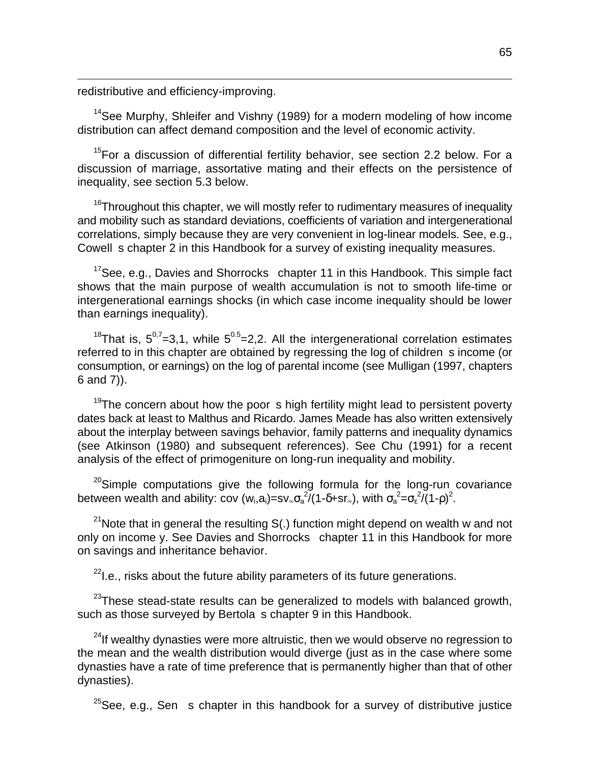redistributive and efficiency-improving.

[14]See Murphy, Shleifer and Vishny (1989) for a modern modeling of how income distribution can affect demand composition and the level of economic activity.

[15]For a discussion of differential fertility behavior, see section 2.2 below. For a discussion of marriage, assortative mating and their effects on the persistence of inequality, see section 5.3 below.

[16]Throughout this chapter, we will mostly refer to rudimentary measures of inequality and mobility such as standard deviations, coefficients of variation and intergenerational correlations, simply because they are very convenient in log-linear models. See, e.g., Cowell s chapter 2 in this Handbook for a survey of existing inequality measures.

[17]See, e.g., Davies and Shorrocks chapter 11 in this Handbook. This simple fact shows that the main purpose of wealth accumulation is not to smooth life-time or intergenerational earnings shocks (in which case income inequality should be lower than earnings inequality).

[18]That is, $5^{0,7}$=3,1, while $5^{0.5}$=2,2. All the intergenerational correlation estimates referred to in this chapter are obtained by regressing the log of children s income (or consumption, or earnings) on the log of parental income (see Mulligan (1997, chapters 6 and 7)).

[19]The concern about how the poor s high fertility might lead to persistent poverty dates back at least to Malthus and Ricardo. James Meade has also written extensively about the interplay between savings behavior, family patterns and inequality dynamics (see Atkinson (1980) and subsequent references). See Chu (1991) for a recent analysis of the effect of primogeniture on long-run inequality and mobility.

[20]Simple computations give the following formula for the long-run covariance between wealth and ability: $\mathrm{cov}(w_i,a_i)=sv_\infty\sigma_a^2/(1-\delta+sr_\infty)$, with $\sigma_a^2=\sigma_\varepsilon^2/(1-\rho)^2$.

[21]Note that in general the resulting S(.) function might depend on wealth w and not only on income y. See Davies and Shorrocks chapter 11 in this Handbook for more on savings and inheritance behavior.

[22]I.e., risks about the future ability parameters of its future generations.

[23]These stead-state results can be generalized to models with balanced growth, such as those surveyed by Bertola s chapter 9 in this Handbook.

[24]If wealthy dynasties were more altruistic, then we would observe no regression to the mean and the wealth distribution would diverge (just as in the case where some dynasties have a rate of time preference that is permanently higher than that of other dynasties).

[25]See, e.g., Sen s chapter in this handbook for a survey of distributive justice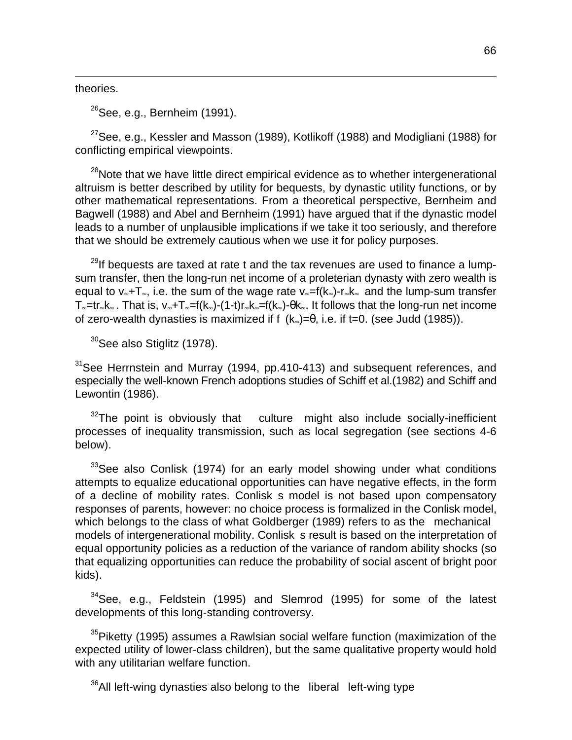theories.

[26]See, e.g., Bernheim (1991).

[27]See, e.g., Kessler and Masson (1989), Kotlikoff (1988) and Modigliani (1988) for conflicting empirical viewpoints.

[28]Note that we have little direct empirical evidence as to whether intergenerational altruism is better described by utility for bequests, by dynastic utility functions, or by other mathematical representations. From a theoretical perspective, Bernheim and Bagwell (1988) and Abel and Bernheim (1991) have argued that if the dynastic model leads to a number of unplausible implications if we take it too seriously, and therefore that we should be extremely cautious when we use it for policy purposes.

[29]If bequests are taxed at rate t and the tax revenues are used to finance a lump-sum transfer, then the long-run net income of a proleterian dynasty with zero wealth is equal to $v_\infty + T_\infty$, i.e. the sum of the wage rate $v_\infty = f(k_\infty) - r_\infty k_\infty$ and the lump-sum transfer $T_\infty = t r_\infty k_\infty$. That is, $v_\infty + T_\infty = f(k_\infty) - (1-t) r_\infty k_\infty = f(k_\infty) - \theta k_\infty$. It follows that the long-run net income of zero-wealth dynasties is maximized if $f'(k_\infty) = \theta$, i.e. if t=0. (see Judd (1985)).

[30]See also Stiglitz (1978).

[31]See Herrnstein and Murray (1994, pp.410-413) and subsequent references, and especially the well-known French adoptions studies of Schiff et al.(1982) and Schiff and Lewontin (1986).

[32]The point is obviously that "culture" might also include socially-inefficient processes of inequality transmission, such as local segregation (see sections 4-6 below).

[33]See also Conlisk (1974) for an early model showing under what conditions attempts to equalize educational opportunities can have negative effects, in the form of a decline of mobility rates. Conlisk's model is not based upon compensatory responses of parents, however: no choice process is formalized in the Conlisk model, which belongs to the class of what Goldberger (1989) refers to as the "mechanical" models of intergenerational mobility. Conlisk's result is based on the interpretation of equal opportunity policies as a reduction of the variance of random ability shocks (so that equalizing opportunities can reduce the probability of social ascent of bright poor kids).

[34]See, e.g., Feldstein (1995) and Slemrod (1995) for some of the latest developments of this long-standing controversy.

[35]Piketty (1995) assumes a Rawlsian social welfare function (maximization of the expected utility of lower-class children), but the same qualitative property would hold with any utilitarian welfare function.

[36]All left-wing dynasties also belong to the "liberal" left-wing type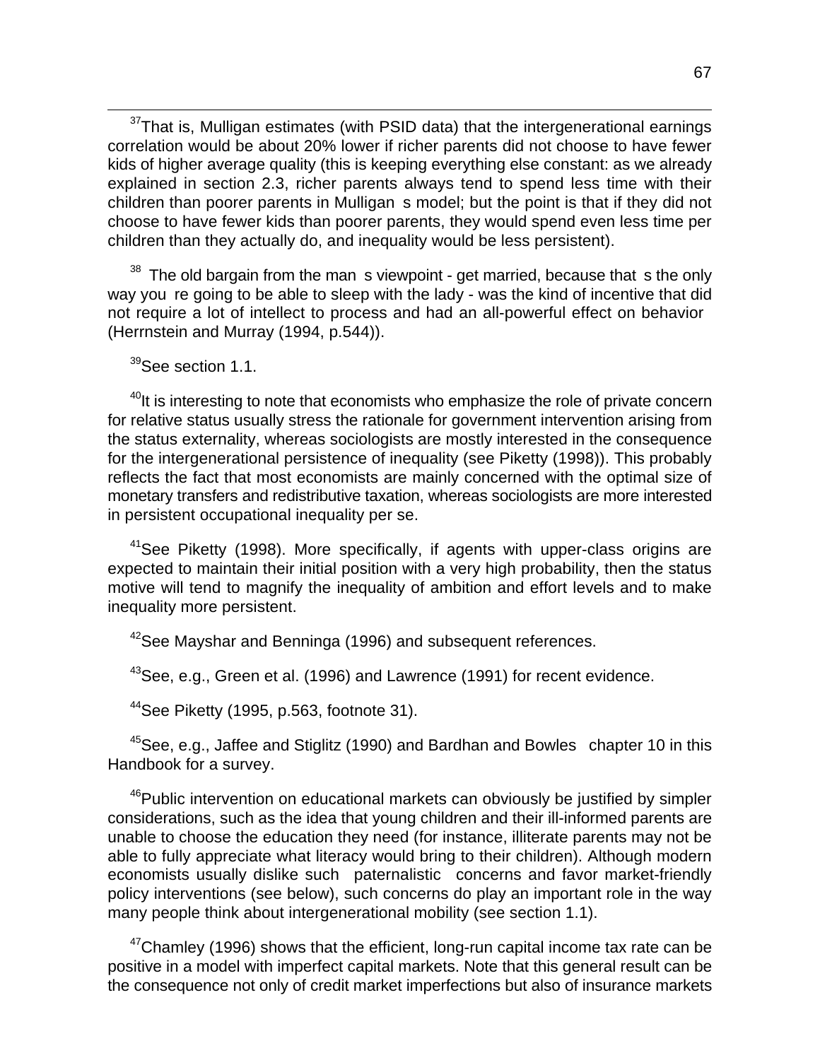[37]That is, Mulligan estimates (with PSID data) that the intergenerational earnings correlation would be about 20% lower if richer parents did not choose to have fewer kids of higher average quality (this is keeping everything else constant: as we already explained in section 2.3, richer parents always tend to spend less time with their children than poorer parents in Mulligan s model; but the point is that if they did not choose to have fewer kids than poorer parents, they would spend even less time per children than they actually do, and inequality would be less persistent).

[38] The old bargain from the man s viewpoint - get married, because that s the only way you re going to be able to sleep with the lady - was the kind of incentive that did not require a lot of intellect to process and had an all-powerful effect on behavior (Herrnstein and Murray (1994, p.544)).

[39]See section 1.1.

[40]It is interesting to note that economists who emphasize the role of private concern for relative status usually stress the rationale for government intervention arising from the status externality, whereas sociologists are mostly interested in the consequence for the intergenerational persistence of inequality (see Piketty (1998)). This probably reflects the fact that most economists are mainly concerned with the optimal size of monetary transfers and redistributive taxation, whereas sociologists are more interested in persistent occupational inequality per se.

[41]See Piketty (1998). More specifically, if agents with upper-class origins are expected to maintain their initial position with a very high probability, then the status motive will tend to magnify the inequality of ambition and effort levels and to make inequality more persistent.

[42]See Mayshar and Benninga (1996) and subsequent references.

[43]See, e.g., Green et al. (1996) and Lawrence (1991) for recent evidence.

[44]See Piketty (1995, p.563, footnote 31).

[45]See, e.g., Jaffee and Stiglitz (1990) and Bardhan and Bowles chapter 10 in this Handbook for a survey.

[46]Public intervention on educational markets can obviously be justified by simpler considerations, such as the idea that young children and their ill-informed parents are unable to choose the education they need (for instance, illiterate parents may not be able to fully appreciate what literacy would bring to their children). Although modern economists usually dislike such paternalistic concerns and favor market-friendly policy interventions (see below), such concerns do play an important role in the way many people think about intergenerational mobility (see section 1.1).

[47]Chamley (1996) shows that the efficient, long-run capital income tax rate can be positive in a model with imperfect capital markets. Note that this general result can be the consequence not only of credit market imperfections but also of insurance markets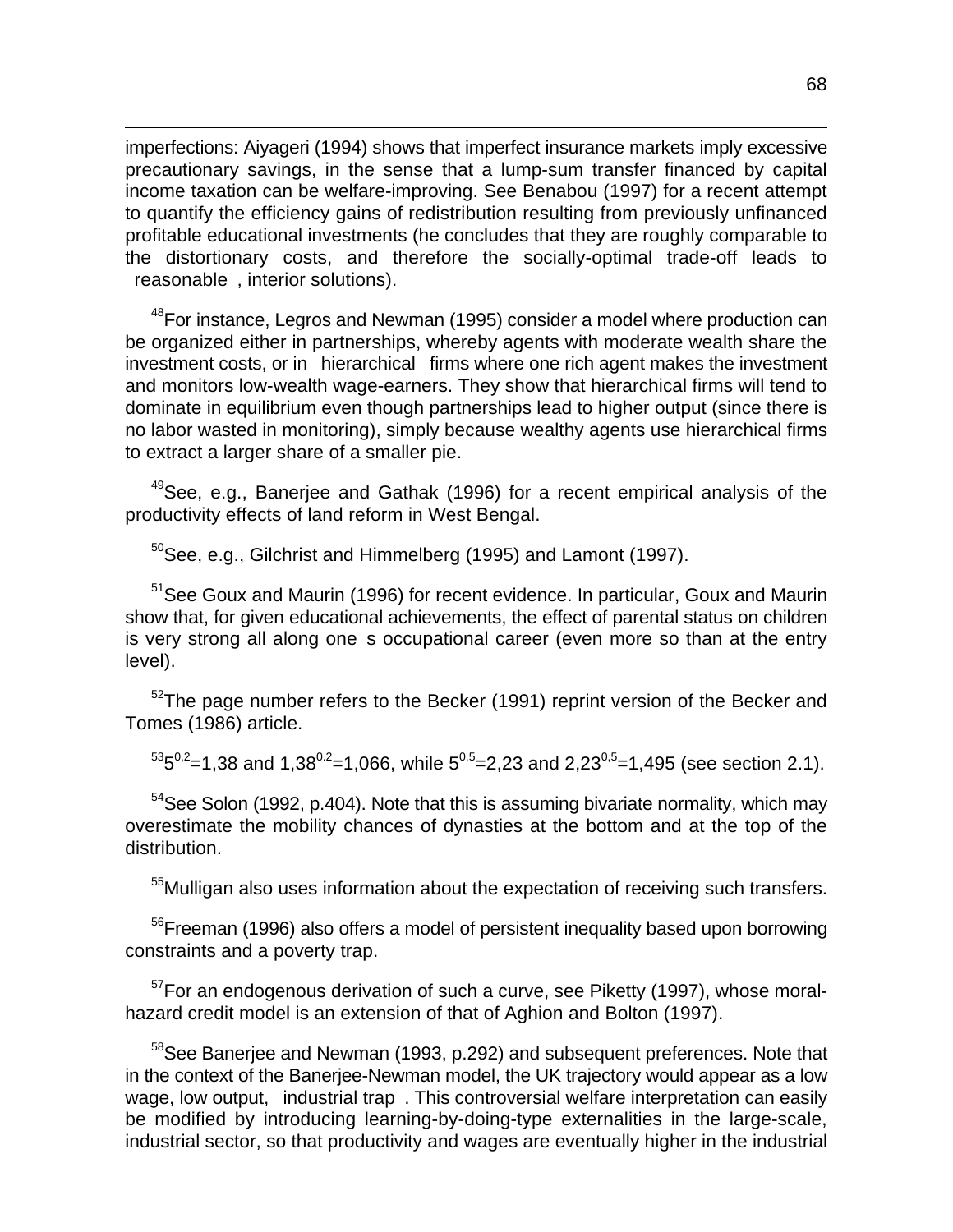imperfections: Aiyageri (1994) shows that imperfect insurance markets imply excessive precautionary savings, in the sense that a lump-sum transfer financed by capital income taxation can be welfare-improving. See Benabou (1997) for a recent attempt to quantify the efficiency gains of redistribution resulting from previously unfinanced profitable educational investments (he concludes that they are roughly comparable to the distortionary costs, and therefore the socially-optimal trade-off leads to reasonable , interior solutions).

[48]For instance, Legros and Newman (1995) consider a model where production can be organized either in partnerships, whereby agents with moderate wealth share the investment costs, or in hierarchical firms where one rich agent makes the investment and monitors low-wealth wage-earners. They show that hierarchical firms will tend to dominate in equilibrium even though partnerships lead to higher output (since there is no labor wasted in monitoring), simply because wealthy agents use hierarchical firms to extract a larger share of a smaller pie.

[49]See, e.g., Banerjee and Gathak (1996) for a recent empirical analysis of the productivity effects of land reform in West Bengal.

[50]See, e.g., Gilchrist and Himmelberg (1995) and Lamont (1997).

[51]See Goux and Maurin (1996) for recent evidence. In particular, Goux and Maurin show that, for given educational achievements, the effect of parental status on children is very strong all along one s occupational career (even more so than at the entry level).

[52]The page number refers to the Becker (1991) reprint version of the Becker and Tomes (1986) article.

[53]$5^{0,2}$=1,38 and $1,38^{0.2}$=1,066, while $5^{0,5}$=2,23 and $2,23^{0,5}$=1,495 (see section 2.1).

[54]See Solon (1992, p.404). Note that this is assuming bivariate normality, which may overestimate the mobility chances of dynasties at the bottom and at the top of the distribution.

[55]Mulligan also uses information about the expectation of receiving such transfers.

[56]Freeman (1996) also offers a model of persistent inequality based upon borrowing constraints and a poverty trap.

[57]For an endogenous derivation of such a curve, see Piketty (1997), whose moral-hazard credit model is an extension of that of Aghion and Bolton (1997).

[58]See Banerjee and Newman (1993, p.292) and subsequent preferences. Note that in the context of the Banerjee-Newman model, the UK trajectory would appear as a low wage, low output, industrial trap . This controversial welfare interpretation can easily be modified by introducing learning-by-doing-type externalities in the large-scale, industrial sector, so that productivity and wages are eventually higher in the industrial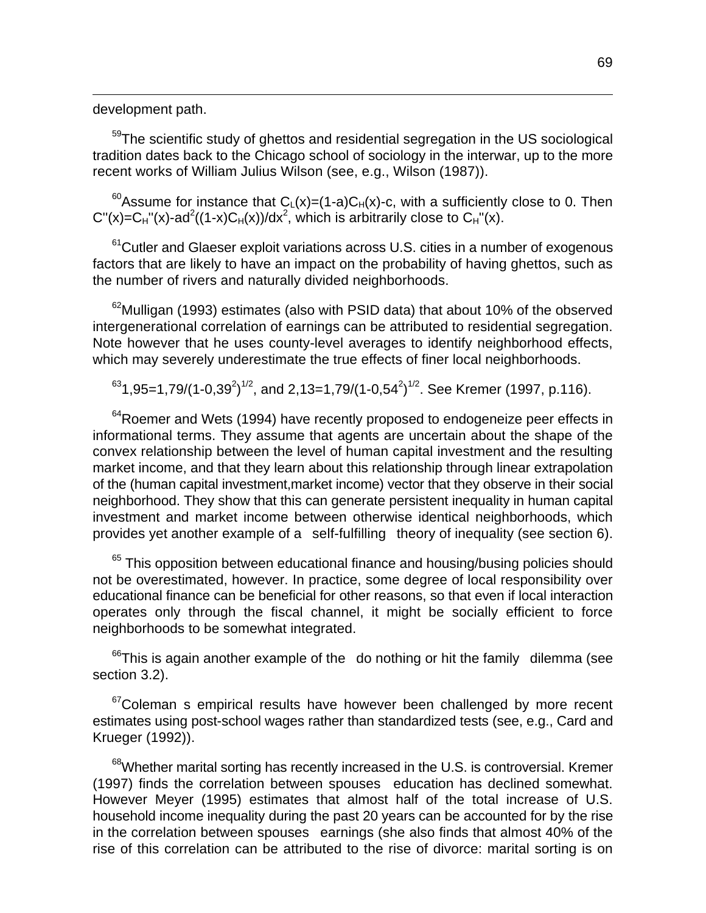development path.

[59]The scientific study of ghettos and residential segregation in the US sociological tradition dates back to the Chicago school of sociology in the interwar, up to the more recent works of William Julius Wilson (see, e.g., Wilson (1987)).

[60]Assume for instance that $C_L(x)=(1-a)C_H(x)-c$, with a sufficiently close to 0. Then $C''(x)=C_H''(x)-ad^2((1-x)C_H(x))/dx^2$, which is arbitrarily close to $C_H''(x)$.

[61]Cutler and Glaeser exploit variations across U.S. cities in a number of exogenous factors that are likely to have an impact on the probability of having ghettos, such as the number of rivers and naturally divided neighborhoods.

[62]Mulligan (1993) estimates (also with PSID data) that about 10% of the observed intergenerational correlation of earnings can be attributed to residential segregation. Note however that he uses county-level averages to identify neighborhood effects, which may severely underestimate the true effects of finer local neighborhoods.

[63]$1,95=1,79/(1-0,39^2)^{1/2}$, and $2,13=1,79/(1-0,54^2)^{1/2}$. See Kremer (1997, p.116).

[64]Roemer and Wets (1994) have recently proposed to endogeneize peer effects in informational terms. They assume that agents are uncertain about the shape of the convex relationship between the level of human capital investment and the resulting market income, and that they learn about this relationship through linear extrapolation of the (human capital investment,market income) vector that they observe in their social neighborhood. They show that this can generate persistent inequality in human capital investment and market income between otherwise identical neighborhoods, which provides yet another example of a self-fulfilling theory of inequality (see section 6).

[65] This opposition between educational finance and housing/busing policies should not be overestimated, however. In practice, some degree of local responsibility over educational finance can be beneficial for other reasons, so that even if local interaction operates only through the fiscal channel, it might be socially efficient to force neighborhoods to be somewhat integrated.

[66]This is again another example of the do nothing or hit the family dilemma (see section 3.2).

[67]Coleman s empirical results have however been challenged by more recent estimates using post-school wages rather than standardized tests (see, e.g., Card and Krueger (1992)).

[68]Whether marital sorting has recently increased in the U.S. is controversial. Kremer (1997) finds the correlation between spouses education has declined somewhat. However Meyer (1995) estimates that almost half of the total increase of U.S. household income inequality during the past 20 years can be accounted for by the rise in the correlation between spouses earnings (she also finds that almost 40% of the rise of this correlation can be attributed to the rise of divorce: marital sorting is on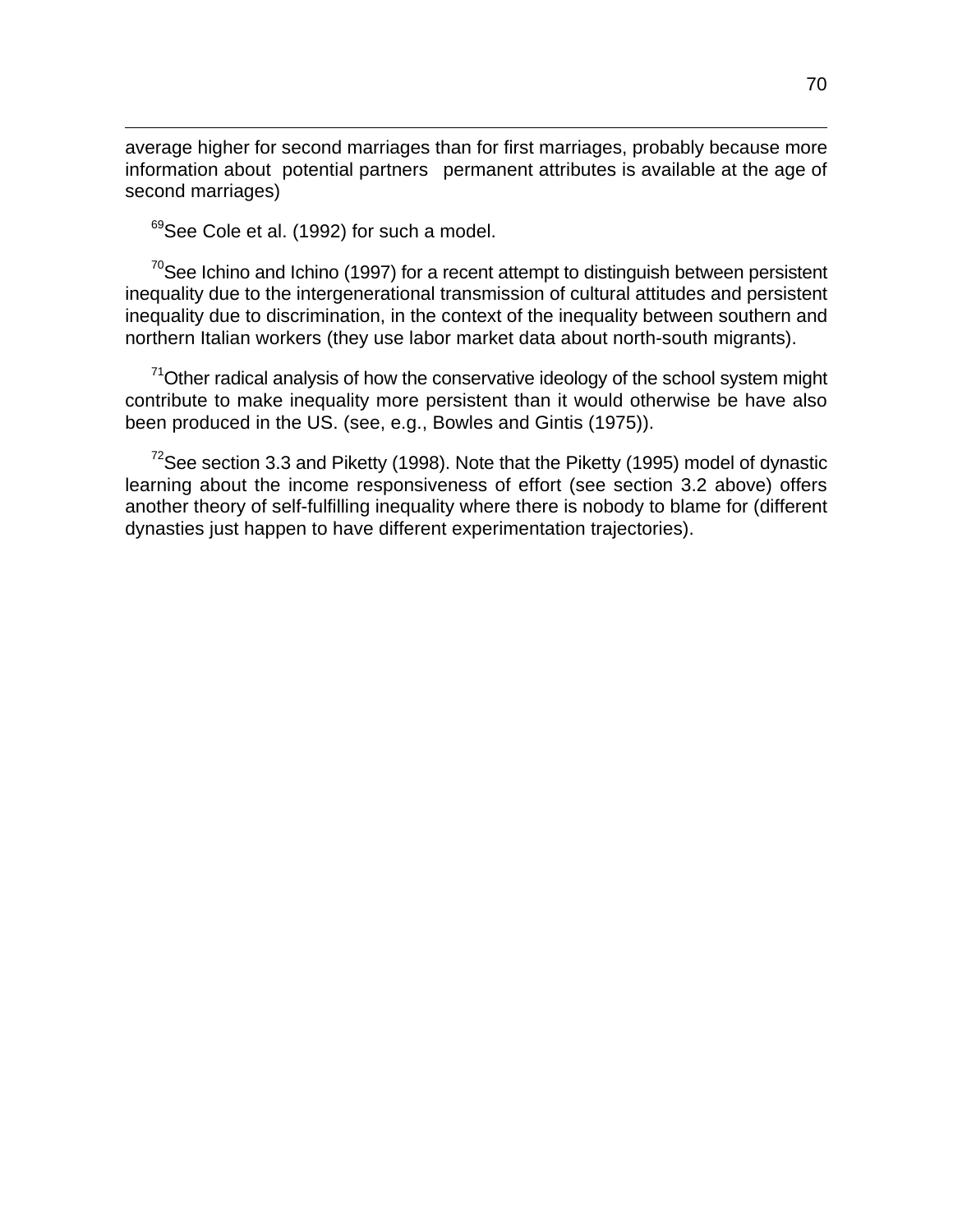average higher for second marriages than for first marriages, probably because more information about potential partners permanent attributes is available at the age of second marriages)

[69]See Cole et al. (1992) for such a model.

[70]See Ichino and Ichino (1997) for a recent attempt to distinguish between persistent inequality due to the intergenerational transmission of cultural attitudes and persistent inequality due to discrimination, in the context of the inequality between southern and northern Italian workers (they use labor market data about north-south migrants).

[71]Other radical analysis of how the conservative ideology of the school system might contribute to make inequality more persistent than it would otherwise be have also been produced in the US. (see, e.g., Bowles and Gintis (1975)).

[72]See section 3.3 and Piketty (1998). Note that the Piketty (1995) model of dynastic learning about the income responsiveness of effort (see section 3.2 above) offers another theory of self-fulfilling inequality where there is nobody to blame for (different dynasties just happen to have different experimentation trajectories).